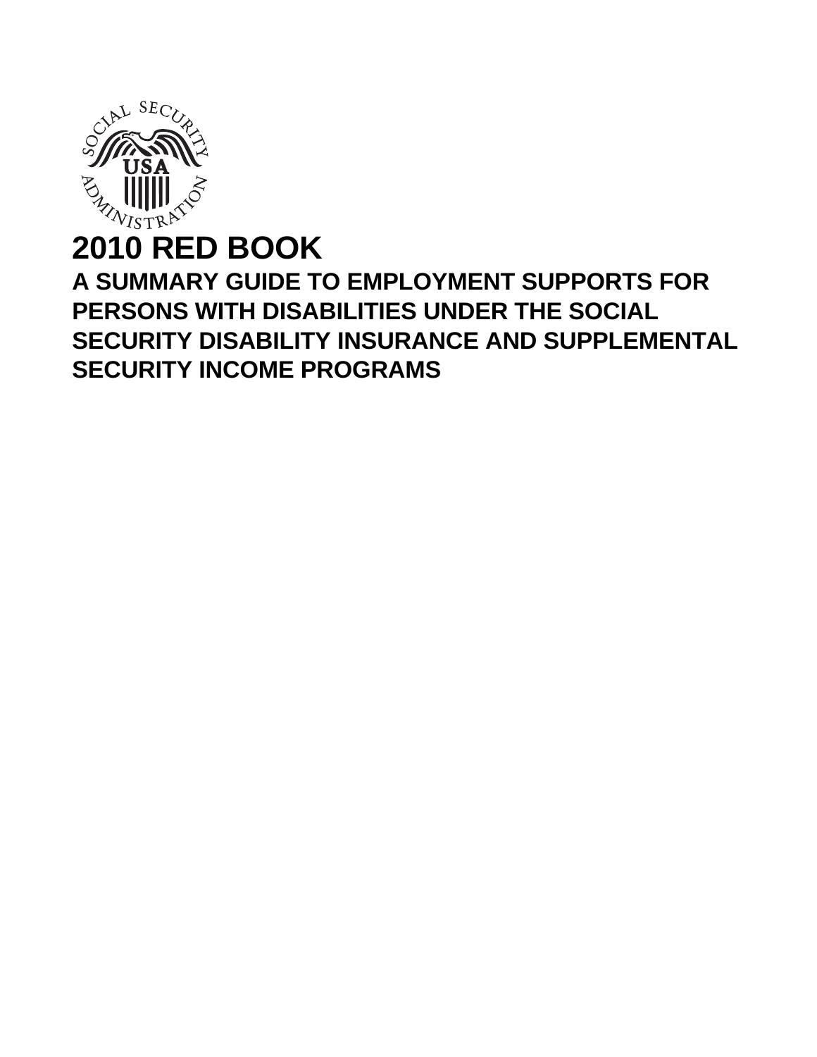# 2010 RED BOOK

## A SUMMARY GUIDE TO EMPLOYMENT SUPPORTS FOR PERSONS WITH DISABILITIES UNDER THE SOCIAL SECURITY DISABILITY INSURANCE AND SUPPLEMENTAL SECURITY INCOME PROGRAMS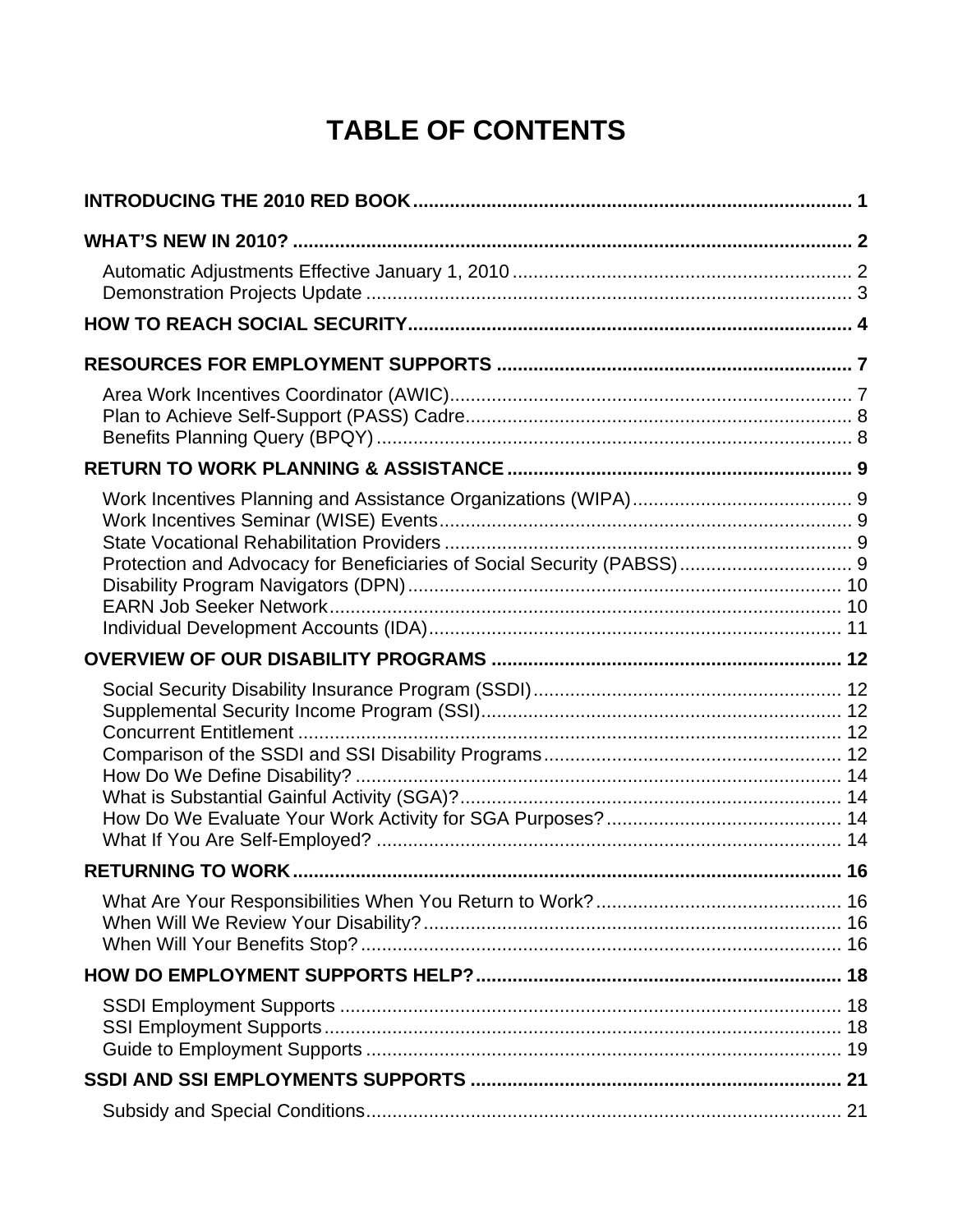# TABLE OF CONTENTS

**INTRODUCING THE 2010 RED BOOK** .......... 1

**WHAT'S NEW IN 2010?** .......... 2

- Automatic Adjustments Effective January 1, 2010 .......... 2
- Demonstration Projects Update .......... 3

**HOW TO REACH SOCIAL SECURITY** .......... 4

**RESOURCES FOR EMPLOYMENT SUPPORTS** .......... 7

- Area Work Incentives Coordinator (AWIC) .......... 7
- Plan to Achieve Self-Support (PASS) Cadre .......... 8
- Benefits Planning Query (BPQY) .......... 8

**RETURN TO WORK PLANNING & ASSISTANCE** .......... 9

- Work Incentives Planning and Assistance Organizations (WIPA) .......... 9
- Work Incentives Seminar (WISE) Events .......... 9
- State Vocational Rehabilitation Providers .......... 9
- Protection and Advocacy for Beneficiaries of Social Security (PABSS) .......... 9
- Disability Program Navigators (DPN) .......... 10
- EARN Job Seeker Network .......... 10
- Individual Development Accounts (IDA) .......... 11

**OVERVIEW OF OUR DISABILITY PROGRAMS** .......... 12

- Social Security Disability Insurance Program (SSDI) .......... 12
- Supplemental Security Income Program (SSI) .......... 12
- Concurrent Entitlement .......... 12
- Comparison of the SSDI and SSI Disability Programs .......... 12
- How Do We Define Disability? .......... 14
- What is Substantial Gainful Activity (SGA)? .......... 14
- How Do We Evaluate Your Work Activity for SGA Purposes? .......... 14
- What If You Are Self-Employed? .......... 14

**RETURNING TO WORK** .......... 16

- What Are Your Responsibilities When You Return to Work? .......... 16
- When Will We Review Your Disability? .......... 16
- When Will Your Benefits Stop? .......... 16

**HOW DO EMPLOYMENT SUPPORTS HELP?** .......... 18

- SSDI Employment Supports .......... 18
- SSI Employment Supports .......... 18
- Guide to Employment Supports .......... 19

**SSDI AND SSI EMPLOYMENTS SUPPORTS** .......... 21

- Subsidy and Special Conditions .......... 21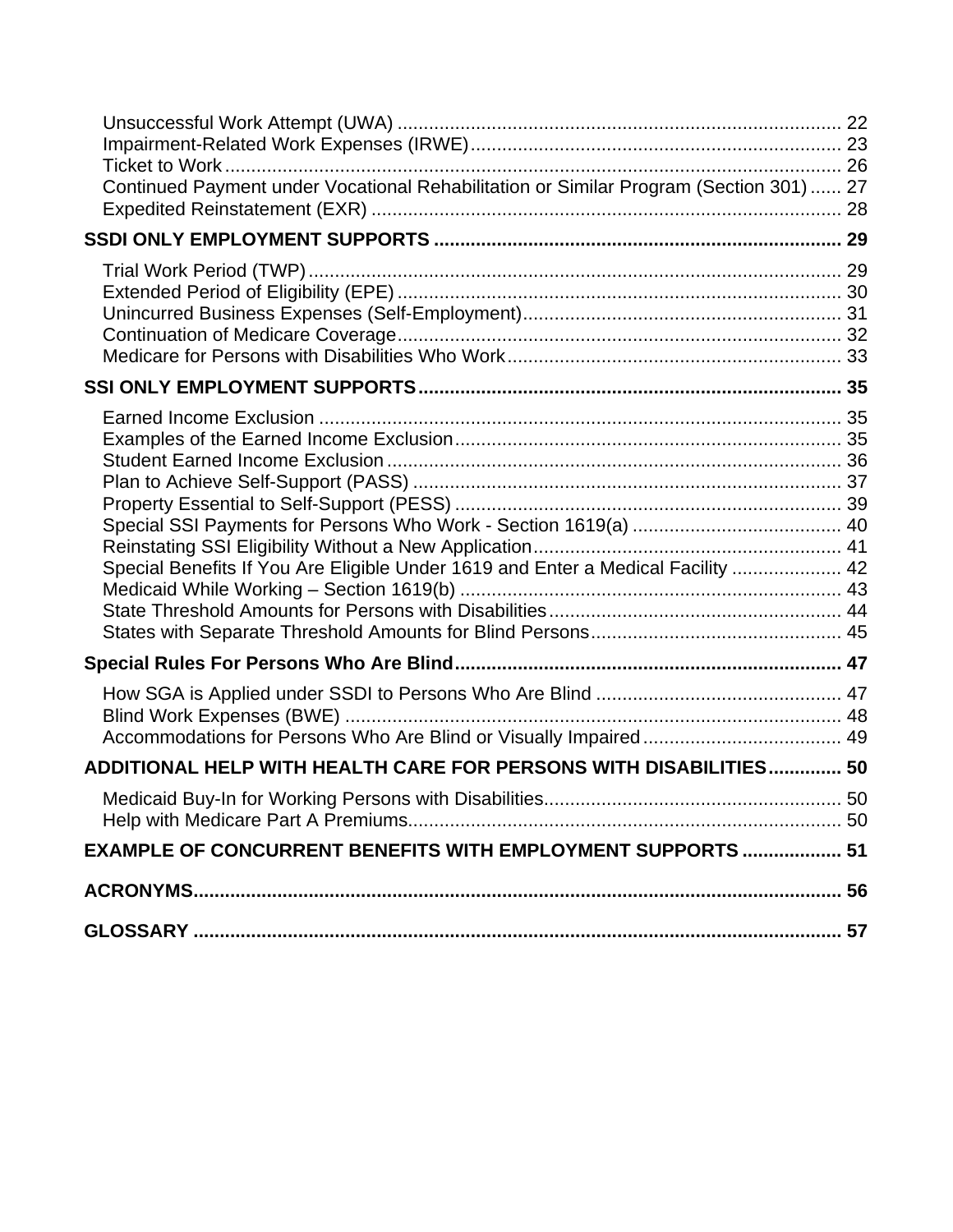Unsuccessful Work Attempt (UWA) ..................................................................................... 22
Impairment-Related Work Expenses (IRWE)....................................................................... 23
Ticket to Work ....................................................................................................................... 26
Continued Payment under Vocational Rehabilitation or Similar Program (Section 301) ...... 27
Expedited Reinstatement (EXR) ........................................................................................... 28

**SSDI ONLY EMPLOYMENT SUPPORTS ............................................................................. 29**

Trial Work Period (TWP)....................................................................................................... 29
Extended Period of Eligibility (EPE) ..................................................................................... 30
Unincurred Business Expenses (Self-Employment)............................................................. 31
Continuation of Medicare Coverage..................................................................................... 32
Medicare for Persons with Disabilities Who Work ................................................................ 33

**SSI ONLY EMPLOYMENT SUPPORTS................................................................................ 35**

Earned Income Exclusion .................................................................................................... 35
Examples of the Earned Income Exclusion.......................................................................... 35
Student Earned Income Exclusion ....................................................................................... 36
Plan to Achieve Self-Support (PASS) .................................................................................. 37
Property Essential to Self-Support (PESS) .......................................................................... 39
Special SSI Payments for Persons Who Work - Section 1619(a) ........................................ 40
Reinstating SSI Eligibility Without a New Application........................................................... 41
Special Benefits If You Are Eligible Under 1619 and Enter a Medical Facility ..................... 42
Medicaid While Working – Section 1619(b) ......................................................................... 43
State Threshold Amounts for Persons with Disabilities ........................................................ 44
States with Separate Threshold Amounts for Blind Persons................................................ 45

**Special Rules For Persons Who Are Blind.......................................................................... 47**

How SGA is Applied under SSDI to Persons Who Are Blind ............................................... 47
Blind Work Expenses (BWE) ................................................................................................ 48
Accommodations for Persons Who Are Blind or Visually Impaired...................................... 49

**ADDITIONAL HELP WITH HEALTH CARE FOR PERSONS WITH DISABILITIES.............. 50**

Medicaid Buy-In for Working Persons with Disabilities......................................................... 50
Help with Medicare Part A Premiums................................................................................... 50

**EXAMPLE OF CONCURRENT BENEFITS WITH EMPLOYMENT SUPPORTS ................... 51**

**ACRONYMS............................................................................................................................ 56**

**GLOSSARY ............................................................................................................................ 57**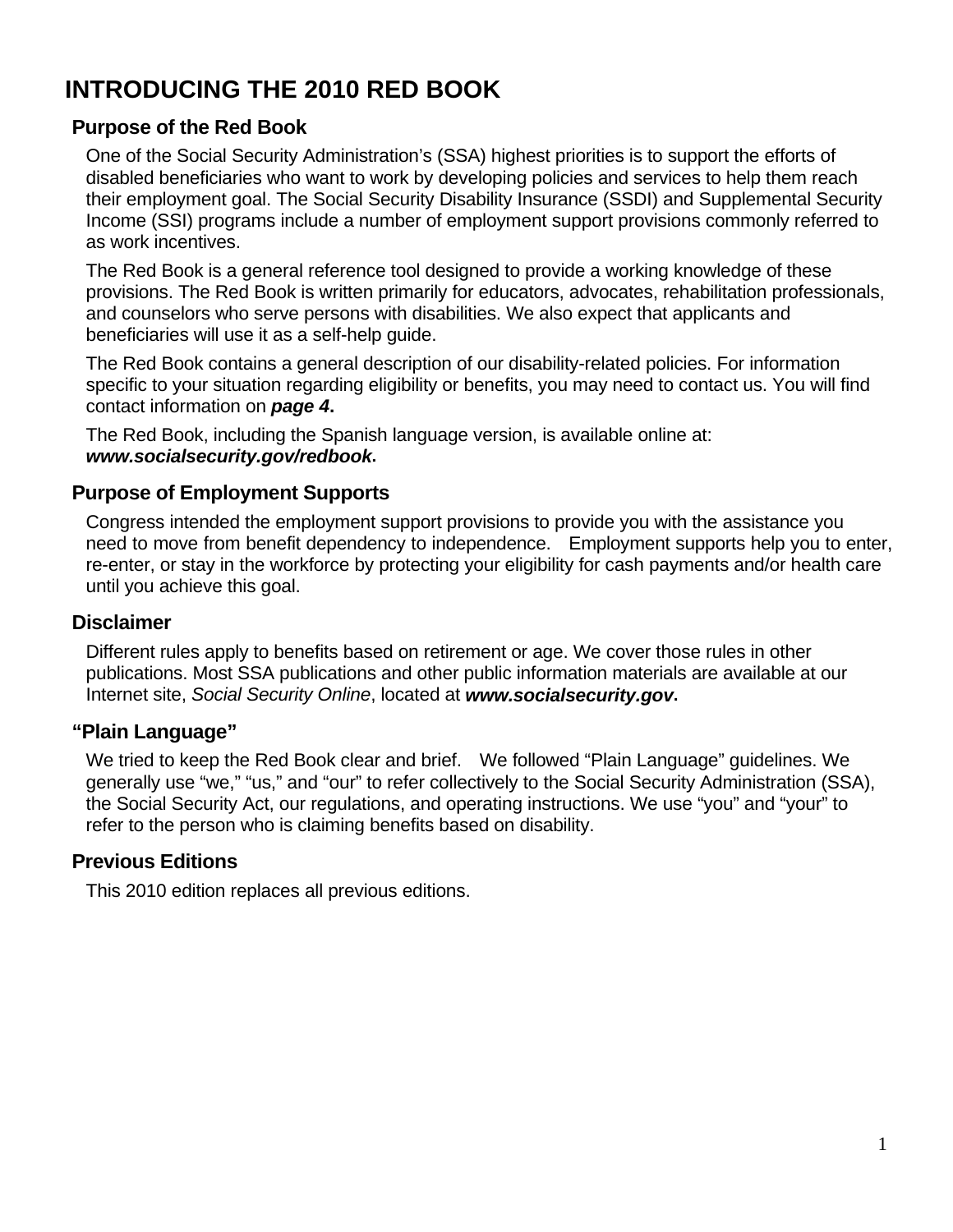# INTRODUCING THE 2010 RED BOOK

## Purpose of the Red Book

One of the Social Security Administration's (SSA) highest priorities is to support the efforts of disabled beneficiaries who want to work by developing policies and services to help them reach their employment goal. The Social Security Disability Insurance (SSDI) and Supplemental Security Income (SSI) programs include a number of employment support provisions commonly referred to as work incentives.

The Red Book is a general reference tool designed to provide a working knowledge of these provisions. The Red Book is written primarily for educators, advocates, rehabilitation professionals, and counselors who serve persons with disabilities. We also expect that applicants and beneficiaries will use it as a self-help guide.

The Red Book contains a general description of our disability-related policies. For information specific to your situation regarding eligibility or benefits, you may need to contact us. You will find contact information on ***page 4***.

The Red Book, including the Spanish language version, is available online at: ***www.socialsecurity.gov/redbook***.

## Purpose of Employment Supports

Congress intended the employment support provisions to provide you with the assistance you need to move from benefit dependency to independence. Employment supports help you to enter, re-enter, or stay in the workforce by protecting your eligibility for cash payments and/or health care until you achieve this goal.

## Disclaimer

Different rules apply to benefits based on retirement or age. We cover those rules in other publications. Most SSA publications and other public information materials are available at our Internet site, *Social Security Online*, located at ***www.socialsecurity.gov***.

## "Plain Language"

We tried to keep the Red Book clear and brief. We followed "Plain Language" guidelines. We generally use "we," "us," and "our" to refer collectively to the Social Security Administration (SSA), the Social Security Act, our regulations, and operating instructions. We use "you" and "your" to refer to the person who is claiming benefits based on disability.

## Previous Editions

This 2010 edition replaces all previous editions.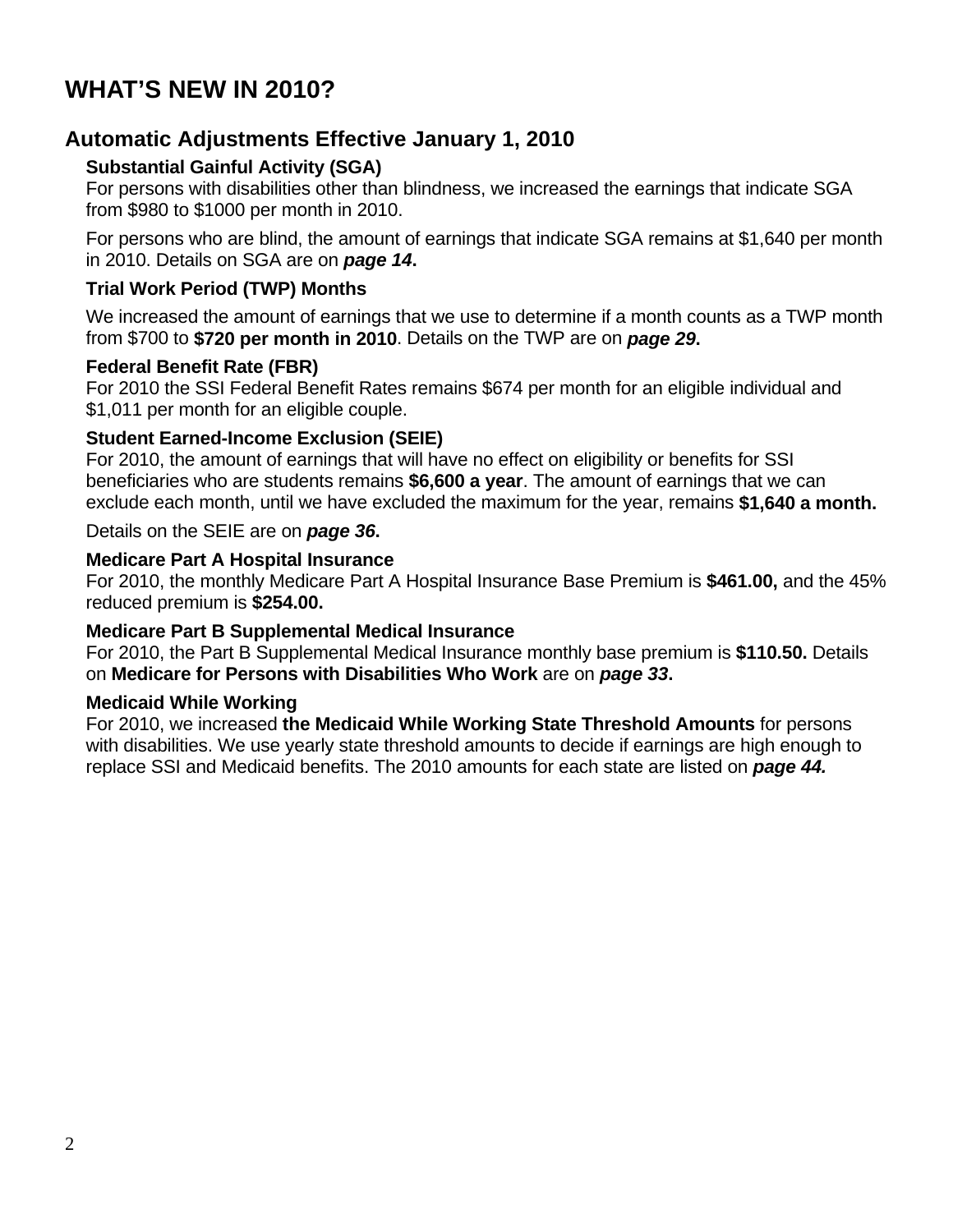# WHAT'S NEW IN 2010?

## Automatic Adjustments Effective January 1, 2010

### Substantial Gainful Activity (SGA)

For persons with disabilities other than blindness, we increased the earnings that indicate SGA from $980 to $1000 per month in 2010.

For persons who are blind, the amount of earnings that indicate SGA remains at $1,640 per month in 2010. Details on SGA are on ***page 14*.**

### Trial Work Period (TWP) Months

We increased the amount of earnings that we use to determine if a month counts as a TWP month from $700 to **$720 per month in 2010**. Details on the TWP are on ***page 29*.**

### Federal Benefit Rate (FBR)

For 2010 the SSI Federal Benefit Rates remains $674 per month for an eligible individual and $1,011 per month for an eligible couple.

### Student Earned-Income Exclusion (SEIE)

For 2010, the amount of earnings that will have no effect on eligibility or benefits for SSI beneficiaries who are students remains **$6,600 a year**. The amount of earnings that we can exclude each month, until we have excluded the maximum for the year, remains **$1,640 a month.**

Details on the SEIE are on ***page 36*.**

### Medicare Part A Hospital Insurance

For 2010, the monthly Medicare Part A Hospital Insurance Base Premium is **$461.00,** and the 45% reduced premium is **$254.00.**

### Medicare Part B Supplemental Medical Insurance

For 2010, the Part B Supplemental Medical Insurance monthly base premium is **$110.50.** Details on **Medicare for Persons with Disabilities Who Work** are on ***page 33*.**

### Medicaid While Working

For 2010, we increased **the Medicaid While Working State Threshold Amounts** for persons with disabilities. We use yearly state threshold amounts to decide if earnings are high enough to replace SSI and Medicaid benefits. The 2010 amounts for each state are listed on ***page 44.***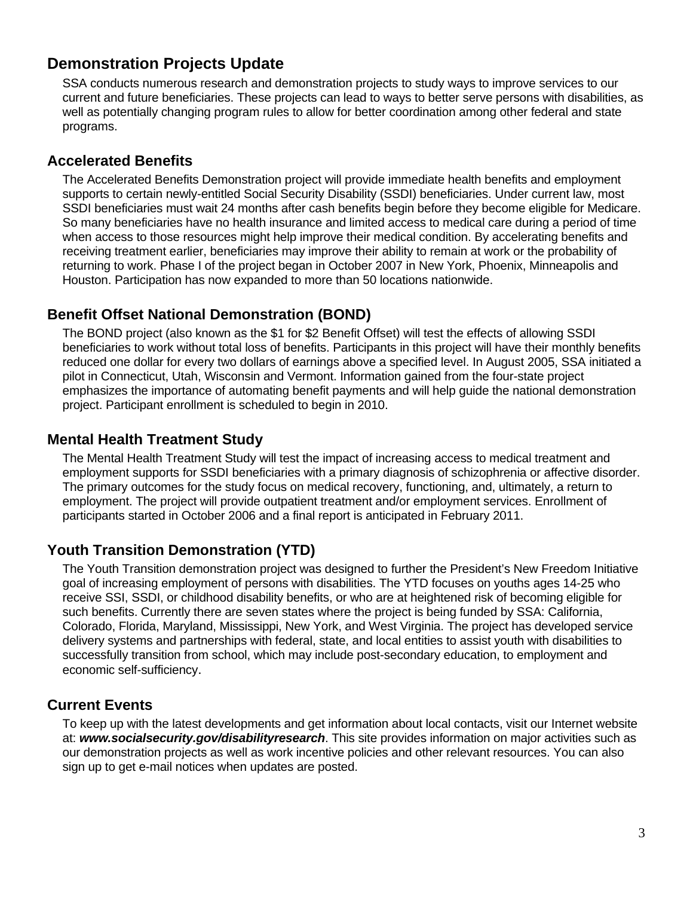## Demonstration Projects Update

SSA conducts numerous research and demonstration projects to study ways to improve services to our current and future beneficiaries. These projects can lead to ways to better serve persons with disabilities, as well as potentially changing program rules to allow for better coordination among other federal and state programs.

### Accelerated Benefits

The Accelerated Benefits Demonstration project will provide immediate health benefits and employment supports to certain newly-entitled Social Security Disability (SSDI) beneficiaries. Under current law, most SSDI beneficiaries must wait 24 months after cash benefits begin before they become eligible for Medicare. So many beneficiaries have no health insurance and limited access to medical care during a period of time when access to those resources might help improve their medical condition. By accelerating benefits and receiving treatment earlier, beneficiaries may improve their ability to remain at work or the probability of returning to work. Phase I of the project began in October 2007 in New York, Phoenix, Minneapolis and Houston. Participation has now expanded to more than 50 locations nationwide.

### Benefit Offset National Demonstration (BOND)

The BOND project (also known as the $1 for $2 Benefit Offset) will test the effects of allowing SSDI beneficiaries to work without total loss of benefits. Participants in this project will have their monthly benefits reduced one dollar for every two dollars of earnings above a specified level. In August 2005, SSA initiated a pilot in Connecticut, Utah, Wisconsin and Vermont. Information gained from the four-state project emphasizes the importance of automating benefit payments and will help guide the national demonstration project. Participant enrollment is scheduled to begin in 2010.

### Mental Health Treatment Study

The Mental Health Treatment Study will test the impact of increasing access to medical treatment and employment supports for SSDI beneficiaries with a primary diagnosis of schizophrenia or affective disorder. The primary outcomes for the study focus on medical recovery, functioning, and, ultimately, a return to employment. The project will provide outpatient treatment and/or employment services. Enrollment of participants started in October 2006 and a final report is anticipated in February 2011.

### Youth Transition Demonstration (YTD)

The Youth Transition demonstration project was designed to further the President's New Freedom Initiative goal of increasing employment of persons with disabilities. The YTD focuses on youths ages 14-25 who receive SSI, SSDI, or childhood disability benefits, or who are at heightened risk of becoming eligible for such benefits. Currently there are seven states where the project is being funded by SSA: California, Colorado, Florida, Maryland, Mississippi, New York, and West Virginia. The project has developed service delivery systems and partnerships with federal, state, and local entities to assist youth with disabilities to successfully transition from school, which may include post-secondary education, to employment and economic self-sufficiency.

### Current Events

To keep up with the latest developments and get information about local contacts, visit our Internet website at: ***www.socialsecurity.gov/disabilityresearch***. This site provides information on major activities such as our demonstration projects as well as work incentive policies and other relevant resources. You can also sign up to get e-mail notices when updates are posted.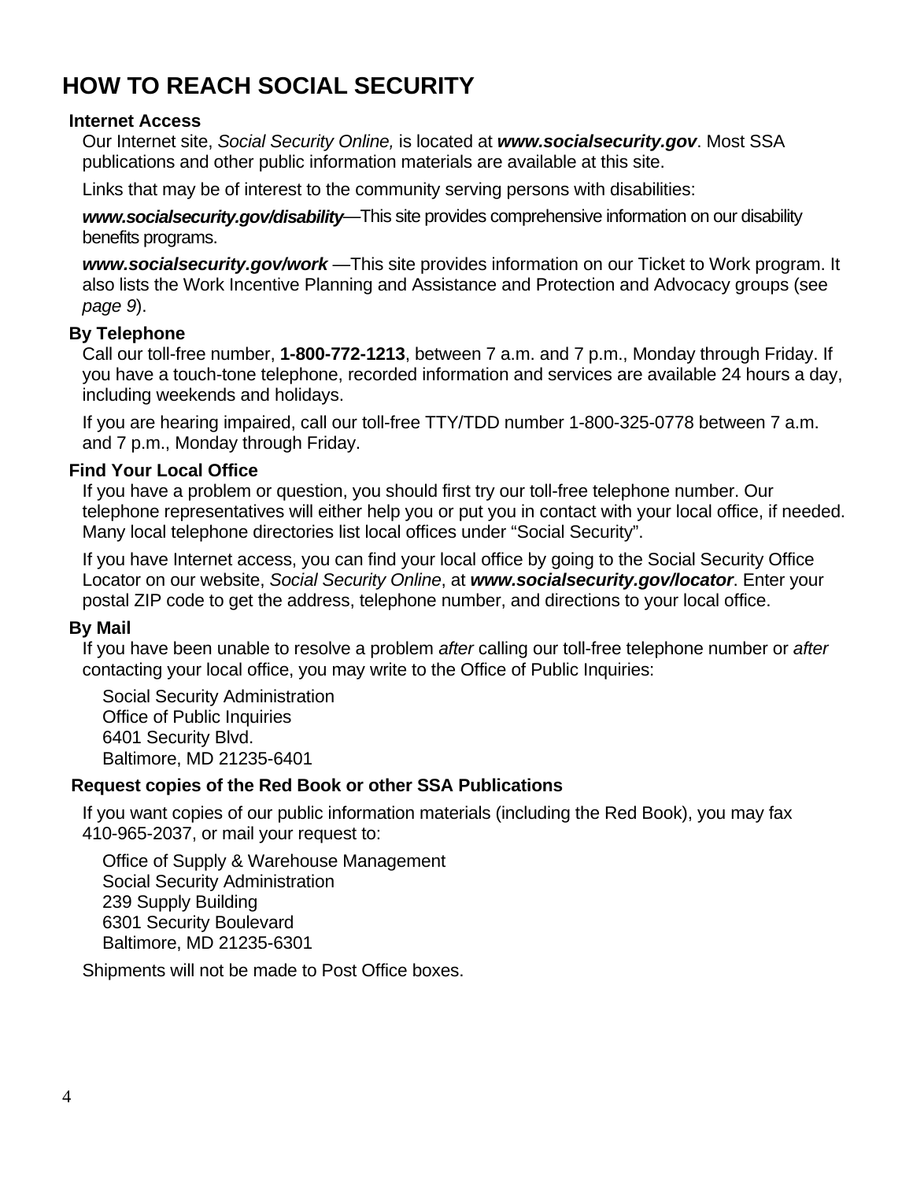# HOW TO REACH SOCIAL SECURITY

**Internet Access**

Our Internet site, *Social Security Online,* is located at ***www.socialsecurity.gov***. Most SSA publications and other public information materials are available at this site.

Links that may be of interest to the community serving persons with disabilities:

***www.socialsecurity.gov/disability***—This site provides comprehensive information on our disability benefits programs.

***www.socialsecurity.gov/work*** —This site provides information on our Ticket to Work program. It also lists the Work Incentive Planning and Assistance and Protection and Advocacy groups (see *page 9*).

**By Telephone**

Call our toll-free number, **1-800-772-1213**, between 7 a.m. and 7 p.m., Monday through Friday. If you have a touch-tone telephone, recorded information and services are available 24 hours a day, including weekends and holidays.

If you are hearing impaired, call our toll-free TTY/TDD number 1-800-325-0778 between 7 a.m. and 7 p.m., Monday through Friday.

**Find Your Local Office**

If you have a problem or question, you should first try our toll-free telephone number. Our telephone representatives will either help you or put you in contact with your local office, if needed. Many local telephone directories list local offices under "Social Security".

If you have Internet access, you can find your local office by going to the Social Security Office Locator on our website, *Social Security Online*, at ***www.socialsecurity.gov/locator***. Enter your postal ZIP code to get the address, telephone number, and directions to your local office.

**By Mail**

If you have been unable to resolve a problem *after* calling our toll-free telephone number or *after* contacting your local office, you may write to the Office of Public Inquiries:

Social Security Administration
Office of Public Inquiries
6401 Security Blvd.
Baltimore, MD 21235-6401

**Request copies of the Red Book or other SSA Publications**

If you want copies of our public information materials (including the Red Book), you may fax 410-965-2037, or mail your request to:

Office of Supply & Warehouse Management
Social Security Administration
239 Supply Building
6301 Security Boulevard
Baltimore, MD 21235-6301

Shipments will not be made to Post Office boxes.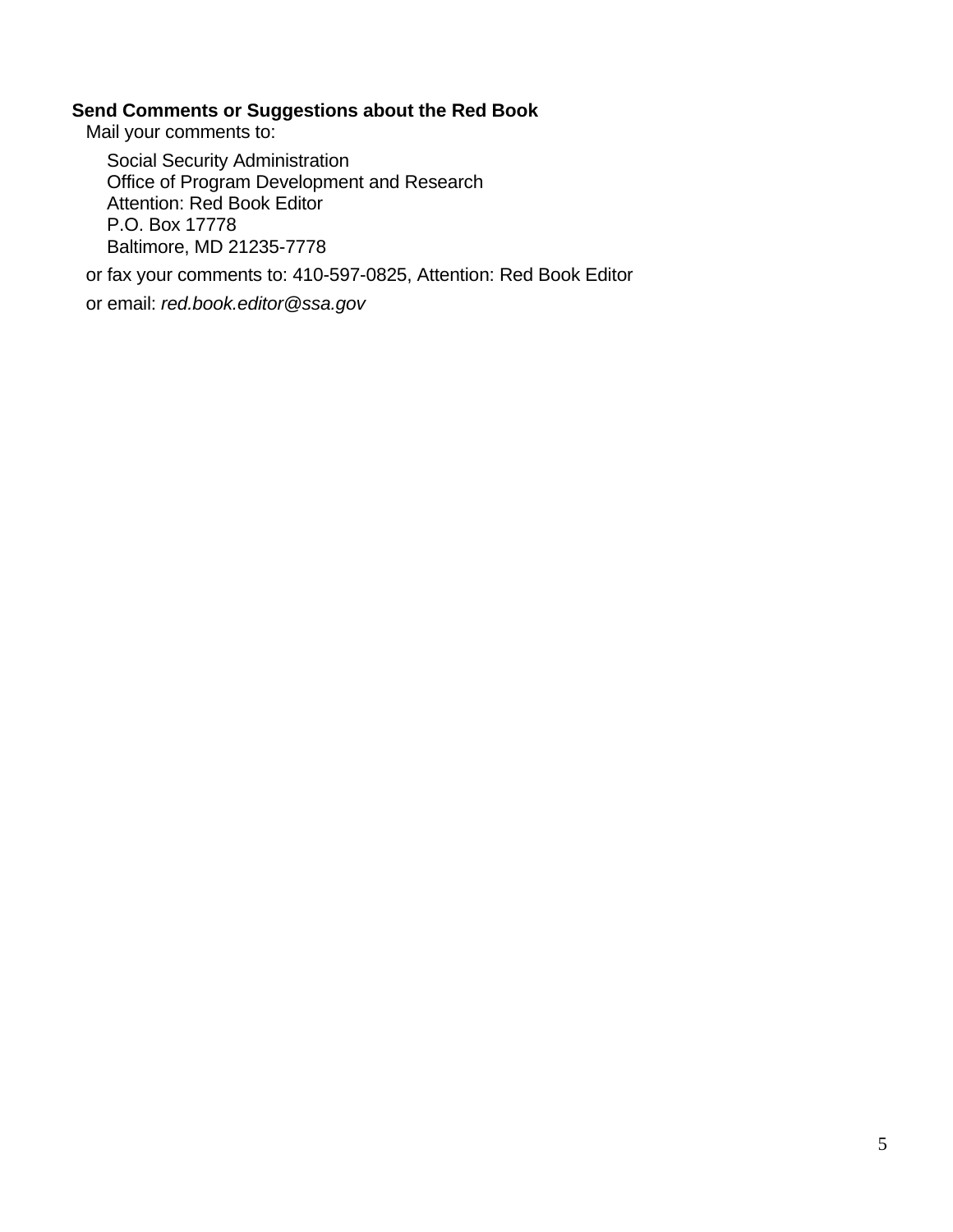## Send Comments or Suggestions about the Red Book

Mail your comments to:

Social Security Administration  
Office of Program Development and Research  
Attention: Red Book Editor  
P.O. Box 17778  
Baltimore, MD 21235-7778

or fax your comments to: 410-597-0825, Attention: Red Book Editor

or email: *red.book.editor@ssa.gov*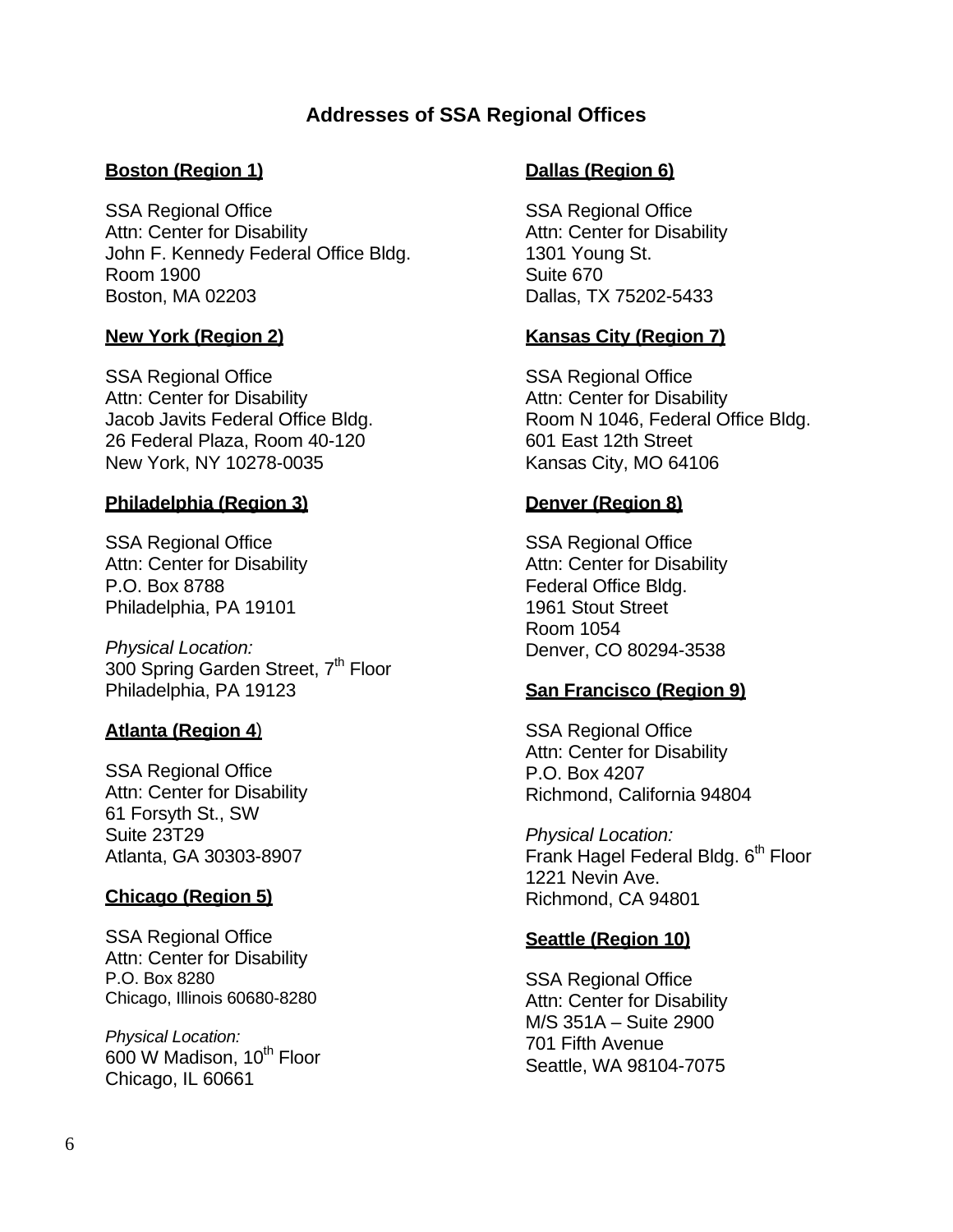## Addresses of SSA Regional Offices

**Boston (Region 1)**

SSA Regional Office
Attn: Center for Disability
John F. Kennedy Federal Office Bldg.
Room 1900
Boston, MA 02203

**New York (Region 2)**

SSA Regional Office
Attn: Center for Disability
Jacob Javits Federal Office Bldg.
26 Federal Plaza, Room 40-120
New York, NY 10278-0035

**Philadelphia (Region 3)**

SSA Regional Office
Attn: Center for Disability
P.O. Box 8788
Philadelphia, PA 19101

*Physical Location:*
300 Spring Garden Street, 7th Floor
Philadelphia, PA 19123

**Atlanta (Region 4)**

SSA Regional Office
Attn: Center for Disability
61 Forsyth St., SW
Suite 23T29
Atlanta, GA 30303-8907

**Chicago (Region 5)**

SSA Regional Office
Attn: Center for Disability
P.O. Box 8280
Chicago, Illinois 60680-8280

*Physical Location:*
600 W Madison, 10th Floor
Chicago, IL 60661

**Dallas (Region 6)**

SSA Regional Office
Attn: Center for Disability
1301 Young St.
Suite 670
Dallas, TX 75202-5433

**Kansas City (Region 7)**

SSA Regional Office
Attn: Center for Disability
Room N 1046, Federal Office Bldg.
601 East 12th Street
Kansas City, MO 64106

**Denver (Region 8)**

SSA Regional Office
Attn: Center for Disability
Federal Office Bldg.
1961 Stout Street
Room 1054
Denver, CO 80294-3538

**San Francisco (Region 9)**

SSA Regional Office
Attn: Center for Disability
P.O. Box 4207
Richmond, California 94804

*Physical Location:*
Frank Hagel Federal Bldg. 6th Floor
1221 Nevin Ave.
Richmond, CA 94801

**Seattle (Region 10)**

SSA Regional Office
Attn: Center for Disability
M/S 351A – Suite 2900
701 Fifth Avenue
Seattle, WA 98104-7075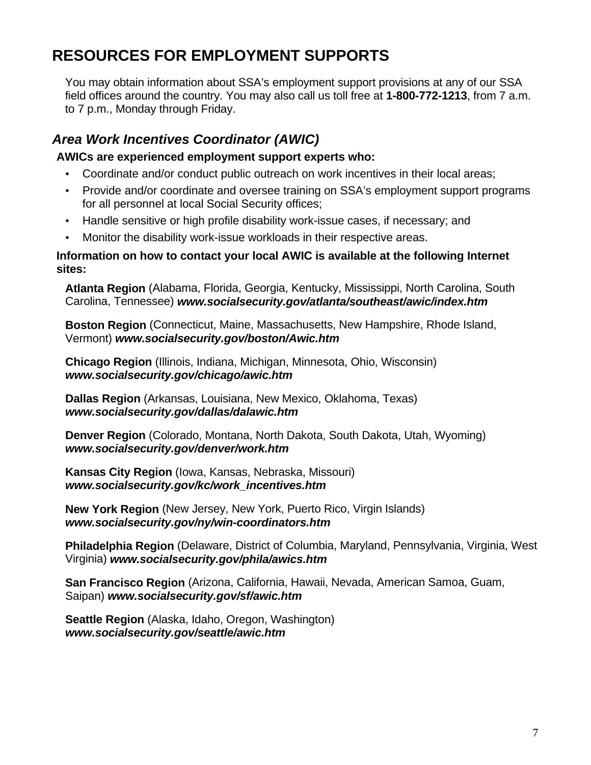# RESOURCES FOR EMPLOYMENT SUPPORTS

You may obtain information about SSA's employment support provisions at any of our SSA field offices around the country. You may also call us toll free at **1-800-772-1213**, from 7 a.m. to 7 p.m., Monday through Friday.

## *Area Work Incentives Coordinator (AWIC)*

**AWICs are experienced employment support experts who:**

- Coordinate and/or conduct public outreach on work incentives in their local areas;
- Provide and/or coordinate and oversee training on SSA's employment support programs for all personnel at local Social Security offices;
- Handle sensitive or high profile disability work-issue cases, if necessary; and
- Monitor the disability work-issue workloads in their respective areas.

**Information on how to contact your local AWIC is available at the following Internet sites:**

**Atlanta Region** (Alabama, Florida, Georgia, Kentucky, Mississippi, North Carolina, South Carolina, Tennessee) ***www.socialsecurity.gov/atlanta/southeast/awic/index.htm***

**Boston Region** (Connecticut, Maine, Massachusetts, New Hampshire, Rhode Island, Vermont) ***www.socialsecurity.gov/boston/Awic.htm***

**Chicago Region** (Illinois, Indiana, Michigan, Minnesota, Ohio, Wisconsin) ***www.socialsecurity.gov/chicago/awic.htm***

**Dallas Region** (Arkansas, Louisiana, New Mexico, Oklahoma, Texas) ***www.socialsecurity.gov/dallas/dalawic.htm***

**Denver Region** (Colorado, Montana, North Dakota, South Dakota, Utah, Wyoming) ***www.socialsecurity.gov/denver/work.htm***

**Kansas City Region** (Iowa, Kansas, Nebraska, Missouri) ***www.socialsecurity.gov/kc/work_incentives.htm***

**New York Region** (New Jersey, New York, Puerto Rico, Virgin Islands) ***www.socialsecurity.gov/ny/win-coordinators.htm***

**Philadelphia Region** (Delaware, District of Columbia, Maryland, Pennsylvania, Virginia, West Virginia) ***www.socialsecurity.gov/phila/awics.htm***

**San Francisco Region** (Arizona, California, Hawaii, Nevada, American Samoa, Guam, Saipan) ***www.socialsecurity.gov/sf/awic.htm***

**Seattle Region** (Alaska, Idaho, Oregon, Washington) ***www.socialsecurity.gov/seattle/awic.htm***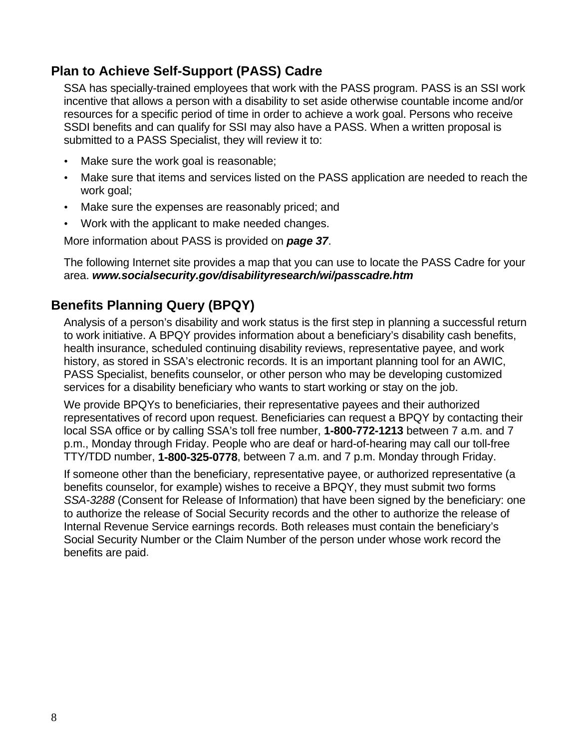## Plan to Achieve Self-Support (PASS) Cadre

SSA has specially-trained employees that work with the PASS program. PASS is an SSI work incentive that allows a person with a disability to set aside otherwise countable income and/or resources for a specific period of time in order to achieve a work goal. Persons who receive SSDI benefits and can qualify for SSI may also have a PASS. When a written proposal is submitted to a PASS Specialist, they will review it to:

- Make sure the work goal is reasonable;
- Make sure that items and services listed on the PASS application are needed to reach the work goal;
- Make sure the expenses are reasonably priced; and
- Work with the applicant to make needed changes.

More information about PASS is provided on ***page 37***.

The following Internet site provides a map that you can use to locate the PASS Cadre for your area. ***www.socialsecurity.gov/disabilityresearch/wi/passcadre.htm***

## Benefits Planning Query (BPQY)

Analysis of a person's disability and work status is the first step in planning a successful return to work initiative. A BPQY provides information about a beneficiary's disability cash benefits, health insurance, scheduled continuing disability reviews, representative payee, and work history, as stored in SSA's electronic records. It is an important planning tool for an AWIC, PASS Specialist, benefits counselor, or other person who may be developing customized services for a disability beneficiary who wants to start working or stay on the job.

We provide BPQYs to beneficiaries, their representative payees and their authorized representatives of record upon request. Beneficiaries can request a BPQY by contacting their local SSA office or by calling SSA's toll free number, **1-800-772-1213** between 7 a.m. and 7 p.m., Monday through Friday. People who are deaf or hard-of-hearing may call our toll-free TTY/TDD number, **1-800-325-0778**, between 7 a.m. and 7 p.m. Monday through Friday.

If someone other than the beneficiary, representative payee, or authorized representative (a benefits counselor, for example) wishes to receive a BPQY, they must submit two forms *SSA-3288* (Consent for Release of Information) that have been signed by the beneficiary: one to authorize the release of Social Security records and the other to authorize the release of Internal Revenue Service earnings records. Both releases must contain the beneficiary's Social Security Number or the Claim Number of the person under whose work record the benefits are paid.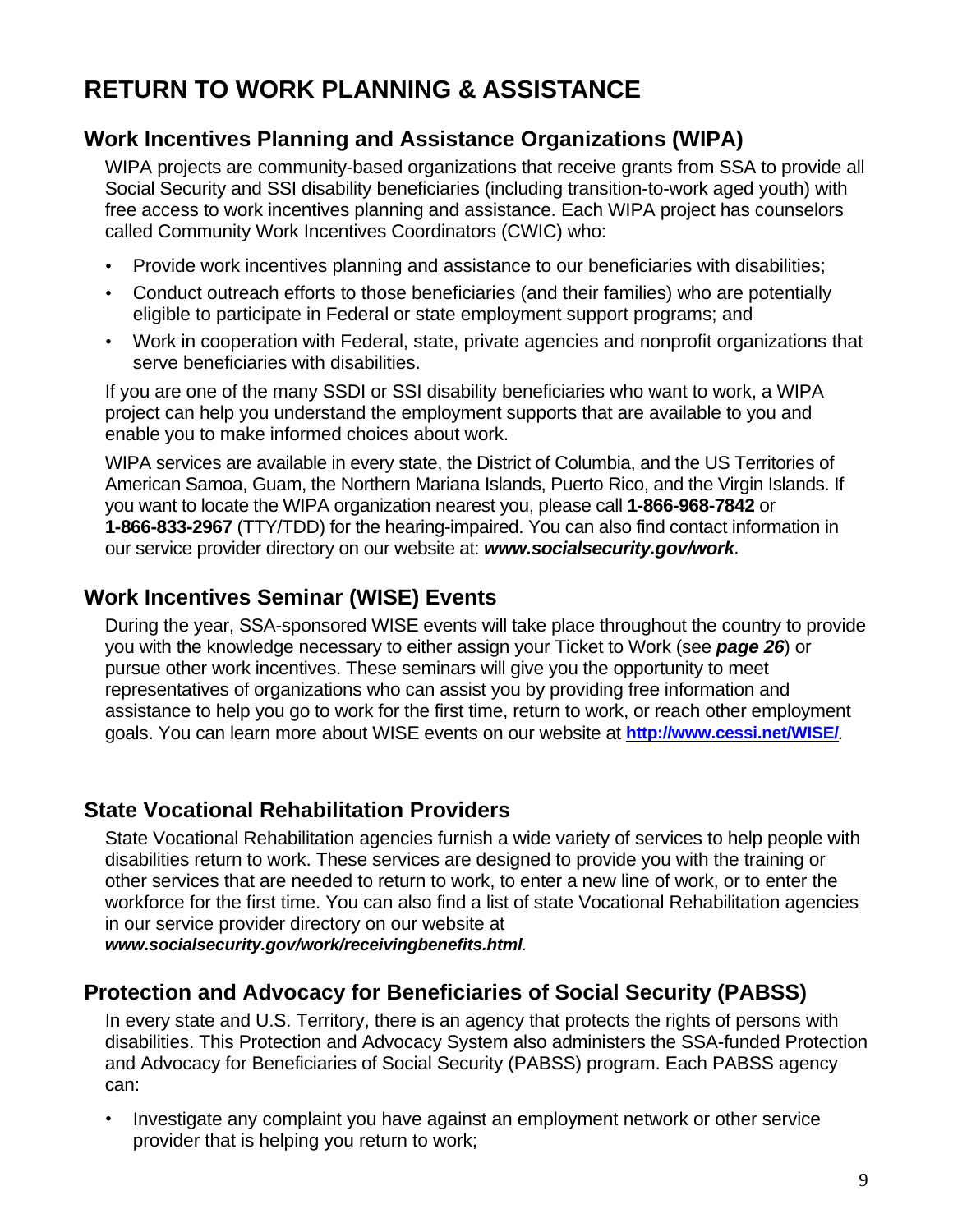# RETURN TO WORK PLANNING & ASSISTANCE

## Work Incentives Planning and Assistance Organizations (WIPA)

WIPA projects are community-based organizations that receive grants from SSA to provide all Social Security and SSI disability beneficiaries (including transition-to-work aged youth) with free access to work incentives planning and assistance. Each WIPA project has counselors called Community Work Incentives Coordinators (CWIC) who:

- Provide work incentives planning and assistance to our beneficiaries with disabilities;
- Conduct outreach efforts to those beneficiaries (and their families) who are potentially eligible to participate in Federal or state employment support programs; and
- Work in cooperation with Federal, state, private agencies and nonprofit organizations that serve beneficiaries with disabilities.

If you are one of the many SSDI or SSI disability beneficiaries who want to work, a WIPA project can help you understand the employment supports that are available to you and enable you to make informed choices about work.

WIPA services are available in every state, the District of Columbia, and the US Territories of American Samoa, Guam, the Northern Mariana Islands, Puerto Rico, and the Virgin Islands. If you want to locate the WIPA organization nearest you, please call **1-866-968-7842** or **1-866-833-2967** (TTY/TDD) for the hearing-impaired. You can also find contact information in our service provider directory on our website at: ***www.socialsecurity.gov/work***.

## Work Incentives Seminar (WISE) Events

During the year, SSA-sponsored WISE events will take place throughout the country to provide you with the knowledge necessary to either assign your Ticket to Work (see ***page 26***) or pursue other work incentives. These seminars will give you the opportunity to meet representatives of organizations who can assist you by providing free information and assistance to help you go to work for the first time, return to work, or reach other employment goals. You can learn more about WISE events on our website at **http://www.cessi.net/WISE/**.

## State Vocational Rehabilitation Providers

State Vocational Rehabilitation agencies furnish a wide variety of services to help people with disabilities return to work. These services are designed to provide you with the training or other services that are needed to return to work, to enter a new line of work, or to enter the workforce for the first time. You can also find a list of state Vocational Rehabilitation agencies in our service provider directory on our website at ***www.socialsecurity.gov/work/receivingbenefits.html***.

## Protection and Advocacy for Beneficiaries of Social Security (PABSS)

In every state and U.S. Territory, there is an agency that protects the rights of persons with disabilities. This Protection and Advocacy System also administers the SSA-funded Protection and Advocacy for Beneficiaries of Social Security (PABSS) program. Each PABSS agency can:

- Investigate any complaint you have against an employment network or other service provider that is helping you return to work;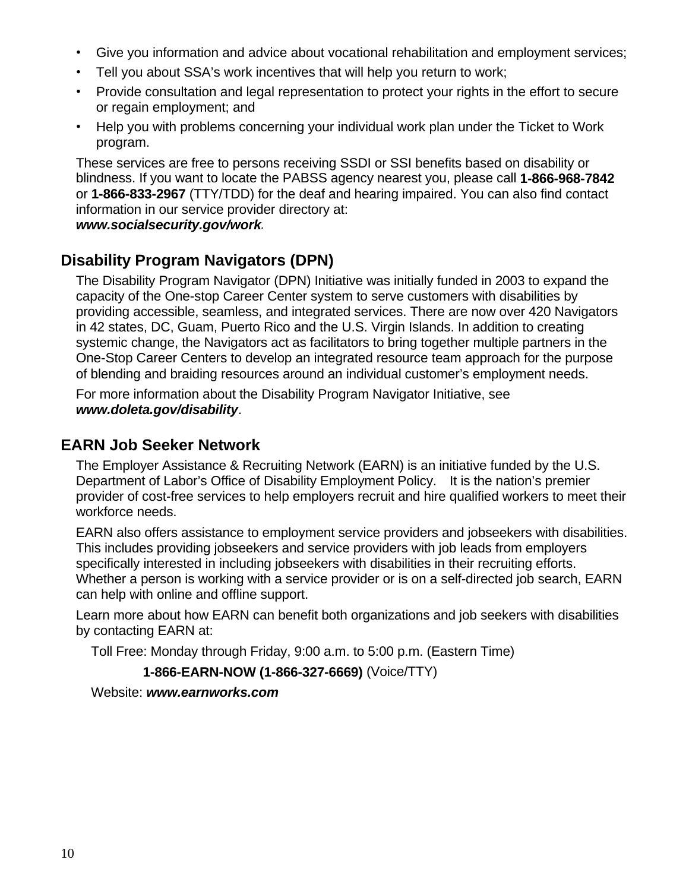- Give you information and advice about vocational rehabilitation and employment services;
- Tell you about SSA's work incentives that will help you return to work;
- Provide consultation and legal representation to protect your rights in the effort to secure or regain employment; and
- Help you with problems concerning your individual work plan under the Ticket to Work program.

These services are free to persons receiving SSDI or SSI benefits based on disability or blindness. If you want to locate the PABSS agency nearest you, please call **1-866-968-7842** or **1-866-833-2967** (TTY/TDD) for the deaf and hearing impaired. You can also find contact information in our service provider directory at:
***www.socialsecurity.gov/work***.

## Disability Program Navigators (DPN)

The Disability Program Navigator (DPN) Initiative was initially funded in 2003 to expand the capacity of the One-stop Career Center system to serve customers with disabilities by providing accessible, seamless, and integrated services. There are now over 420 Navigators in 42 states, DC, Guam, Puerto Rico and the U.S. Virgin Islands. In addition to creating systemic change, the Navigators act as facilitators to bring together multiple partners in the One-Stop Career Centers to develop an integrated resource team approach for the purpose of blending and braiding resources around an individual customer's employment needs.

For more information about the Disability Program Navigator Initiative, see ***www.doleta.gov/disability***.

## EARN Job Seeker Network

The Employer Assistance & Recruiting Network (EARN) is an initiative funded by the U.S. Department of Labor's Office of Disability Employment Policy. It is the nation's premier provider of cost-free services to help employers recruit and hire qualified workers to meet their workforce needs.

EARN also offers assistance to employment service providers and jobseekers with disabilities. This includes providing jobseekers and service providers with job leads from employers specifically interested in including jobseekers with disabilities in their recruiting efforts. Whether a person is working with a service provider or is on a self-directed job search, EARN can help with online and offline support.

Learn more about how EARN can benefit both organizations and job seekers with disabilities by contacting EARN at:

Toll Free: Monday through Friday, 9:00 a.m. to 5:00 p.m. (Eastern Time)

**1-866-EARN-NOW (1-866-327-6669)** (Voice/TTY)

Website: ***www.earnworks.com***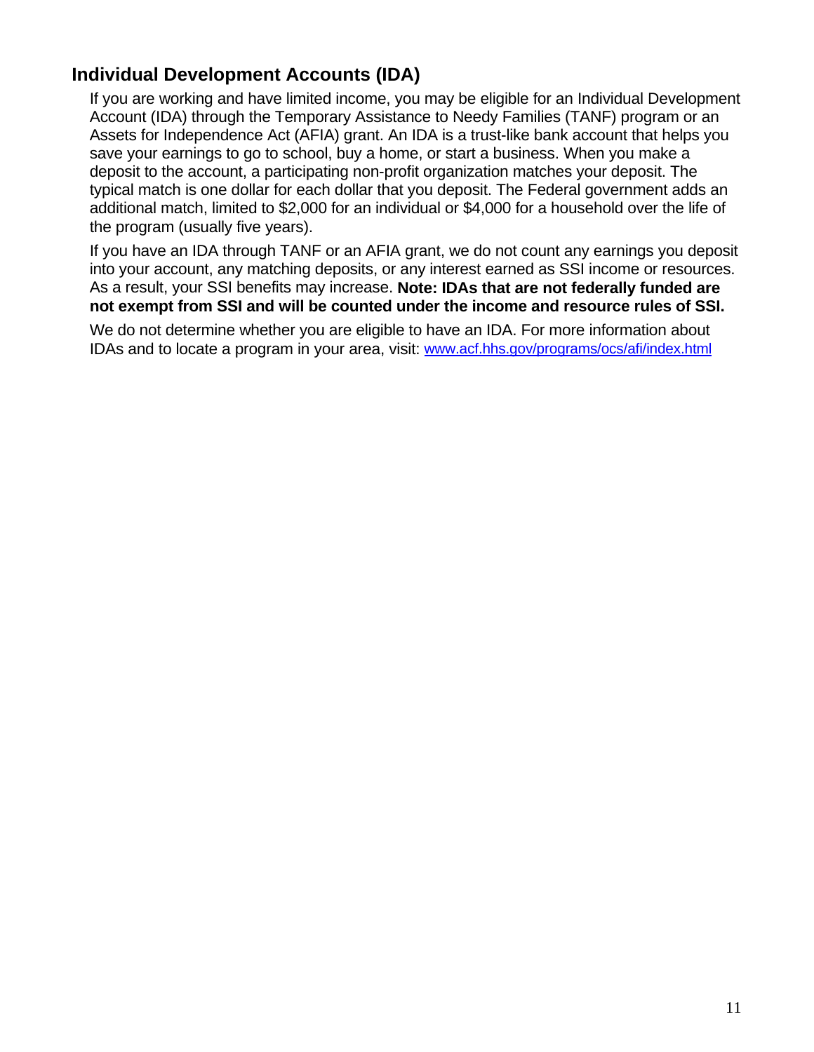## Individual Development Accounts (IDA)

If you are working and have limited income, you may be eligible for an Individual Development Account (IDA) through the Temporary Assistance to Needy Families (TANF) program or an Assets for Independence Act (AFIA) grant. An IDA is a trust-like bank account that helps you save your earnings to go to school, buy a home, or start a business. When you make a deposit to the account, a participating non-profit organization matches your deposit. The typical match is one dollar for each dollar that you deposit. The Federal government adds an additional match, limited to $2,000 for an individual or $4,000 for a household over the life of the program (usually five years).

If you have an IDA through TANF or an AFIA grant, we do not count any earnings you deposit into your account, any matching deposits, or any interest earned as SSI income or resources. As a result, your SSI benefits may increase. **Note: IDAs that are not federally funded are not exempt from SSI and will be counted under the income and resource rules of SSI.**

We do not determine whether you are eligible to have an IDA. For more information about IDAs and to locate a program in your area, visit: www.acf.hhs.gov/programs/ocs/afi/index.html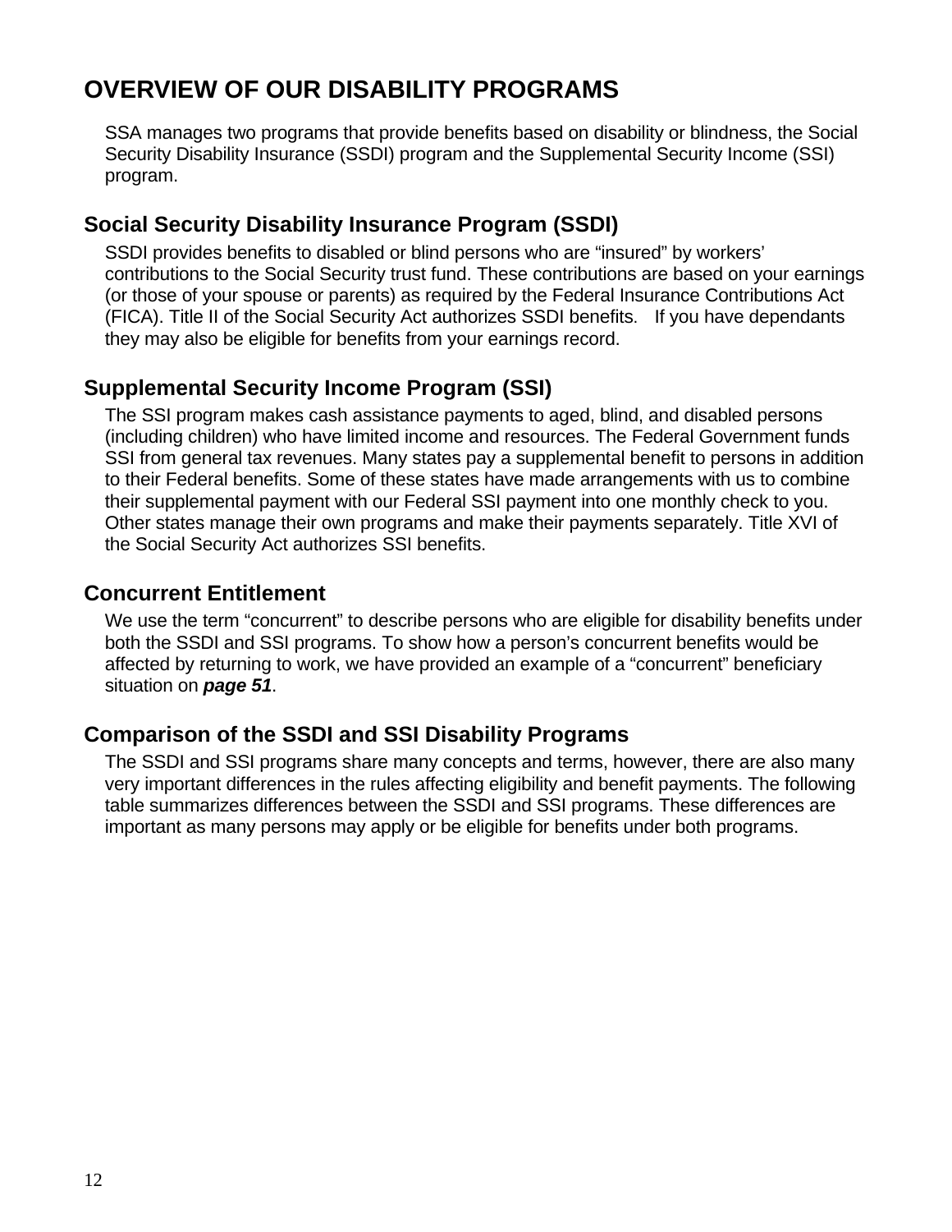# OVERVIEW OF OUR DISABILITY PROGRAMS

SSA manages two programs that provide benefits based on disability or blindness, the Social Security Disability Insurance (SSDI) program and the Supplemental Security Income (SSI) program.

## Social Security Disability Insurance Program (SSDI)

SSDI provides benefits to disabled or blind persons who are "insured" by workers' contributions to the Social Security trust fund. These contributions are based on your earnings (or those of your spouse or parents) as required by the Federal Insurance Contributions Act (FICA). Title II of the Social Security Act authorizes SSDI benefits. If you have dependants they may also be eligible for benefits from your earnings record.

## Supplemental Security Income Program (SSI)

The SSI program makes cash assistance payments to aged, blind, and disabled persons (including children) who have limited income and resources. The Federal Government funds SSI from general tax revenues. Many states pay a supplemental benefit to persons in addition to their Federal benefits. Some of these states have made arrangements with us to combine their supplemental payment with our Federal SSI payment into one monthly check to you. Other states manage their own programs and make their payments separately. Title XVI of the Social Security Act authorizes SSI benefits.

## Concurrent Entitlement

We use the term "concurrent" to describe persons who are eligible for disability benefits under both the SSDI and SSI programs. To show how a person's concurrent benefits would be affected by returning to work, we have provided an example of a "concurrent" beneficiary situation on ***page 51***.

## Comparison of the SSDI and SSI Disability Programs

The SSDI and SSI programs share many concepts and terms, however, there are also many very important differences in the rules affecting eligibility and benefit payments. The following table summarizes differences between the SSDI and SSI programs. These differences are important as many persons may apply or be eligible for benefits under both programs.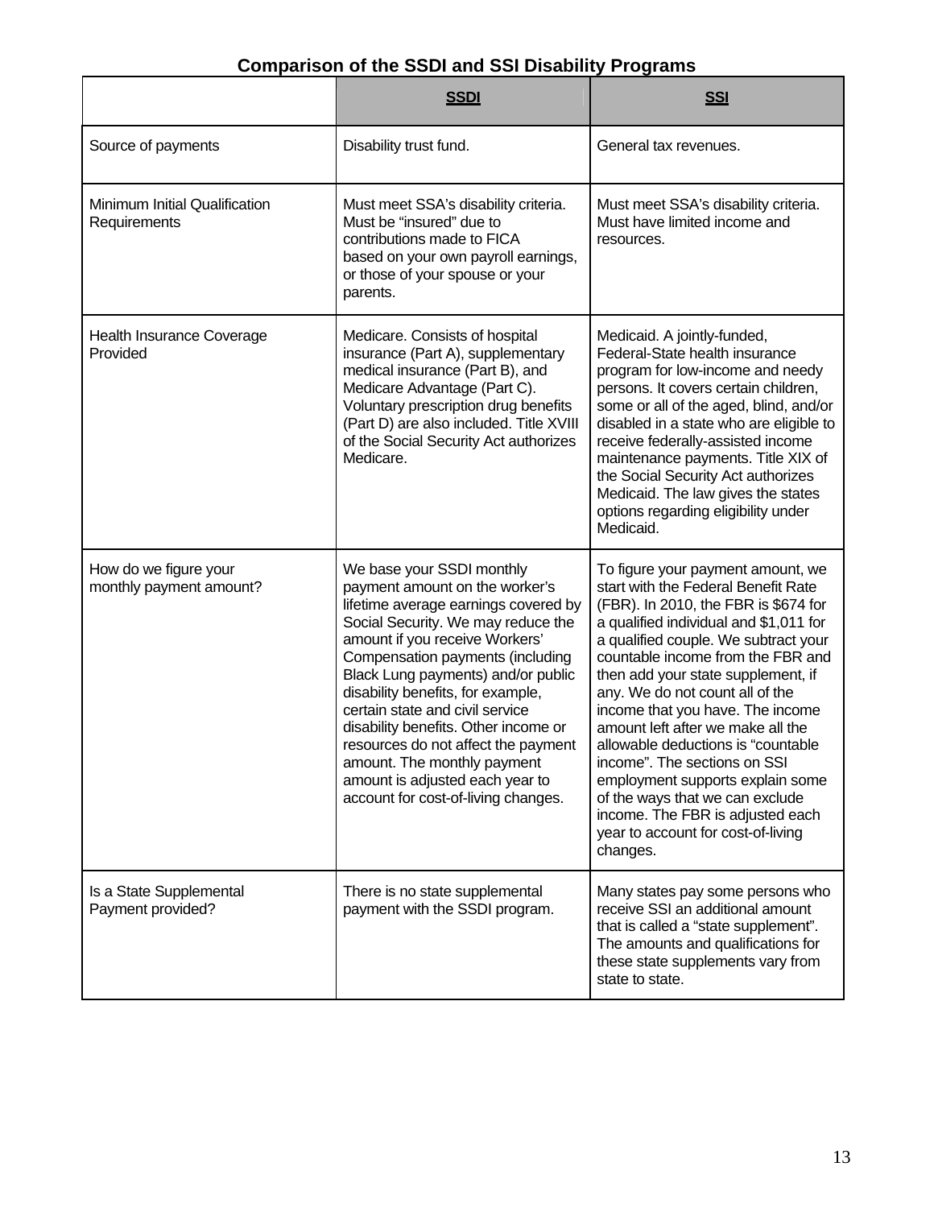## Comparison of the SSDI and SSI Disability Programs

| | **SSDI** | **SSI** |
|---|---|---|
| Source of payments | Disability trust fund. | General tax revenues. |
| Minimum Initial Qualification Requirements | Must meet SSA's disability criteria. Must be "insured" due to contributions made to FICA based on your own payroll earnings, or those of your spouse or your parents. | Must meet SSA's disability criteria. Must have limited income and resources. |
| Health Insurance Coverage Provided | Medicare. Consists of hospital insurance (Part A), supplementary medical insurance (Part B), and Medicare Advantage (Part C). Voluntary prescription drug benefits (Part D) are also included. Title XVIII of the Social Security Act authorizes Medicare. | Medicaid. A jointly-funded, Federal-State health insurance program for low-income and needy persons. It covers certain children, some or all of the aged, blind, and/or disabled in a state who are eligible to receive federally-assisted income maintenance payments. Title XIX of the Social Security Act authorizes Medicaid. The law gives the states options regarding eligibility under Medicaid. |
| How do we figure your monthly payment amount? | We base your SSDI monthly payment amount on the worker's lifetime average earnings covered by Social Security. We may reduce the amount if you receive Workers' Compensation payments (including Black Lung payments) and/or public disability benefits, for example, certain state and civil service disability benefits. Other income or resources do not affect the payment amount. The monthly payment amount is adjusted each year to account for cost-of-living changes. | To figure your payment amount, we start with the Federal Benefit Rate (FBR). In 2010, the FBR is $674 for a qualified individual and $1,011 for a qualified couple. We subtract your countable income from the FBR and then add your state supplement, if any. We do not count all of the income that you have. The income amount left after we make all the allowable deductions is "countable income". The sections on SSI employment supports explain some of the ways that we can exclude income. The FBR is adjusted each year to account for cost-of-living changes. |
| Is a State Supplemental Payment provided? | There is no state supplemental payment with the SSDI program. | Many states pay some persons who receive SSI an additional amount that is called a "state supplement". The amounts and qualifications for these state supplements vary from state to state. |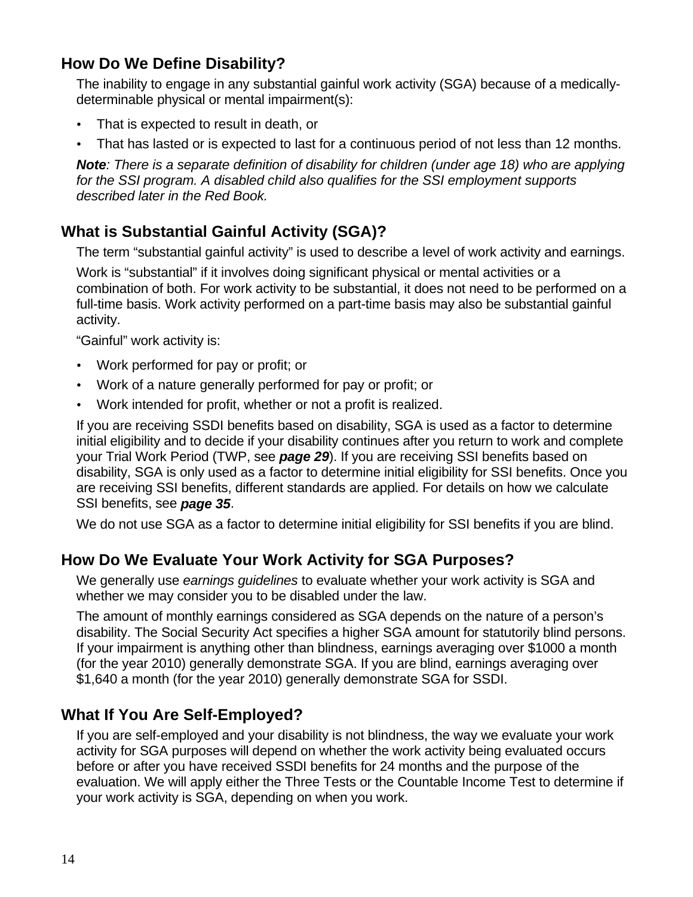## How Do We Define Disability?

The inability to engage in any substantial gainful work activity (SGA) because of a medically-determinable physical or mental impairment(s):

- That is expected to result in death, or
- That has lasted or is expected to last for a continuous period of not less than 12 months.

***Note**: There is a separate definition of disability for children (under age 18) who are applying for the SSI program. A disabled child also qualifies for the SSI employment supports described later in the Red Book.*

## What is Substantial Gainful Activity (SGA)?

The term “substantial gainful activity” is used to describe a level of work activity and earnings.

Work is “substantial” if it involves doing significant physical or mental activities or a combination of both. For work activity to be substantial, it does not need to be performed on a full-time basis. Work activity performed on a part-time basis may also be substantial gainful activity.

“Gainful” work activity is:

- Work performed for pay or profit; or
- Work of a nature generally performed for pay or profit; or
- Work intended for profit, whether or not a profit is realized.

If you are receiving SSDI benefits based on disability, SGA is used as a factor to determine initial eligibility and to decide if your disability continues after you return to work and complete your Trial Work Period (TWP, see ***page 29***). If you are receiving SSI benefits based on disability, SGA is only used as a factor to determine initial eligibility for SSI benefits. Once you are receiving SSI benefits, different standards are applied. For details on how we calculate SSI benefits, see ***page 35***.

We do not use SGA as a factor to determine initial eligibility for SSI benefits if you are blind.

## How Do We Evaluate Your Work Activity for SGA Purposes?

We generally use *earnings guidelines* to evaluate whether your work activity is SGA and whether we may consider you to be disabled under the law.

The amount of monthly earnings considered as SGA depends on the nature of a person’s disability. The Social Security Act specifies a higher SGA amount for statutorily blind persons. If your impairment is anything other than blindness, earnings averaging over $1000 a month (for the year 2010) generally demonstrate SGA. If you are blind, earnings averaging over $1,640 a month (for the year 2010) generally demonstrate SGA for SSDI.

## What If You Are Self-Employed?

If you are self-employed and your disability is not blindness, the way we evaluate your work activity for SGA purposes will depend on whether the work activity being evaluated occurs before or after you have received SSDI benefits for 24 months and the purpose of the evaluation. We will apply either the Three Tests or the Countable Income Test to determine if your work activity is SGA, depending on when you work.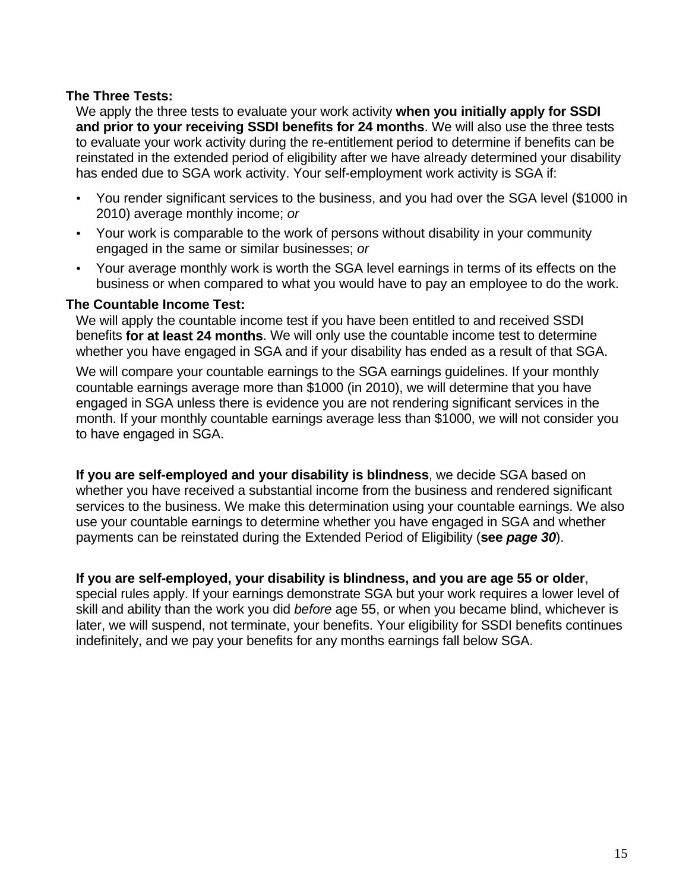### The Three Tests:

We apply the three tests to evaluate your work activity **when you initially apply for SSDI and prior to your receiving SSDI benefits for 24 months**. We will also use the three tests to evaluate your work activity during the re-entitlement period to determine if benefits can be reinstated in the extended period of eligibility after we have already determined your disability has ended due to SGA work activity. Your self-employment work activity is SGA if:

- You render significant services to the business, and you had over the SGA level ($1000 in 2010) average monthly income; *or*
- Your work is comparable to the work of persons without disability in your community engaged in the same or similar businesses; *or*
- Your average monthly work is worth the SGA level earnings in terms of its effects on the business or when compared to what you would have to pay an employee to do the work.

### The Countable Income Test:

We will apply the countable income test if you have been entitled to and received SSDI benefits **for at least 24 months**. We will only use the countable income test to determine whether you have engaged in SGA and if your disability has ended as a result of that SGA.

We will compare your countable earnings to the SGA earnings guidelines. If your monthly countable earnings average more than $1000 (in 2010), we will determine that you have engaged in SGA unless there is evidence you are not rendering significant services in the month. If your monthly countable earnings average less than $1000, we will not consider you to have engaged in SGA.

**If you are self-employed and your disability is blindness**, we decide SGA based on whether you have received a substantial income from the business and rendered significant services to the business. We make this determination using your countable earnings. We also use your countable earnings to determine whether you have engaged in SGA and whether payments can be reinstated during the Extended Period of Eligibility (**see *page 30***).

**If you are self-employed, your disability is blindness, and you are age 55 or older**, special rules apply. If your earnings demonstrate SGA but your work requires a lower level of skill and ability than the work you did *before* age 55, or when you became blind, whichever is later, we will suspend, not terminate, your benefits. Your eligibility for SSDI benefits continues indefinitely, and we pay your benefits for any months earnings fall below SGA.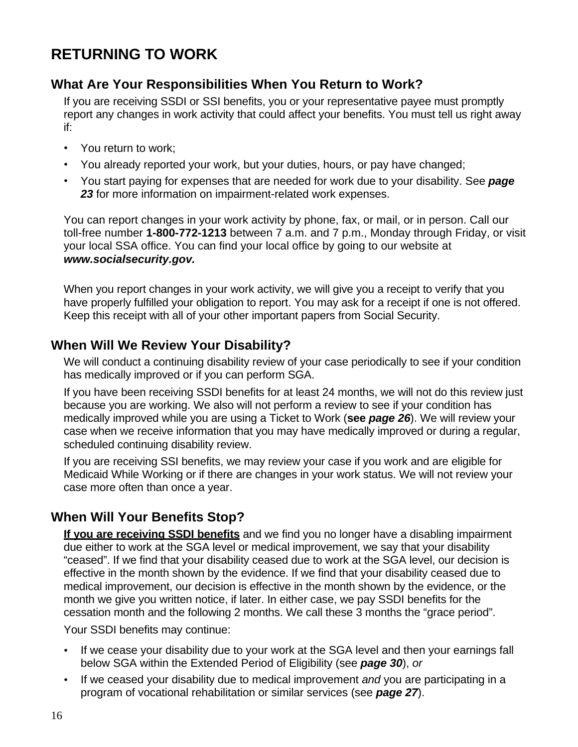# RETURNING TO WORK

## What Are Your Responsibilities When You Return to Work?

If you are receiving SSDI or SSI benefits, you or your representative payee must promptly report any changes in work activity that could affect your benefits. You must tell us right away if:

- You return to work;
- You already reported your work, but your duties, hours, or pay have changed;
- You start paying for expenses that are needed for work due to your disability. See ***page 23*** for more information on impairment-related work expenses.

You can report changes in your work activity by phone, fax, or mail, or in person. Call our toll-free number **1-800-772-1213** between 7 a.m. and 7 p.m., Monday through Friday, or visit your local SSA office. You can find your local office by going to our website at ***www.socialsecurity.gov.***

When you report changes in your work activity, we will give you a receipt to verify that you have properly fulfilled your obligation to report. You may ask for a receipt if one is not offered. Keep this receipt with all of your other important papers from Social Security.

## When Will We Review Your Disability?

We will conduct a continuing disability review of your case periodically to see if your condition has medically improved or if you can perform SGA.

If you have been receiving SSDI benefits for at least 24 months, we will not do this review just because you are working. We also will not perform a review to see if your condition has medically improved while you are using a Ticket to Work (**see *page 26***). We will review your case when we receive information that you may have medically improved or during a regular, scheduled continuing disability review.

If you are receiving SSI benefits, we may review your case if you work and are eligible for Medicaid While Working or if there are changes in your work status. We will not review your case more often than once a year.

## When Will Your Benefits Stop?

<u>**If you are receiving SSDI benefits**</u> and we find you no longer have a disabling impairment due either to work at the SGA level or medical improvement, we say that your disability "ceased". If we find that your disability ceased due to work at the SGA level, our decision is effective in the month shown by the evidence. If we find that your disability ceased due to medical improvement, our decision is effective in the month shown by the evidence, or the month we give you written notice, if later. In either case, we pay SSDI benefits for the cessation month and the following 2 months. We call these 3 months the "grace period".

Your SSDI benefits may continue:

- If we cease your disability due to your work at the SGA level and then your earnings fall below SGA within the Extended Period of Eligibility (see ***page 30***), *or*
- If we ceased your disability due to medical improvement *and* you are participating in a program of vocational rehabilitation or similar services (see ***page 27***).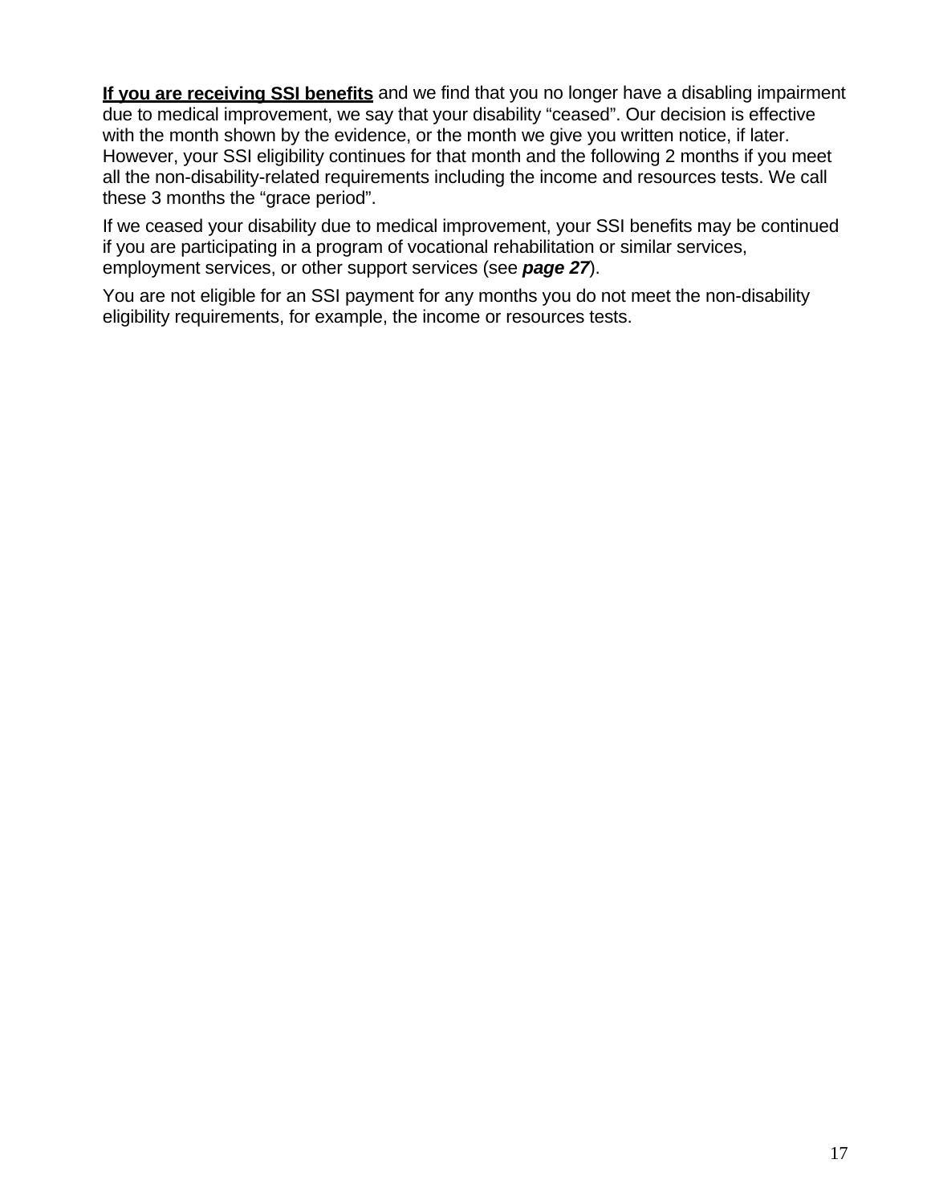**<u>If you are receiving SSI benefits</u>** and we find that you no longer have a disabling impairment due to medical improvement, we say that your disability "ceased". Our decision is effective with the month shown by the evidence, or the month we give you written notice, if later. However, your SSI eligibility continues for that month and the following 2 months if you meet all the non-disability-related requirements including the income and resources tests. We call these 3 months the "grace period".

If we ceased your disability due to medical improvement, your SSI benefits may be continued if you are participating in a program of vocational rehabilitation or similar services, employment services, or other support services (see ***page 27***).

You are not eligible for an SSI payment for any months you do not meet the non-disability eligibility requirements, for example, the income or resources tests.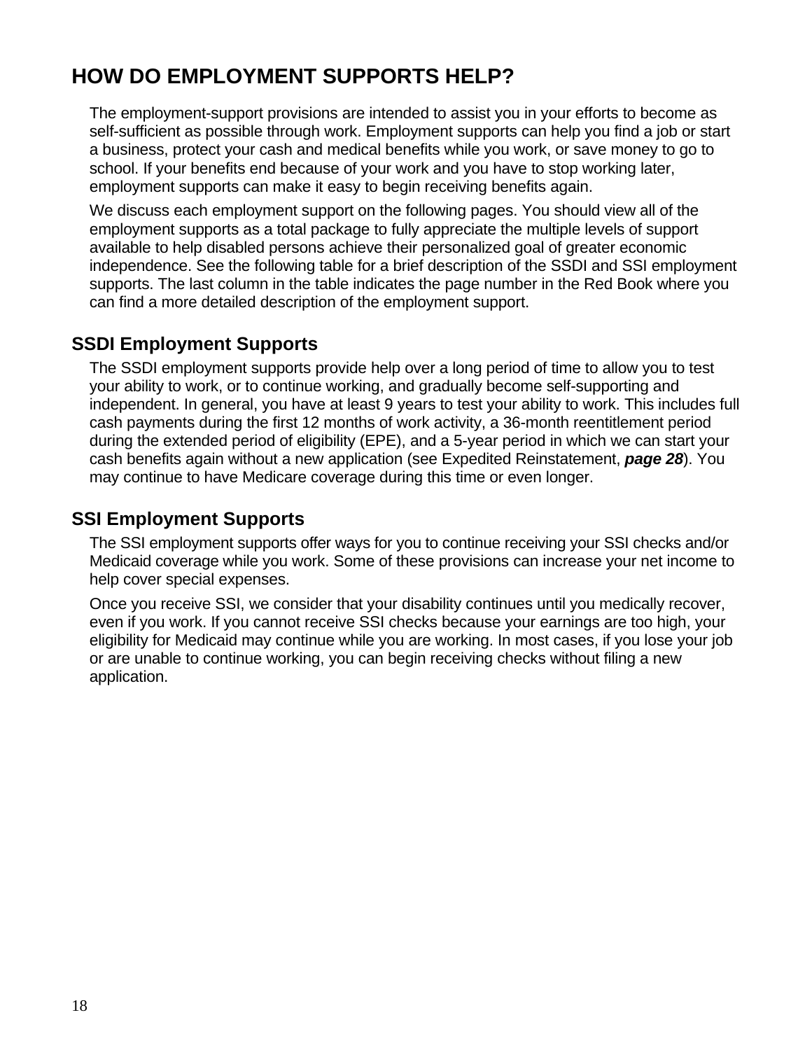# HOW DO EMPLOYMENT SUPPORTS HELP?

The employment-support provisions are intended to assist you in your efforts to become as self-sufficient as possible through work. Employment supports can help you find a job or start a business, protect your cash and medical benefits while you work, or save money to go to school. If your benefits end because of your work and you have to stop working later, employment supports can make it easy to begin receiving benefits again.

We discuss each employment support on the following pages. You should view all of the employment supports as a total package to fully appreciate the multiple levels of support available to help disabled persons achieve their personalized goal of greater economic independence. See the following table for a brief description of the SSDI and SSI employment supports. The last column in the table indicates the page number in the Red Book where you can find a more detailed description of the employment support.

## SSDI Employment Supports

The SSDI employment supports provide help over a long period of time to allow you to test your ability to work, or to continue working, and gradually become self-supporting and independent. In general, you have at least 9 years to test your ability to work. This includes full cash payments during the first 12 months of work activity, a 36-month reentitlement period during the extended period of eligibility (EPE), and a 5-year period in which we can start your cash benefits again without a new application (see Expedited Reinstatement, ***page 28***). You may continue to have Medicare coverage during this time or even longer.

## SSI Employment Supports

The SSI employment supports offer ways for you to continue receiving your SSI checks and/or Medicaid coverage while you work. Some of these provisions can increase your net income to help cover special expenses.

Once you receive SSI, we consider that your disability continues until you medically recover, even if you work. If you cannot receive SSI checks because your earnings are too high, your eligibility for Medicaid may continue while you are working. In most cases, if you lose your job or are unable to continue working, you can begin receiving checks without filing a new application.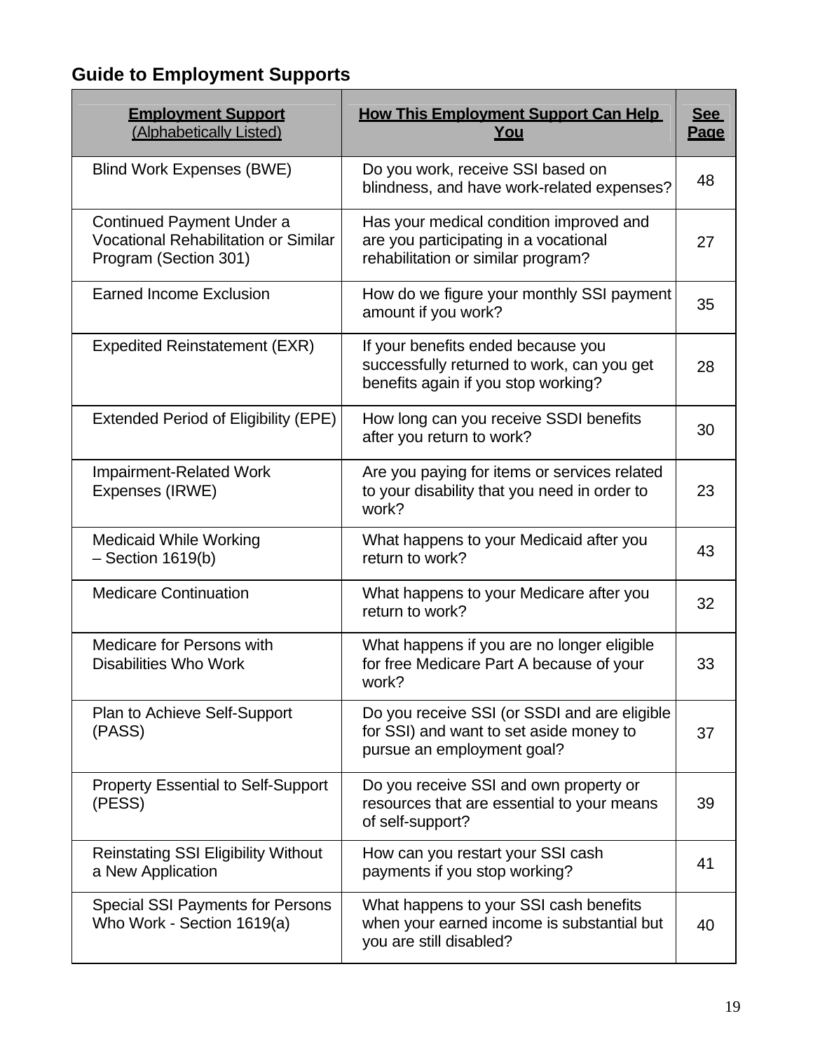## Guide to Employment Supports

| Employment Support (Alphabetically Listed) | How This Employment Support Can Help You | See Page |
|---|---|---|
| Blind Work Expenses (BWE) | Do you work, receive SSI based on blindness, and have work-related expenses? | 48 |
| Continued Payment Under a Vocational Rehabilitation or Similar Program (Section 301) | Has your medical condition improved and are you participating in a vocational rehabilitation or similar program? | 27 |
| Earned Income Exclusion | How do we figure your monthly SSI payment amount if you work? | 35 |
| Expedited Reinstatement (EXR) | If your benefits ended because you successfully returned to work, can you get benefits again if you stop working? | 28 |
| Extended Period of Eligibility (EPE) | How long can you receive SSDI benefits after you return to work? | 30 |
| Impairment-Related Work Expenses (IRWE) | Are you paying for items or services related to your disability that you need in order to work? | 23 |
| Medicaid While Working – Section 1619(b) | What happens to your Medicaid after you return to work? | 43 |
| Medicare Continuation | What happens to your Medicare after you return to work? | 32 |
| Medicare for Persons with Disabilities Who Work | What happens if you are no longer eligible for free Medicare Part A because of your work? | 33 |
| Plan to Achieve Self-Support (PASS) | Do you receive SSI (or SSDI and are eligible for SSI) and want to set aside money to pursue an employment goal? | 37 |
| Property Essential to Self-Support (PESS) | Do you receive SSI and own property or resources that are essential to your means of self-support? | 39 |
| Reinstating SSI Eligibility Without a New Application | How can you restart your SSI cash payments if you stop working? | 41 |
| Special SSI Payments for Persons Who Work - Section 1619(a) | What happens to your SSI cash benefits when your earned income is substantial but you are still disabled? | 40 |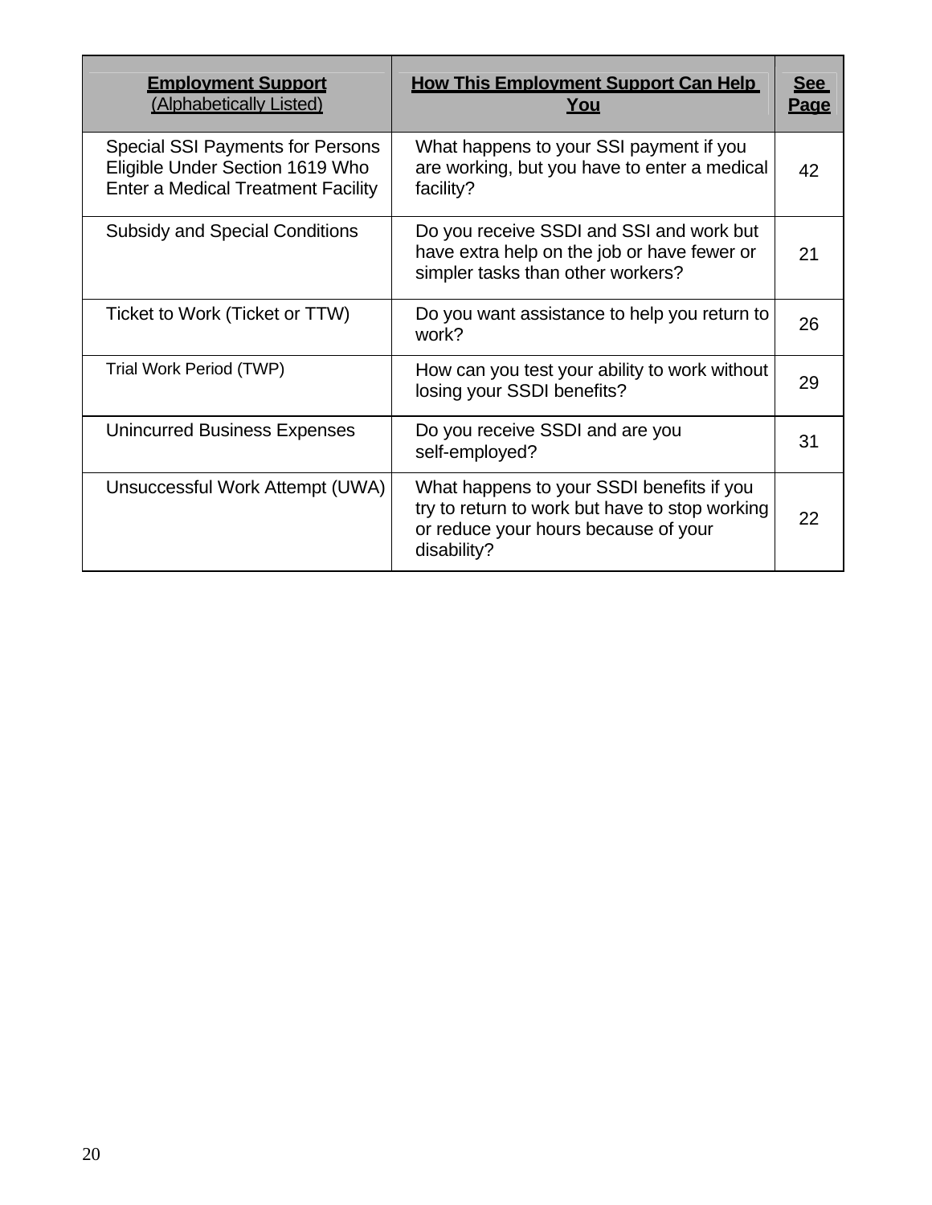| **Employment Support** (Alphabetically Listed) | **How This Employment Support Can Help You** | **See Page** |
| --- | --- | --- |
| Special SSI Payments for Persons Eligible Under Section 1619 Who Enter a Medical Treatment Facility | What happens to your SSI payment if you are working, but you have to enter a medical facility? | 42 |
| Subsidy and Special Conditions | Do you receive SSDI and SSI and work but have extra help on the job or have fewer or simpler tasks than other workers? | 21 |
| Ticket to Work (Ticket or TTW) | Do you want assistance to help you return to work? | 26 |
| Trial Work Period (TWP) | How can you test your ability to work without losing your SSDI benefits? | 29 |
| Unincurred Business Expenses | Do you receive SSDI and are you self-employed? | 31 |
| Unsuccessful Work Attempt (UWA) | What happens to your SSDI benefits if you try to return to work but have to stop working or reduce your hours because of your disability? | 22 |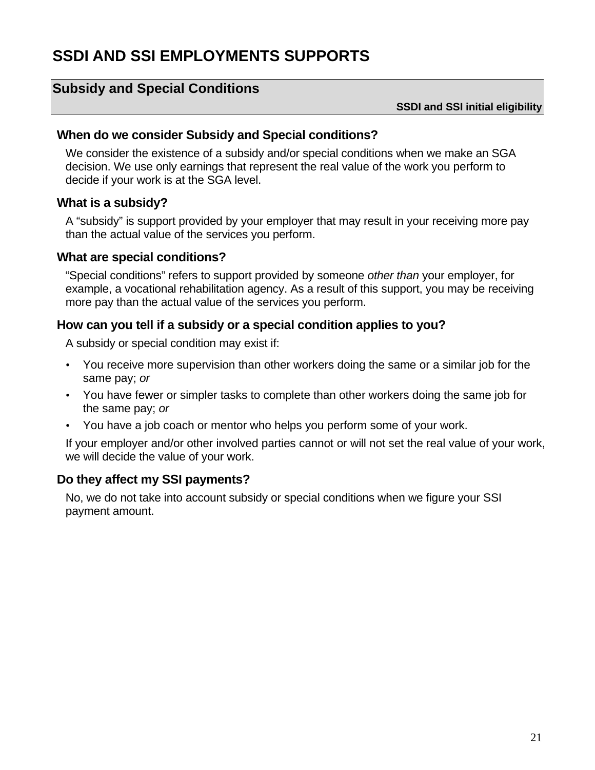# SSDI AND SSI EMPLOYMENTS SUPPORTS

## Subsidy and Special Conditions

**SSDI and SSI initial eligibility**

### When do we consider Subsidy and Special conditions?

We consider the existence of a subsidy and/or special conditions when we make an SGA decision. We use only earnings that represent the real value of the work you perform to decide if your work is at the SGA level.

### What is a subsidy?

A "subsidy" is support provided by your employer that may result in your receiving more pay than the actual value of the services you perform.

### What are special conditions?

"Special conditions" refers to support provided by someone *other than* your employer, for example, a vocational rehabilitation agency. As a result of this support, you may be receiving more pay than the actual value of the services you perform.

### How can you tell if a subsidy or a special condition applies to you?

A subsidy or special condition may exist if:

- You receive more supervision than other workers doing the same or a similar job for the same pay; *or*
- You have fewer or simpler tasks to complete than other workers doing the same job for the same pay; *or*
- You have a job coach or mentor who helps you perform some of your work.

If your employer and/or other involved parties cannot or will not set the real value of your work, we will decide the value of your work.

### Do they affect my SSI payments?

No, we do not take into account subsidy or special conditions when we figure your SSI payment amount.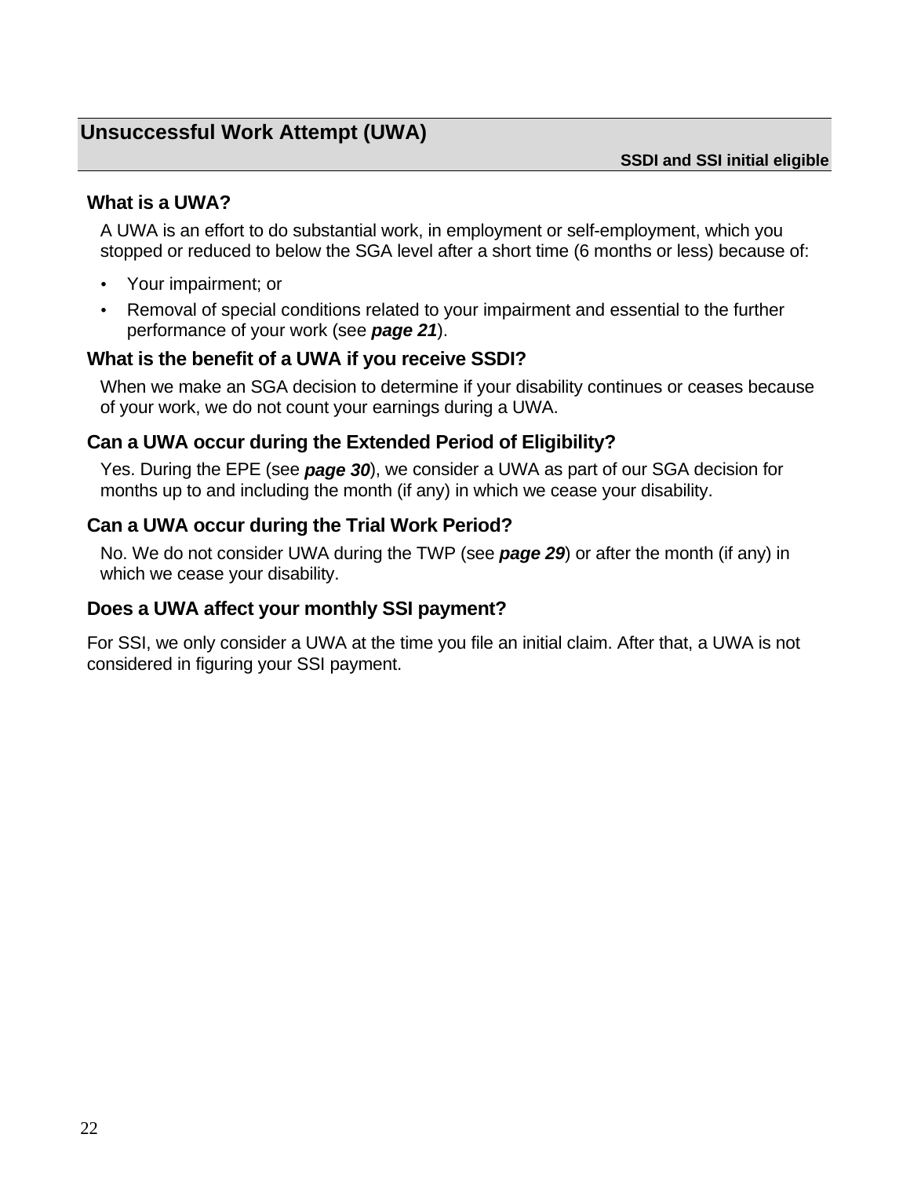## Unsuccessful Work Attempt (UWA)

**SSDI and SSI initial eligible**

### What is a UWA?

A UWA is an effort to do substantial work, in employment or self-employment, which you stopped or reduced to below the SGA level after a short time (6 months or less) because of:

- Your impairment; or
- Removal of special conditions related to your impairment and essential to the further performance of your work (see ***page 21***).

### What is the benefit of a UWA if you receive SSDI?

When we make an SGA decision to determine if your disability continues or ceases because of your work, we do not count your earnings during a UWA.

### Can a UWA occur during the Extended Period of Eligibility?

Yes. During the EPE (see ***page 30***), we consider a UWA as part of our SGA decision for months up to and including the month (if any) in which we cease your disability.

### Can a UWA occur during the Trial Work Period?

No. We do not consider UWA during the TWP (see ***page 29***) or after the month (if any) in which we cease your disability.

### Does a UWA affect your monthly SSI payment?

For SSI, we only consider a UWA at the time you file an initial claim. After that, a UWA is not considered in figuring your SSI payment.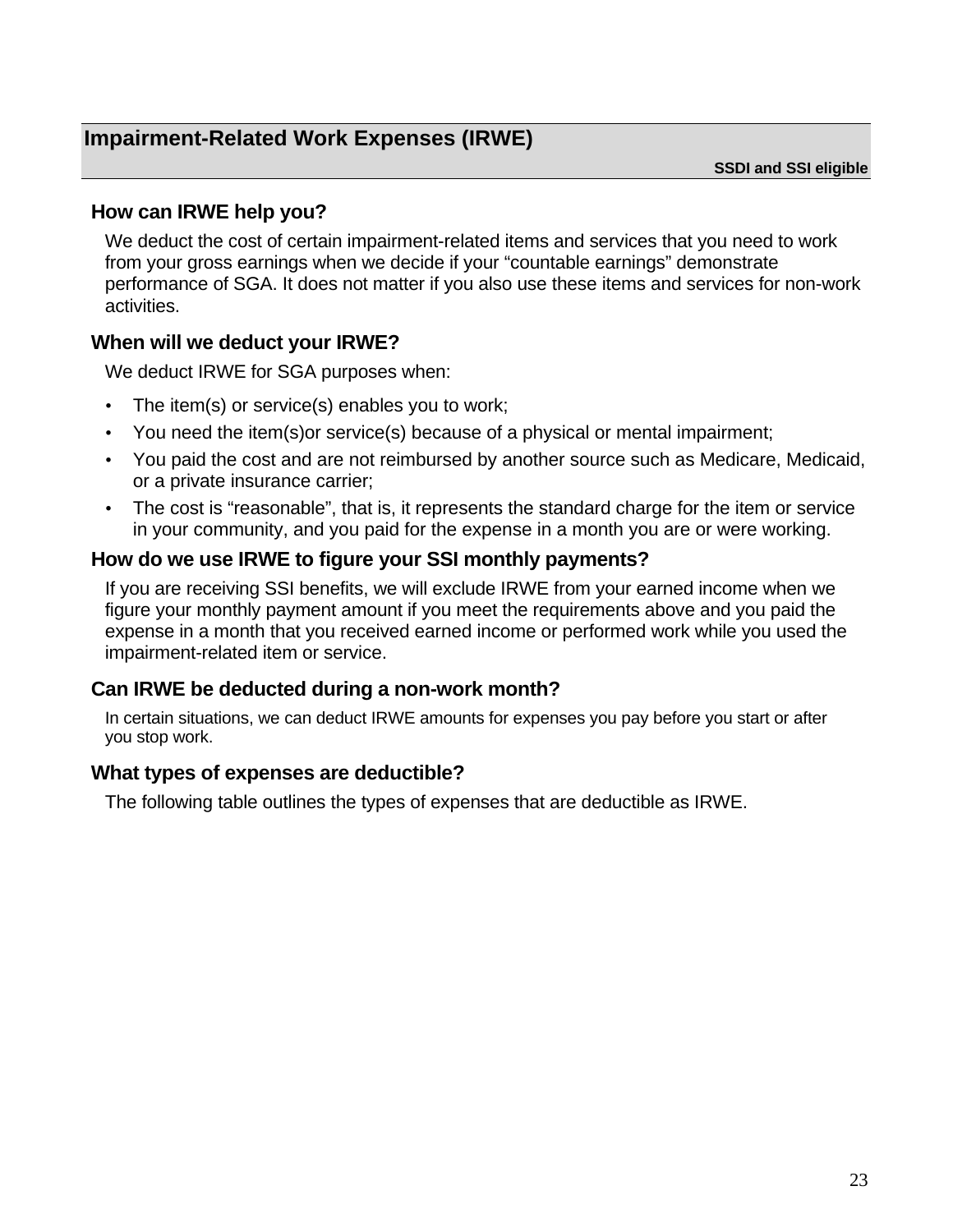## Impairment-Related Work Expenses (IRWE)

**SSDI and SSI eligible**

### How can IRWE help you?

We deduct the cost of certain impairment-related items and services that you need to work from your gross earnings when we decide if your “countable earnings” demonstrate performance of SGA. It does not matter if you also use these items and services for non-work activities.

### When will we deduct your IRWE?

We deduct IRWE for SGA purposes when:

- The item(s) or service(s) enables you to work;
- You need the item(s)or service(s) because of a physical or mental impairment;
- You paid the cost and are not reimbursed by another source such as Medicare, Medicaid, or a private insurance carrier;
- The cost is “reasonable”, that is, it represents the standard charge for the item or service in your community, and you paid for the expense in a month you are or were working.

### How do we use IRWE to figure your SSI monthly payments?

If you are receiving SSI benefits, we will exclude IRWE from your earned income when we figure your monthly payment amount if you meet the requirements above and you paid the expense in a month that you received earned income or performed work while you used the impairment-related item or service.

### Can IRWE be deducted during a non-work month?

In certain situations, we can deduct IRWE amounts for expenses you pay before you start or after you stop work.

### What types of expenses are deductible?

The following table outlines the types of expenses that are deductible as IRWE.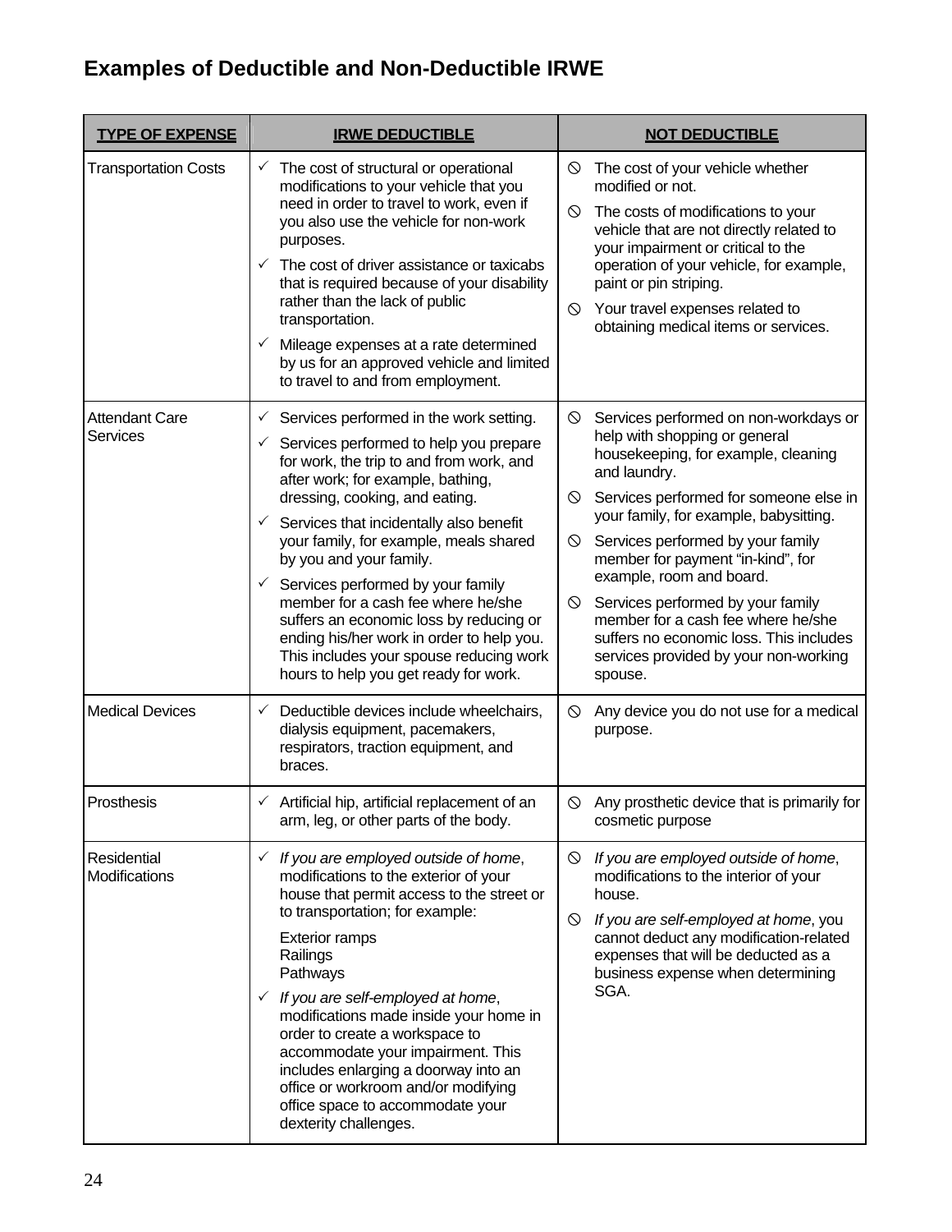## Examples of Deductible and Non-Deductible IRWE

| TYPE OF EXPENSE | IRWE DEDUCTIBLE | NOT DEDUCTIBLE |
|---|---|---|
| Transportation Costs | ✓ The cost of structural or operational modifications to your vehicle that you need in order to travel to work, even if you also use the vehicle for non-work purposes.<br>✓ The cost of driver assistance or taxicabs that is required because of your disability rather than the lack of public transportation.<br>✓ Mileage expenses at a rate determined by us for an approved vehicle and limited to travel to and from employment. | ⊘ The cost of your vehicle whether modified or not.<br>⊘ The costs of modifications to your vehicle that are not directly related to your impairment or critical to the operation of your vehicle, for example, paint or pin striping.<br>⊘ Your travel expenses related to obtaining medical items or services. |
| Attendant Care Services | ✓ Services performed in the work setting.<br>✓ Services performed to help you prepare for work, the trip to and from work, and after work; for example, bathing, dressing, cooking, and eating.<br>✓ Services that incidentally also benefit your family, for example, meals shared by you and your family.<br>✓ Services performed by your family member for a cash fee where he/she suffers an economic loss by reducing or ending his/her work in order to help you. This includes your spouse reducing work hours to help you get ready for work. | ⊘ Services performed on non-workdays or help with shopping or general housekeeping, for example, cleaning and laundry.<br>⊘ Services performed for someone else in your family, for example, babysitting.<br>⊘ Services performed by your family member for payment "in-kind", for example, room and board.<br>⊘ Services performed by your family member for a cash fee where he/she suffers no economic loss. This includes services provided by your non-working spouse. |
| Medical Devices | ✓ Deductible devices include wheelchairs, dialysis equipment, pacemakers, respirators, traction equipment, and braces. | ⊘ Any device you do not use for a medical purpose. |
| Prosthesis | ✓ Artificial hip, artificial replacement of an arm, leg, or other parts of the body. | ⊘ Any prosthetic device that is primarily for cosmetic purpose |
| Residential Modifications | ✓ *If you are employed outside of home*, modifications to the exterior of your house that permit access to the street or to transportation; for example:<br>Exterior ramps<br>Railings<br>Pathways<br>✓ *If you are self-employed at home*, modifications made inside your home in order to create a workspace to accommodate your impairment. This includes enlarging a doorway into an office or workroom and/or modifying office space to accommodate your dexterity challenges. | ⊘ *If you are employed outside of home*, modifications to the interior of your house.<br>⊘ *If you are self-employed at home*, you cannot deduct any modification-related expenses that will be deducted as a business expense when determining SGA. |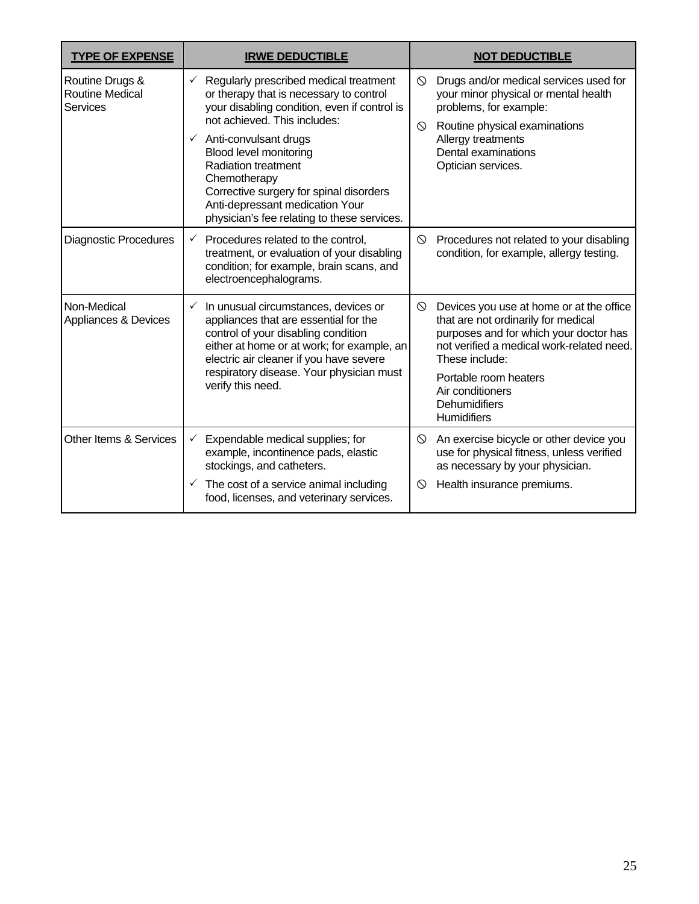| TYPE OF EXPENSE | IRWE DEDUCTIBLE | NOT DEDUCTIBLE |
|---|---|---|
| Routine Drugs & Routine Medical Services | ✓ Regularly prescribed medical treatment or therapy that is necessary to control your disabling condition, even if control is not achieved. This includes:<br>✓ Anti-convulsant drugs<br>Blood level monitoring<br>Radiation treatment<br>Chemotherapy<br>Corrective surgery for spinal disorders<br>Anti-depressant medication Your physician's fee relating to these services. | ⦸ Drugs and/or medical services used for your minor physical or mental health problems, for example:<br>⦸ Routine physical examinations<br>Allergy treatments<br>Dental examinations<br>Optician services. |
| Diagnostic Procedures | ✓ Procedures related to the control, treatment, or evaluation of your disabling condition; for example, brain scans, and electroencephalograms. | ⦸ Procedures not related to your disabling condition, for example, allergy testing. |
| Non-Medical Appliances & Devices | ✓ In unusual circumstances, devices or appliances that are essential for the control of your disabling condition either at home or at work; for example, an electric air cleaner if you have severe respiratory disease. Your physician must verify this need. | ⦸ Devices you use at home or at the office that are not ordinarily for medical purposes and for which your doctor has not verified a medical work-related need. These include:<br>Portable room heaters<br>Air conditioners<br>Dehumidifiers<br>Humidifiers |
| Other Items & Services | ✓ Expendable medical supplies; for example, incontinence pads, elastic stockings, and catheters.<br>✓ The cost of a service animal including food, licenses, and veterinary services. | ⦸ An exercise bicycle or other device you use for physical fitness, unless verified as necessary by your physician.<br>⦸ Health insurance premiums. |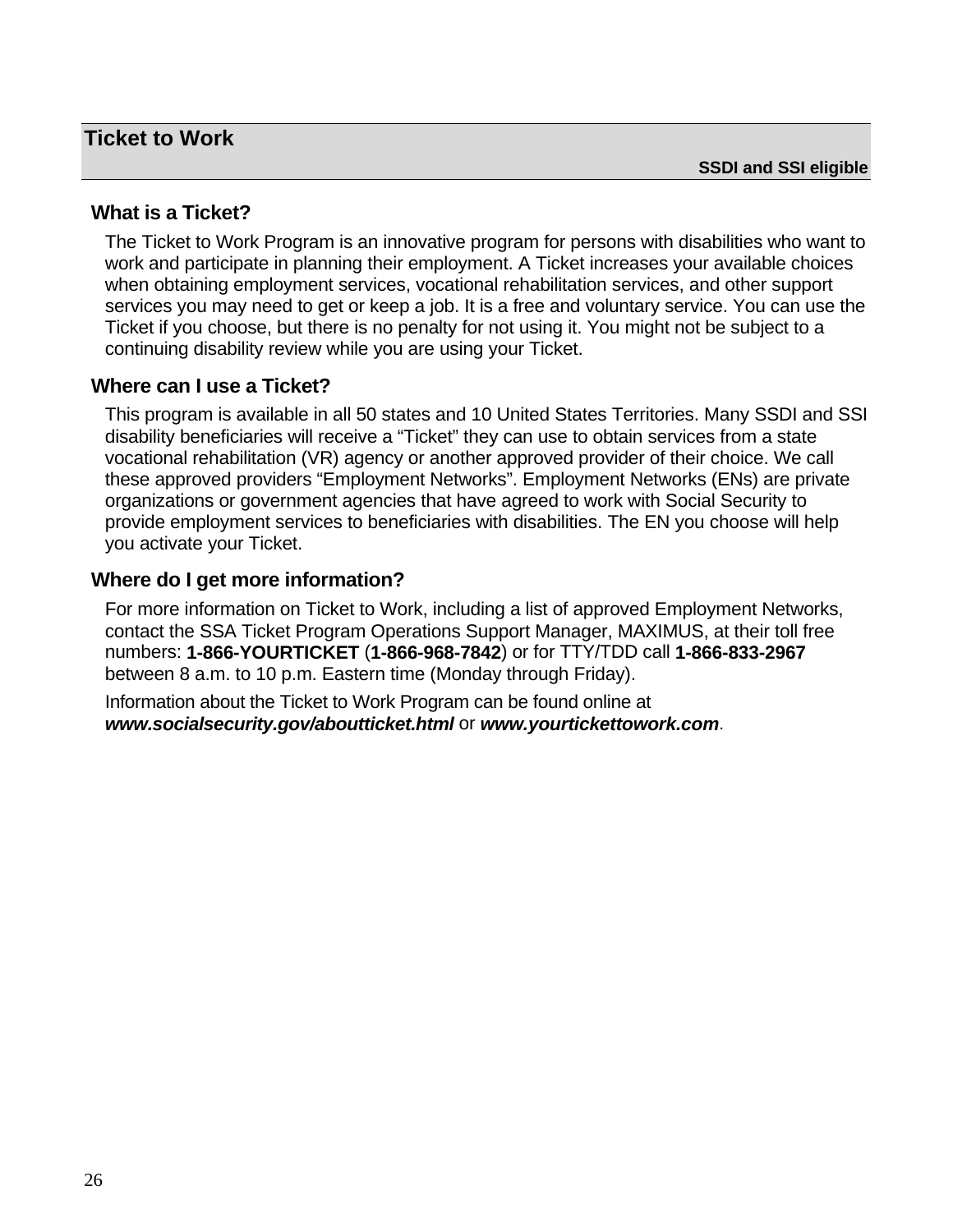## Ticket to Work

**SSDI and SSI eligible**

### What is a Ticket?

The Ticket to Work Program is an innovative program for persons with disabilities who want to work and participate in planning their employment. A Ticket increases your available choices when obtaining employment services, vocational rehabilitation services, and other support services you may need to get or keep a job. It is a free and voluntary service. You can use the Ticket if you choose, but there is no penalty for not using it. You might not be subject to a continuing disability review while you are using your Ticket.

### Where can I use a Ticket?

This program is available in all 50 states and 10 United States Territories. Many SSDI and SSI disability beneficiaries will receive a "Ticket" they can use to obtain services from a state vocational rehabilitation (VR) agency or another approved provider of their choice. We call these approved providers "Employment Networks". Employment Networks (ENs) are private organizations or government agencies that have agreed to work with Social Security to provide employment services to beneficiaries with disabilities. The EN you choose will help you activate your Ticket.

### Where do I get more information?

For more information on Ticket to Work, including a list of approved Employment Networks, contact the SSA Ticket Program Operations Support Manager, MAXIMUS, at their toll free numbers: **1-866-YOURTICKET** (**1-866-968-7842**) or for TTY/TDD call **1-866-833-2967** between 8 a.m. to 10 p.m. Eastern time (Monday through Friday).

Information about the Ticket to Work Program can be found online at ***www.socialsecurity.gov/aboutticket.html*** or ***www.yourtickettowork.com***.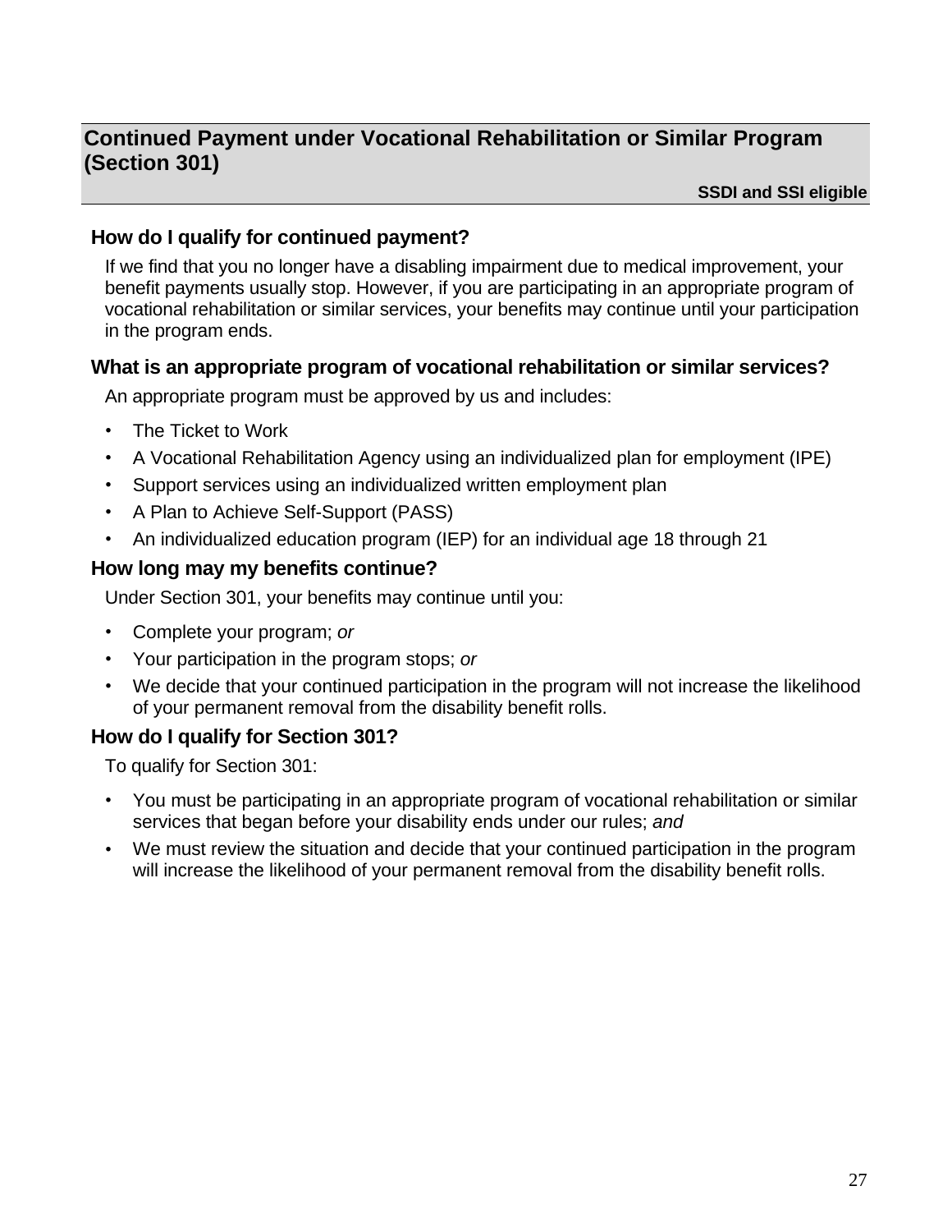## Continued Payment under Vocational Rehabilitation or Similar Program (Section 301)

**SSDI and SSI eligible**

### How do I qualify for continued payment?

If we find that you no longer have a disabling impairment due to medical improvement, your benefit payments usually stop. However, if you are participating in an appropriate program of vocational rehabilitation or similar services, your benefits may continue until your participation in the program ends.

### What is an appropriate program of vocational rehabilitation or similar services?

An appropriate program must be approved by us and includes:

- The Ticket to Work
- A Vocational Rehabilitation Agency using an individualized plan for employment (IPE)
- Support services using an individualized written employment plan
- A Plan to Achieve Self-Support (PASS)
- An individualized education program (IEP) for an individual age 18 through 21

### How long may my benefits continue?

Under Section 301, your benefits may continue until you:

- Complete your program; *or*
- Your participation in the program stops; *or*
- We decide that your continued participation in the program will not increase the likelihood of your permanent removal from the disability benefit rolls.

### How do I qualify for Section 301?

To qualify for Section 301:

- You must be participating in an appropriate program of vocational rehabilitation or similar services that began before your disability ends under our rules; *and*
- We must review the situation and decide that your continued participation in the program will increase the likelihood of your permanent removal from the disability benefit rolls.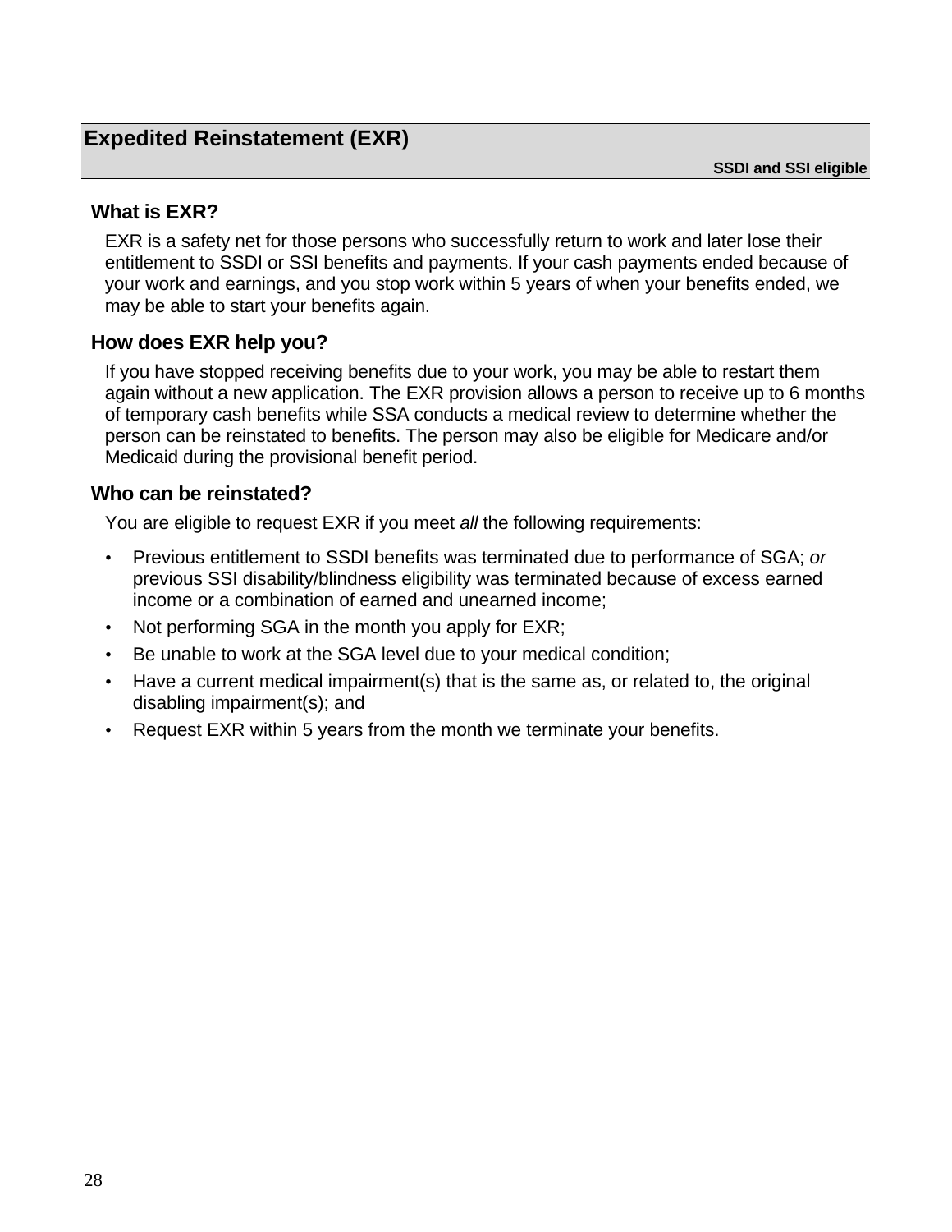## Expedited Reinstatement (EXR)

**SSDI and SSI eligible**

### What is EXR?

EXR is a safety net for those persons who successfully return to work and later lose their entitlement to SSDI or SSI benefits and payments. If your cash payments ended because of your work and earnings, and you stop work within 5 years of when your benefits ended, we may be able to start your benefits again.

### How does EXR help you?

If you have stopped receiving benefits due to your work, you may be able to restart them again without a new application. The EXR provision allows a person to receive up to 6 months of temporary cash benefits while SSA conducts a medical review to determine whether the person can be reinstated to benefits. The person may also be eligible for Medicare and/or Medicaid during the provisional benefit period.

### Who can be reinstated?

You are eligible to request EXR if you meet *all* the following requirements:

- Previous entitlement to SSDI benefits was terminated due to performance of SGA; *or* previous SSI disability/blindness eligibility was terminated because of excess earned income or a combination of earned and unearned income;
- Not performing SGA in the month you apply for EXR;
- Be unable to work at the SGA level due to your medical condition;
- Have a current medical impairment(s) that is the same as, or related to, the original disabling impairment(s); and
- Request EXR within 5 years from the month we terminate your benefits.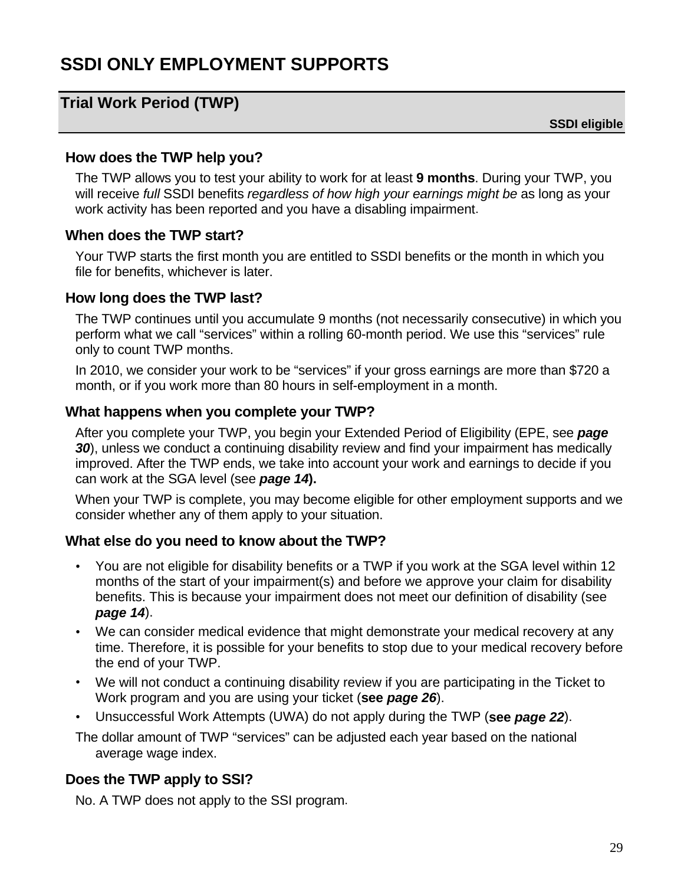# SSDI ONLY EMPLOYMENT SUPPORTS

## Trial Work Period (TWP)

**SSDI eligible**

### How does the TWP help you?

The TWP allows you to test your ability to work for at least **9 months**. During your TWP, you will receive *full* SSDI benefits *regardless of how high your earnings might be* as long as your work activity has been reported and you have a disabling impairment.

### When does the TWP start?

Your TWP starts the first month you are entitled to SSDI benefits or the month in which you file for benefits, whichever is later.

### How long does the TWP last?

The TWP continues until you accumulate 9 months (not necessarily consecutive) in which you perform what we call "services" within a rolling 60-month period. We use this "services" rule only to count TWP months.

In 2010, we consider your work to be "services" if your gross earnings are more than $720 a month, or if you work more than 80 hours in self-employment in a month.

### What happens when you complete your TWP?

After you complete your TWP, you begin your Extended Period of Eligibility (EPE, see ***page 30***), unless we conduct a continuing disability review and find your impairment has medically improved. After the TWP ends, we take into account your work and earnings to decide if you can work at the SGA level (see ***page 14*****).**

When your TWP is complete, you may become eligible for other employment supports and we consider whether any of them apply to your situation.

### What else do you need to know about the TWP?

- You are not eligible for disability benefits or a TWP if you work at the SGA level within 12 months of the start of your impairment(s) and before we approve your claim for disability benefits. This is because your impairment does not meet our definition of disability (see ***page 14***).
- We can consider medical evidence that might demonstrate your medical recovery at any time. Therefore, it is possible for your benefits to stop due to your medical recovery before the end of your TWP.
- We will not conduct a continuing disability review if you are participating in the Ticket to Work program and you are using your ticket (**see *page 26***).
- Unsuccessful Work Attempts (UWA) do not apply during the TWP (**see *page 22***).

The dollar amount of TWP "services" can be adjusted each year based on the national average wage index.

### Does the TWP apply to SSI?

No. A TWP does not apply to the SSI program.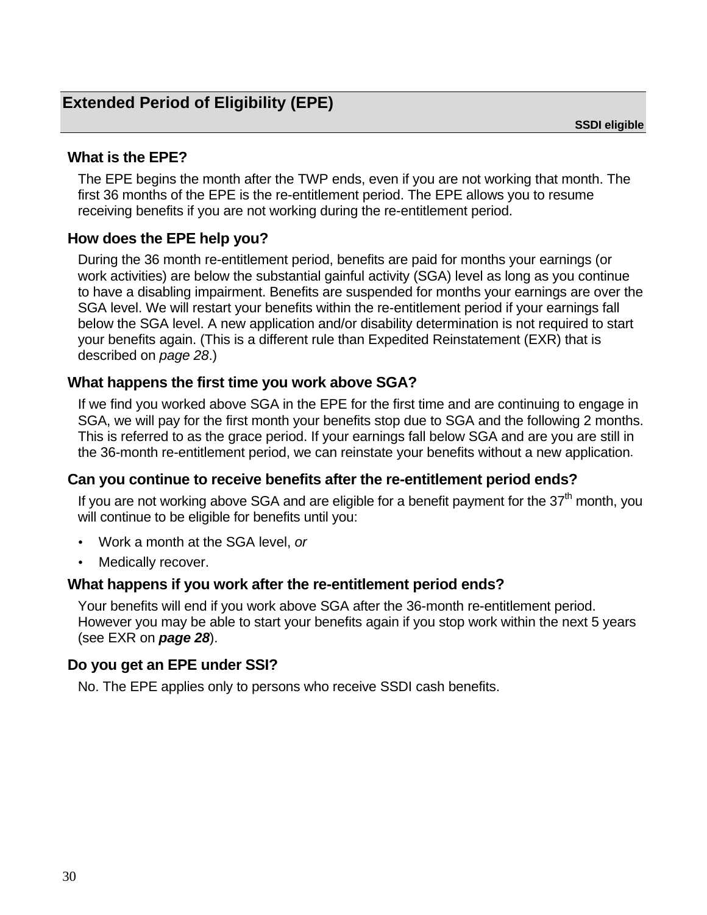## Extended Period of Eligibility (EPE)

**SSDI eligible**

### What is the EPE?

The EPE begins the month after the TWP ends, even if you are not working that month. The first 36 months of the EPE is the re-entitlement period. The EPE allows you to resume receiving benefits if you are not working during the re-entitlement period.

### How does the EPE help you?

During the 36 month re-entitlement period, benefits are paid for months your earnings (or work activities) are below the substantial gainful activity (SGA) level as long as you continue to have a disabling impairment. Benefits are suspended for months your earnings are over the SGA level. We will restart your benefits within the re-entitlement period if your earnings fall below the SGA level. A new application and/or disability determination is not required to start your benefits again. (This is a different rule than Expedited Reinstatement (EXR) that is described on *page 28*.)

### What happens the first time you work above SGA?

If we find you worked above SGA in the EPE for the first time and are continuing to engage in SGA, we will pay for the first month your benefits stop due to SGA and the following 2 months. This is referred to as the grace period. If your earnings fall below SGA and are you are still in the 36-month re-entitlement period, we can reinstate your benefits without a new application.

### Can you continue to receive benefits after the re-entitlement period ends?

If you are not working above SGA and are eligible for a benefit payment for the 37th month, you will continue to be eligible for benefits until you:

- Work a month at the SGA level, *or*
- Medically recover.

### What happens if you work after the re-entitlement period ends?

Your benefits will end if you work above SGA after the 36-month re-entitlement period. However you may be able to start your benefits again if you stop work within the next 5 years (see EXR on ***page 28***).

### Do you get an EPE under SSI?

No. The EPE applies only to persons who receive SSDI cash benefits.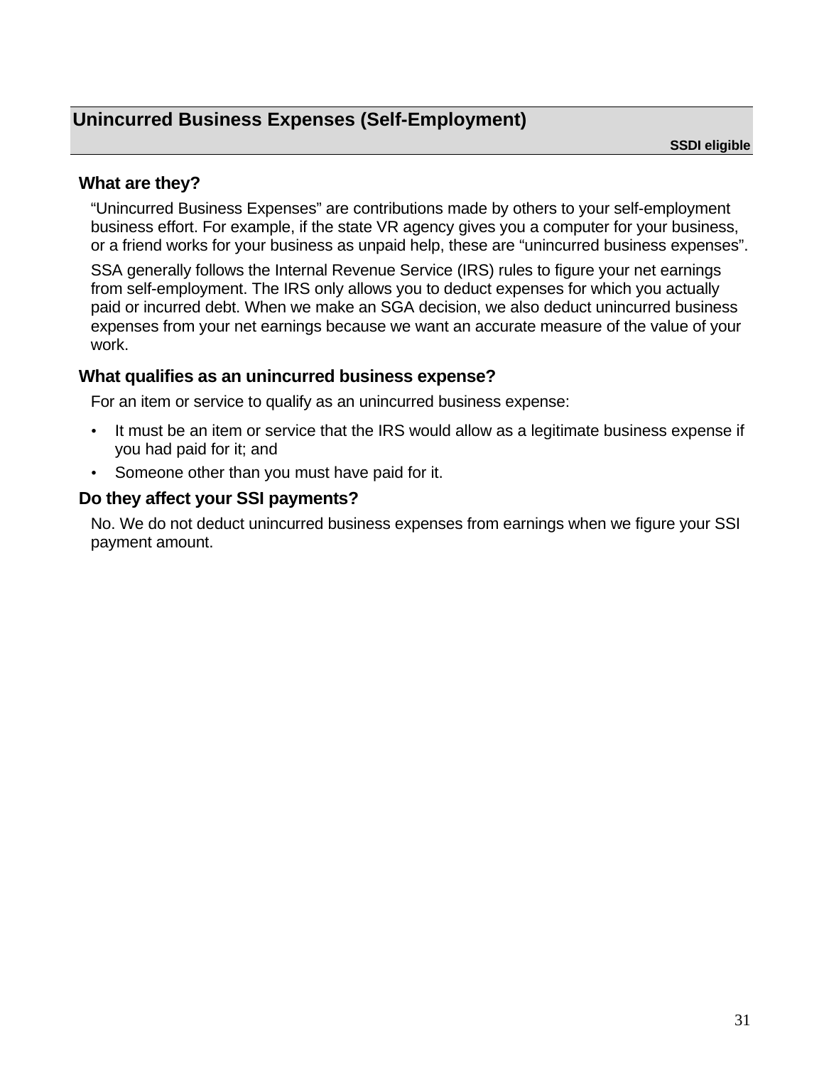## Unincurred Business Expenses (Self-Employment)

**SSDI eligible**

### What are they?

"Unincurred Business Expenses" are contributions made by others to your self-employment business effort. For example, if the state VR agency gives you a computer for your business, or a friend works for your business as unpaid help, these are "unincurred business expenses".

SSA generally follows the Internal Revenue Service (IRS) rules to figure your net earnings from self-employment. The IRS only allows you to deduct expenses for which you actually paid or incurred debt. When we make an SGA decision, we also deduct unincurred business expenses from your net earnings because we want an accurate measure of the value of your work.

### What qualifies as an unincurred business expense?

For an item or service to qualify as an unincurred business expense:

- It must be an item or service that the IRS would allow as a legitimate business expense if you had paid for it; and
- Someone other than you must have paid for it.

### Do they affect your SSI payments?

No. We do not deduct unincurred business expenses from earnings when we figure your SSI payment amount.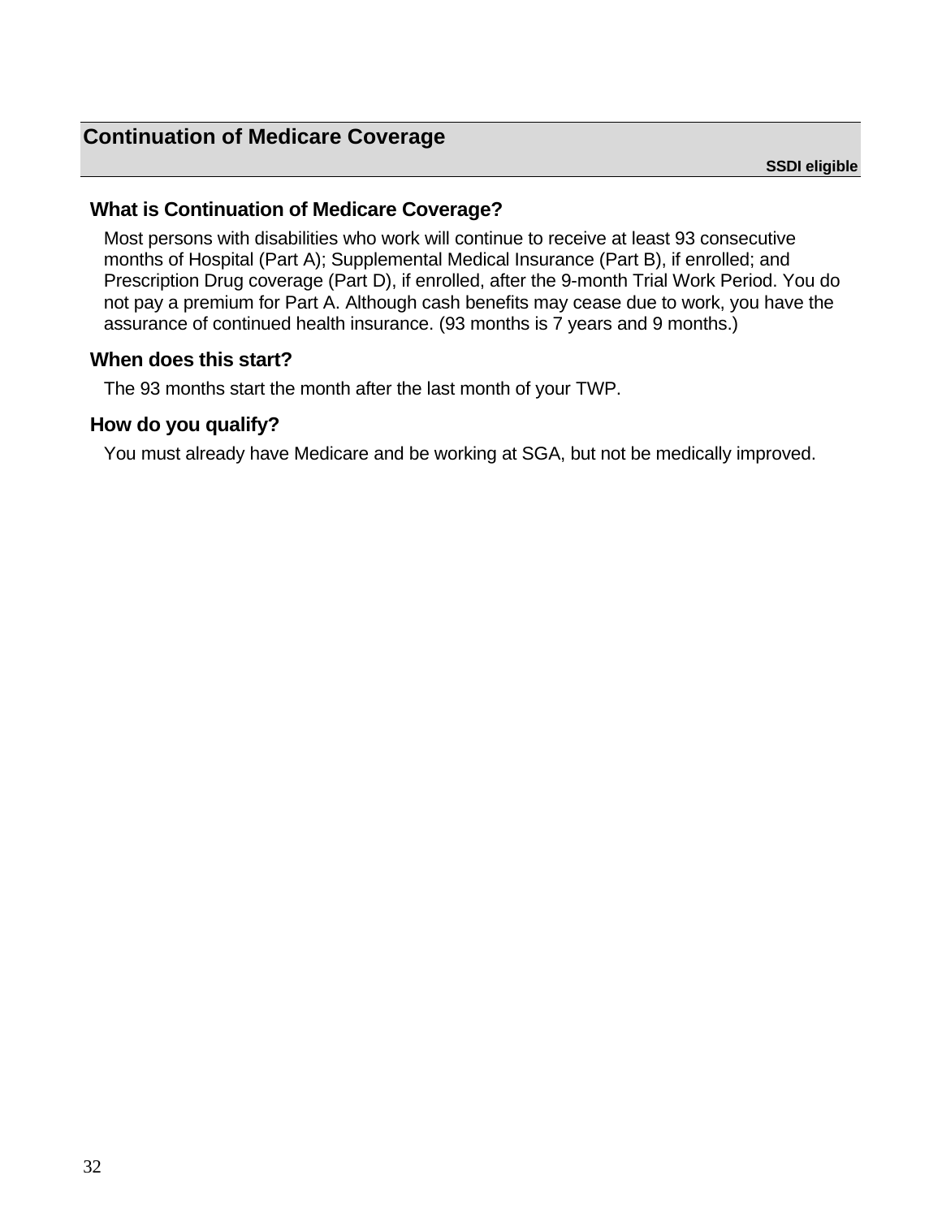## Continuation of Medicare Coverage

**SSDI eligible**

### What is Continuation of Medicare Coverage?

Most persons with disabilities who work will continue to receive at least 93 consecutive months of Hospital (Part A); Supplemental Medical Insurance (Part B), if enrolled; and Prescription Drug coverage (Part D), if enrolled, after the 9-month Trial Work Period. You do not pay a premium for Part A. Although cash benefits may cease due to work, you have the assurance of continued health insurance. (93 months is 7 years and 9 months.)

### When does this start?

The 93 months start the month after the last month of your TWP.

### How do you qualify?

You must already have Medicare and be working at SGA, but not be medically improved.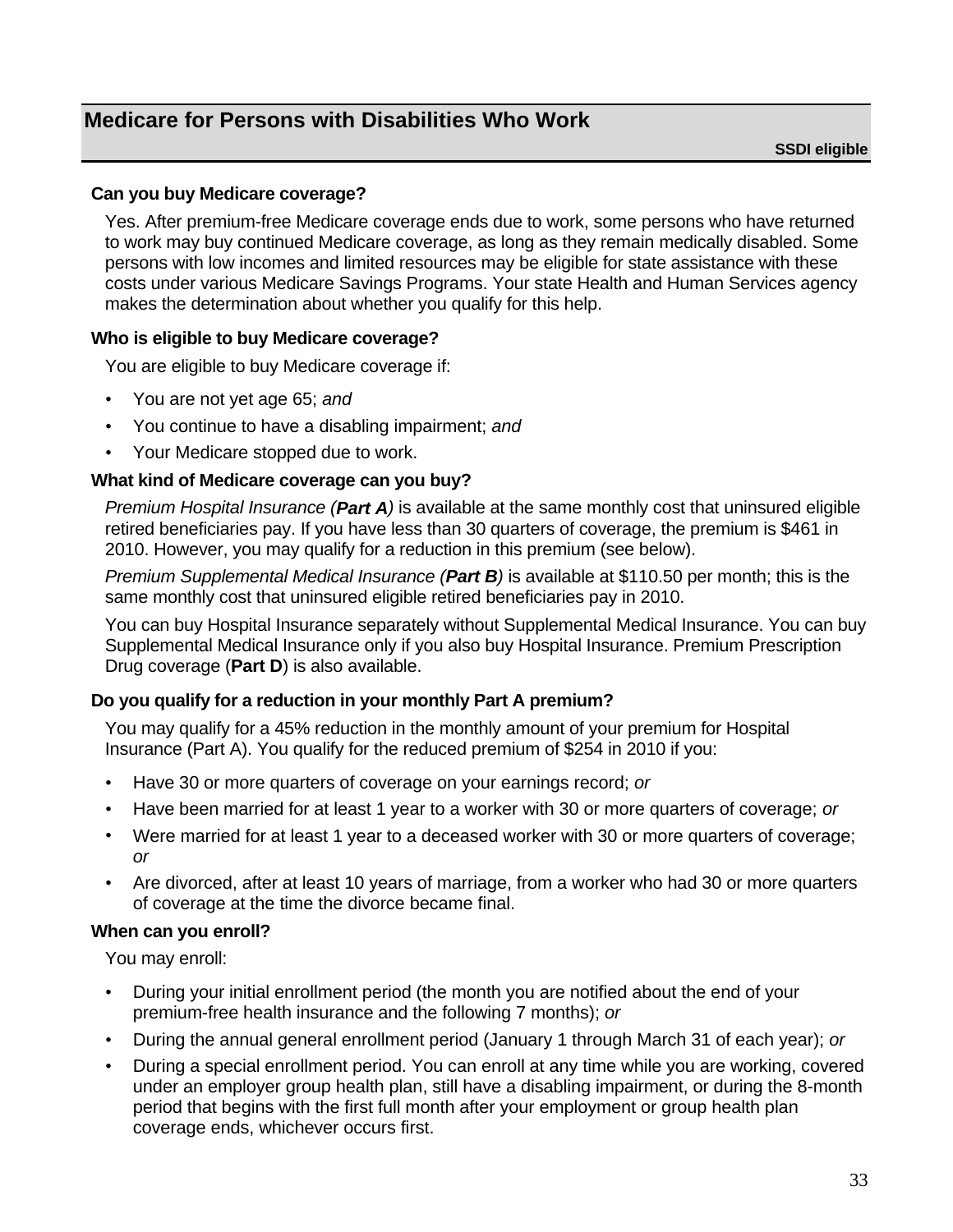## Medicare for Persons with Disabilities Who Work

**SSDI eligible**

### Can you buy Medicare coverage?

Yes. After premium-free Medicare coverage ends due to work, some persons who have returned to work may buy continued Medicare coverage, as long as they remain medically disabled. Some persons with low incomes and limited resources may be eligible for state assistance with these costs under various Medicare Savings Programs. Your state Health and Human Services agency makes the determination about whether you qualify for this help.

### Who is eligible to buy Medicare coverage?

You are eligible to buy Medicare coverage if:

- You are not yet age 65; *and*
- You continue to have a disabling impairment; *and*
- Your Medicare stopped due to work.

### What kind of Medicare coverage can you buy?

*Premium Hospital Insurance (**Part A**)* is available at the same monthly cost that uninsured eligible retired beneficiaries pay. If you have less than 30 quarters of coverage, the premium is $461 in 2010. However, you may qualify for a reduction in this premium (see below).

*Premium Supplemental Medical Insurance (**Part B**)* is available at $110.50 per month; this is the same monthly cost that uninsured eligible retired beneficiaries pay in 2010.

You can buy Hospital Insurance separately without Supplemental Medical Insurance. You can buy Supplemental Medical Insurance only if you also buy Hospital Insurance. Premium Prescription Drug coverage (**Part D**) is also available.

### Do you qualify for a reduction in your monthly Part A premium?

You may qualify for a 45% reduction in the monthly amount of your premium for Hospital Insurance (Part A). You qualify for the reduced premium of $254 in 2010 if you:

- Have 30 or more quarters of coverage on your earnings record; *or*
- Have been married for at least 1 year to a worker with 30 or more quarters of coverage; *or*
- Were married for at least 1 year to a deceased worker with 30 or more quarters of coverage; *or*
- Are divorced, after at least 10 years of marriage, from a worker who had 30 or more quarters of coverage at the time the divorce became final.

### When can you enroll?

You may enroll:

- During your initial enrollment period (the month you are notified about the end of your premium-free health insurance and the following 7 months); *or*
- During the annual general enrollment period (January 1 through March 31 of each year); *or*
- During a special enrollment period. You can enroll at any time while you are working, covered under an employer group health plan, still have a disabling impairment, or during the 8-month period that begins with the first full month after your employment or group health plan coverage ends, whichever occurs first.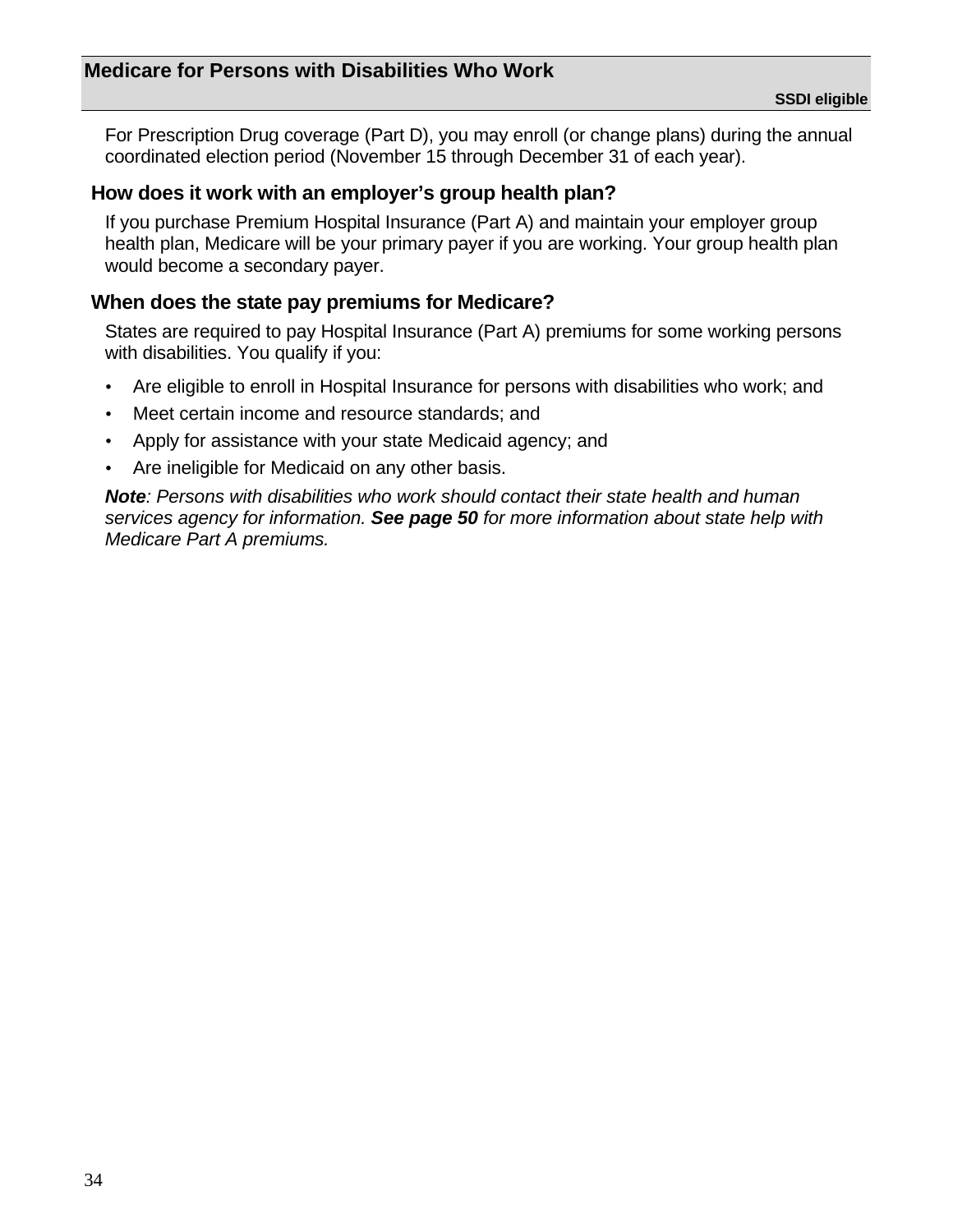## Medicare for Persons with Disabilities Who Work

**SSDI eligible**

For Prescription Drug coverage (Part D), you may enroll (or change plans) during the annual coordinated election period (November 15 through December 31 of each year).

### How does it work with an employer's group health plan?

If you purchase Premium Hospital Insurance (Part A) and maintain your employer group health plan, Medicare will be your primary payer if you are working. Your group health plan would become a secondary payer.

### When does the state pay premiums for Medicare?

States are required to pay Hospital Insurance (Part A) premiums for some working persons with disabilities. You qualify if you:

- Are eligible to enroll in Hospital Insurance for persons with disabilities who work; and
- Meet certain income and resource standards; and
- Apply for assistance with your state Medicaid agency; and
- Are ineligible for Medicaid on any other basis.

***Note**: Persons with disabilities who work should contact their state health and human services agency for information. **See page 50** for more information about state help with Medicare Part A premiums.*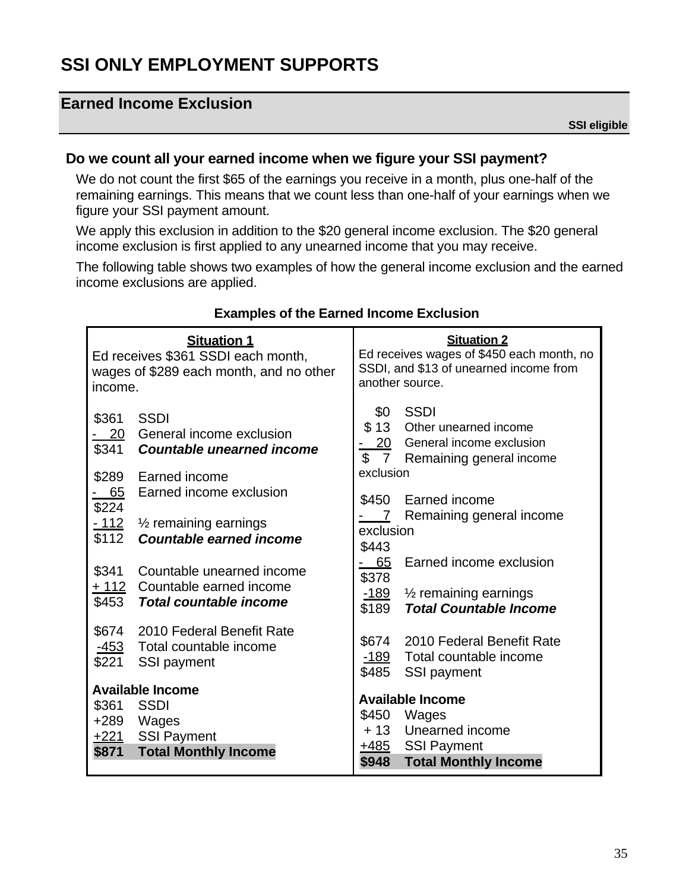# SSI ONLY EMPLOYMENT SUPPORTS

## Earned Income Exclusion

**SSI eligible**

### Do we count all your earned income when we figure your SSI payment?

We do not count the first $65 of the earnings you receive in a month, plus one-half of the remaining earnings. This means that we count less than one-half of your earnings when we figure your SSI payment amount.

We apply this exclusion in addition to the $20 general income exclusion. The $20 general income exclusion is first applied to any unearned income that you may receive.

The following table shows two examples of how the general income exclusion and the earned income exclusions are applied.

**Examples of the Earned Income Exclusion**

| **Situation 1** | | **Situation 2** | |
|---|---|---|---|
| Ed receives $361 SSDI each month, wages of $289 each month, and no other income. | | Ed receives wages of $450 each month, no SSDI, and $13 of unearned income from another source. | |
| $361 | SSDI | $0 | SSDI |
| - 20 | General income exclusion | $ 13 | Other unearned income |
| $341 | ***Countable unearned income*** | - 20 | General income exclusion |
| | | $ 7 | Remaining general income exclusion |
| $289 | Earned income | $450 | Earned income |
| - 65 | Earned income exclusion | - 7 | Remaining general income exclusion |
| $224 | | $443 | |
| - 112 | ½ remaining earnings | - 65 | Earned income exclusion |
| $112 | ***Countable earned income*** | $378 | |
| | | -189 | ½ remaining earnings |
| | | $189 | ***Total Countable Income*** |
| $341 | Countable unearned income | | |
| + 112 | Countable earned income | | |
| $453 | ***Total countable income*** | | |
| $674 | 2010 Federal Benefit Rate | $674 | 2010 Federal Benefit Rate |
| -453 | Total countable income | -189 | Total countable income |
| $221 | SSI payment | $485 | SSI payment |
| **Available Income** | | **Available Income** | |
| $361 | SSDI | $450 | Wages |
| +289 | Wages | + 13 | Unearned income |
| +221 | SSI Payment | +485 | SSI Payment |
| **$871** | **Total Monthly Income** | **$948** | **Total Monthly Income** |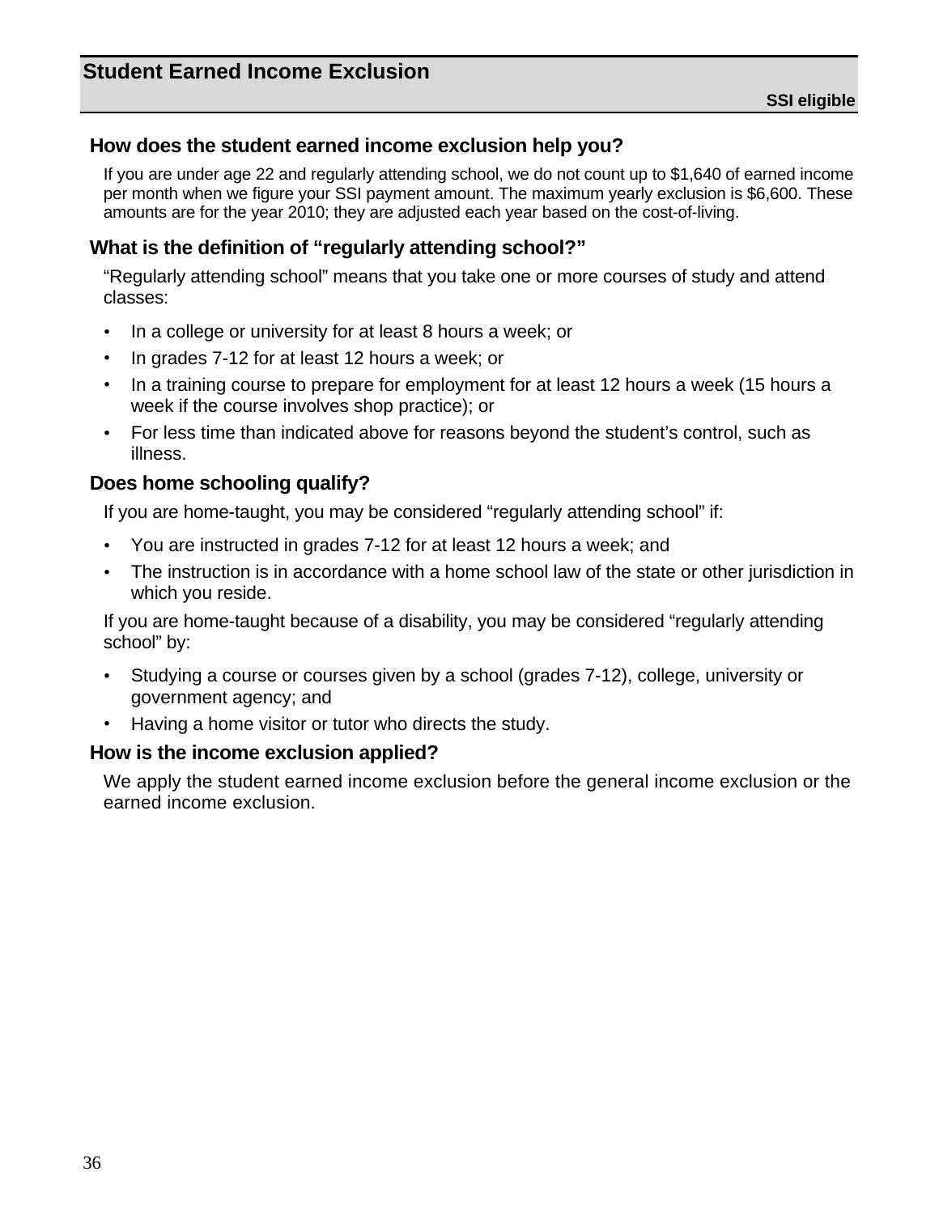## Student Earned Income Exclusion

**SSI eligible**

### How does the student earned income exclusion help you?

If you are under age 22 and regularly attending school, we do not count up to $1,640 of earned income per month when we figure your SSI payment amount. The maximum yearly exclusion is $6,600. These amounts are for the year 2010; they are adjusted each year based on the cost-of-living.

### What is the definition of "regularly attending school?"

"Regularly attending school" means that you take one or more courses of study and attend classes:

- In a college or university for at least 8 hours a week; or
- In grades 7-12 for at least 12 hours a week; or
- In a training course to prepare for employment for at least 12 hours a week (15 hours a week if the course involves shop practice); or
- For less time than indicated above for reasons beyond the student's control, such as illness.

### Does home schooling qualify?

If you are home-taught, you may be considered "regularly attending school" if:

- You are instructed in grades 7-12 for at least 12 hours a week; and
- The instruction is in accordance with a home school law of the state or other jurisdiction in which you reside.

If you are home-taught because of a disability, you may be considered "regularly attending school" by:

- Studying a course or courses given by a school (grades 7-12), college, university or government agency; and
- Having a home visitor or tutor who directs the study.

### How is the income exclusion applied?

We apply the student earned income exclusion before the general income exclusion or the earned income exclusion.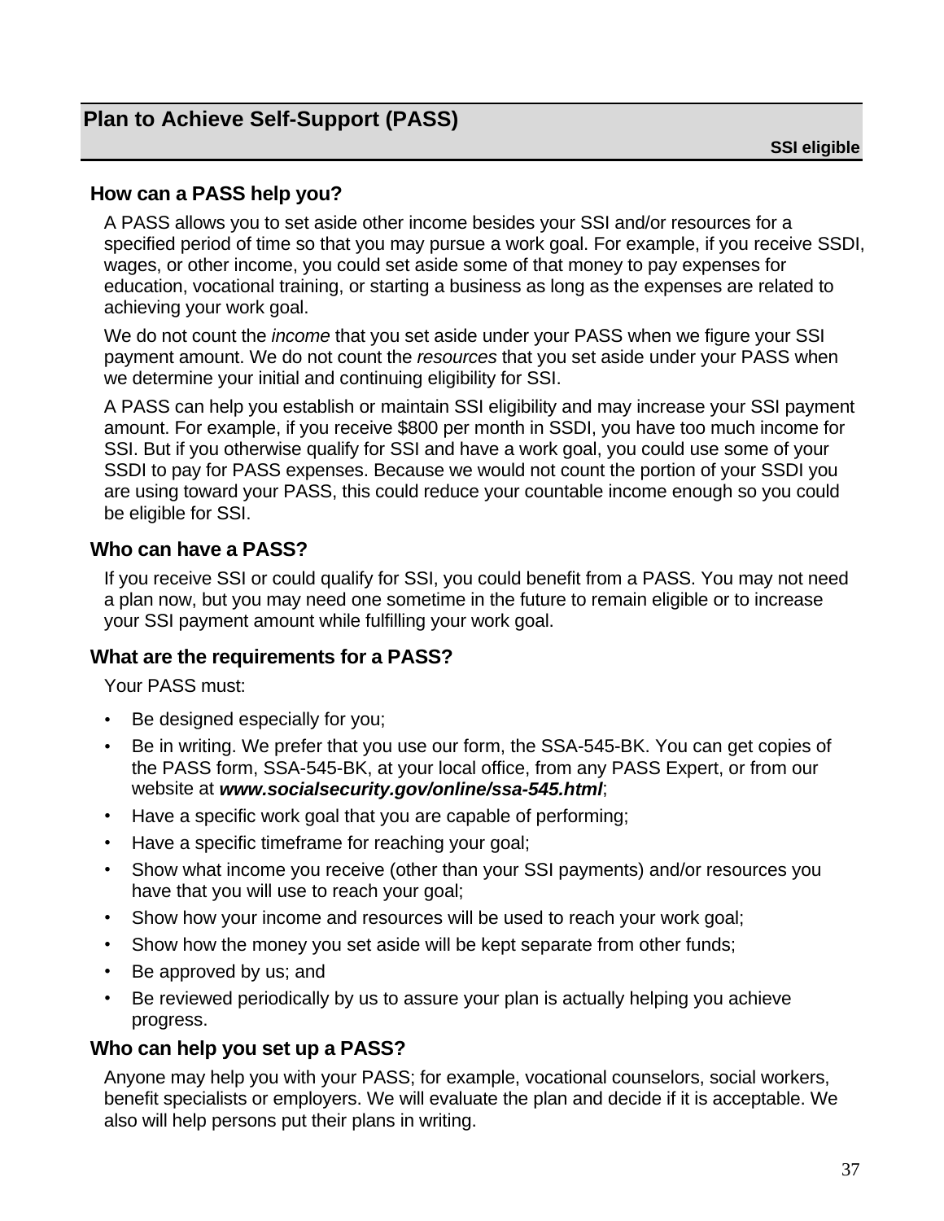## Plan to Achieve Self-Support (PASS)

**SSI eligible**

### How can a PASS help you?

A PASS allows you to set aside other income besides your SSI and/or resources for a specified period of time so that you may pursue a work goal. For example, if you receive SSDI, wages, or other income, you could set aside some of that money to pay expenses for education, vocational training, or starting a business as long as the expenses are related to achieving your work goal.

We do not count the *income* that you set aside under your PASS when we figure your SSI payment amount. We do not count the *resources* that you set aside under your PASS when we determine your initial and continuing eligibility for SSI.

A PASS can help you establish or maintain SSI eligibility and may increase your SSI payment amount. For example, if you receive $800 per month in SSDI, you have too much income for SSI. But if you otherwise qualify for SSI and have a work goal, you could use some of your SSDI to pay for PASS expenses. Because we would not count the portion of your SSDI you are using toward your PASS, this could reduce your countable income enough so you could be eligible for SSI.

### Who can have a PASS?

If you receive SSI or could qualify for SSI, you could benefit from a PASS. You may not need a plan now, but you may need one sometime in the future to remain eligible or to increase your SSI payment amount while fulfilling your work goal.

### What are the requirements for a PASS?

Your PASS must:

- Be designed especially for you;
- Be in writing. We prefer that you use our form, the SSA-545-BK. You can get copies of the PASS form, SSA-545-BK, at your local office, from any PASS Expert, or from our website at ***www.socialsecurity.gov/online/ssa-545.html***;
- Have a specific work goal that you are capable of performing;
- Have a specific timeframe for reaching your goal;
- Show what income you receive (other than your SSI payments) and/or resources you have that you will use to reach your goal;
- Show how your income and resources will be used to reach your work goal;
- Show how the money you set aside will be kept separate from other funds;
- Be approved by us; and
- Be reviewed periodically by us to assure your plan is actually helping you achieve progress.

### Who can help you set up a PASS?

Anyone may help you with your PASS; for example, vocational counselors, social workers, benefit specialists or employers. We will evaluate the plan and decide if it is acceptable. We also will help persons put their plans in writing.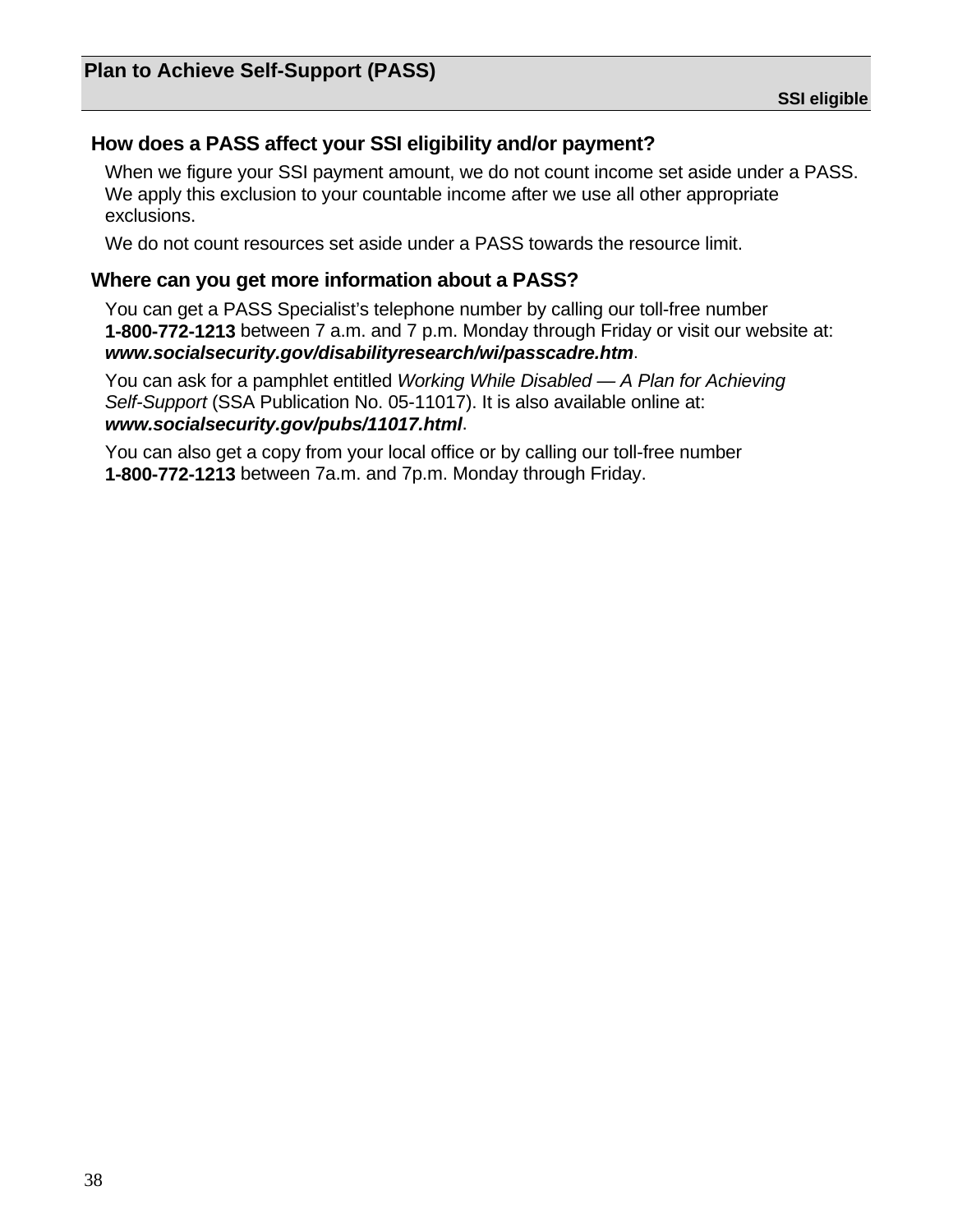## Plan to Achieve Self-Support (PASS)

**SSI eligible**

### How does a PASS affect your SSI eligibility and/or payment?

When we figure your SSI payment amount, we do not count income set aside under a PASS. We apply this exclusion to your countable income after we use all other appropriate exclusions.

We do not count resources set aside under a PASS towards the resource limit.

### Where can you get more information about a PASS?

You can get a PASS Specialist's telephone number by calling our toll-free number **1-800-772-1213** between 7 a.m. and 7 p.m. Monday through Friday or visit our website at: ***www.socialsecurity.gov/disabilityresearch/wi/passcadre.htm***.

You can ask for a pamphlet entitled *Working While Disabled — A Plan for Achieving Self-Support* (SSA Publication No. 05-11017). It is also available online at: ***www.socialsecurity.gov/pubs/11017.html***.

You can also get a copy from your local office or by calling our toll-free number **1-800-772-1213** between 7a.m. and 7p.m. Monday through Friday.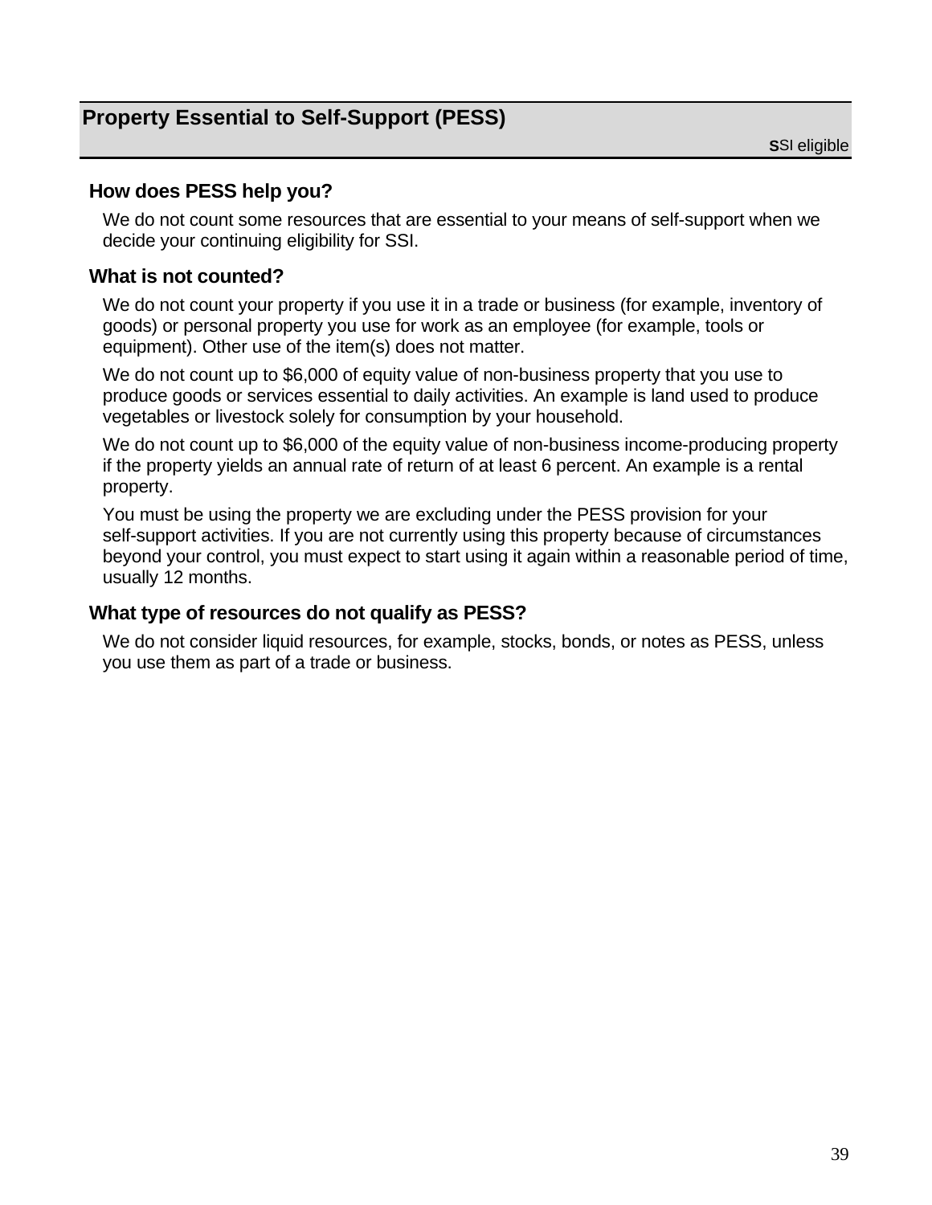## Property Essential to Self-Support (PESS)

SSI eligible

### How does PESS help you?

We do not count some resources that are essential to your means of self-support when we decide your continuing eligibility for SSI.

### What is not counted?

We do not count your property if you use it in a trade or business (for example, inventory of goods) or personal property you use for work as an employee (for example, tools or equipment). Other use of the item(s) does not matter.

We do not count up to $6,000 of equity value of non-business property that you use to produce goods or services essential to daily activities. An example is land used to produce vegetables or livestock solely for consumption by your household.

We do not count up to $6,000 of the equity value of non-business income-producing property if the property yields an annual rate of return of at least 6 percent. An example is a rental property.

You must be using the property we are excluding under the PESS provision for your self-support activities. If you are not currently using this property because of circumstances beyond your control, you must expect to start using it again within a reasonable period of time, usually 12 months.

### What type of resources do not qualify as PESS?

We do not consider liquid resources, for example, stocks, bonds, or notes as PESS, unless you use them as part of a trade or business.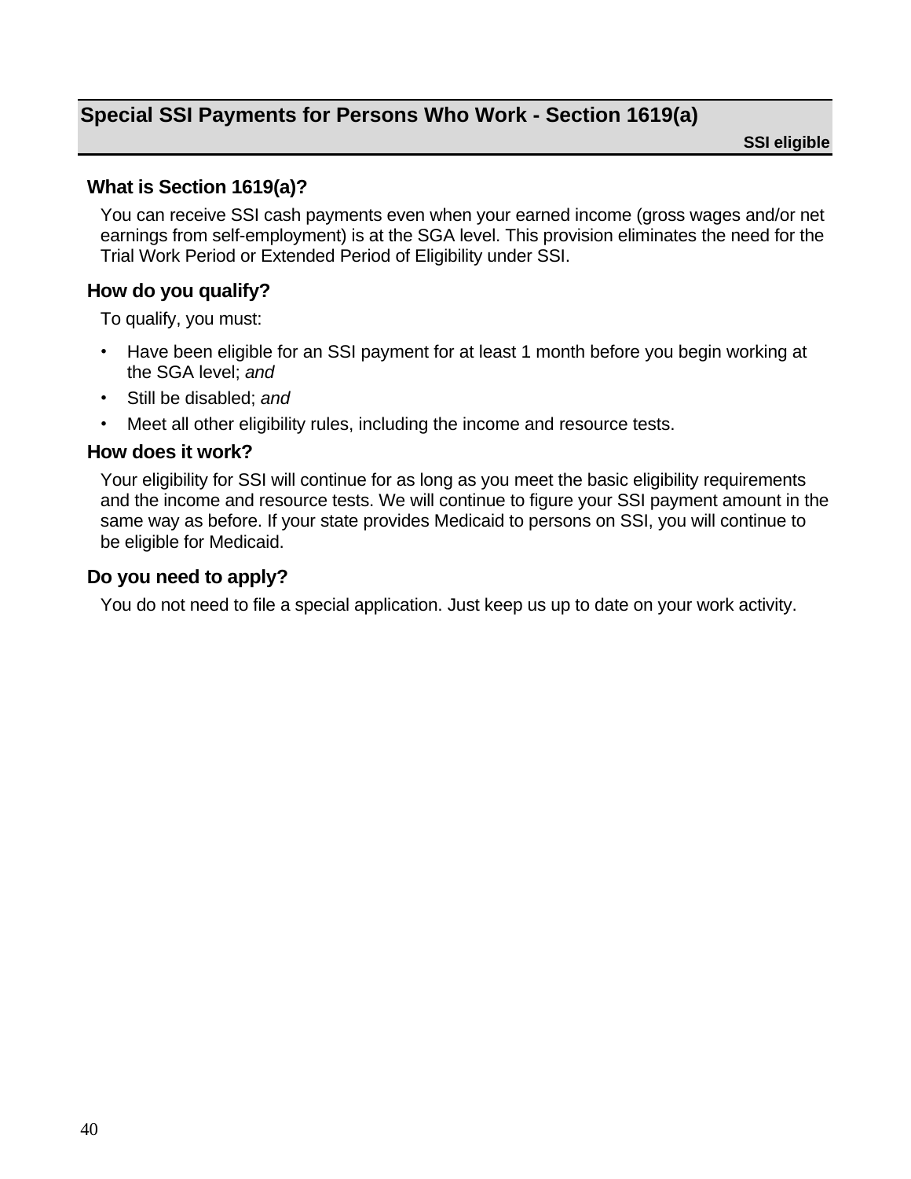## Special SSI Payments for Persons Who Work - Section 1619(a)

**SSI eligible**

### What is Section 1619(a)?

You can receive SSI cash payments even when your earned income (gross wages and/or net earnings from self-employment) is at the SGA level. This provision eliminates the need for the Trial Work Period or Extended Period of Eligibility under SSI.

### How do you qualify?

To qualify, you must:

- Have been eligible for an SSI payment for at least 1 month before you begin working at the SGA level; *and*
- Still be disabled; *and*
- Meet all other eligibility rules, including the income and resource tests.

### How does it work?

Your eligibility for SSI will continue for as long as you meet the basic eligibility requirements and the income and resource tests. We will continue to figure your SSI payment amount in the same way as before. If your state provides Medicaid to persons on SSI, you will continue to be eligible for Medicaid.

### Do you need to apply?

You do not need to file a special application. Just keep us up to date on your work activity.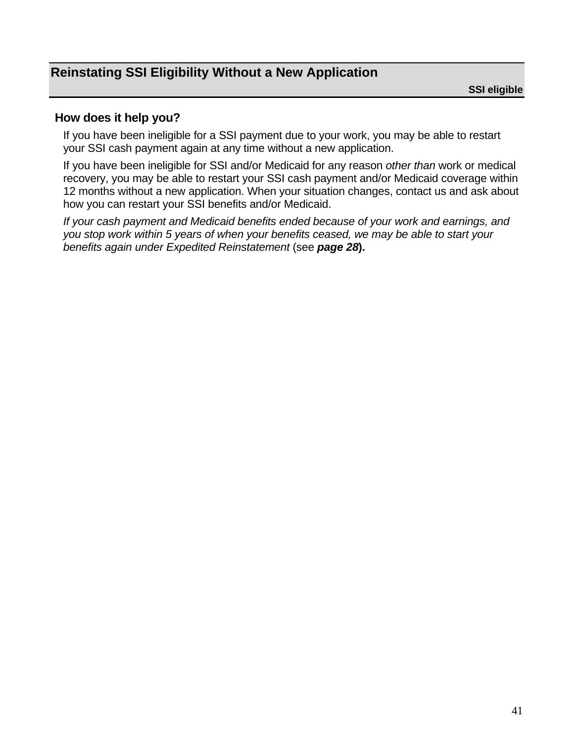## Reinstating SSI Eligibility Without a New Application

**SSI eligible**

### How does it help you?

If you have been ineligible for a SSI payment due to your work, you may be able to restart your SSI cash payment again at any time without a new application.

If you have been ineligible for SSI and/or Medicaid for any reason *other than* work or medical recovery, you may be able to restart your SSI cash payment and/or Medicaid coverage within 12 months without a new application. When your situation changes, contact us and ask about how you can restart your SSI benefits and/or Medicaid.

*If your cash payment and Medicaid benefits ended because of your work and earnings, and you stop work within 5 years of when your benefits ceased, we may be able to start your benefits again under Expedited Reinstatement* (see ***page 28*****).**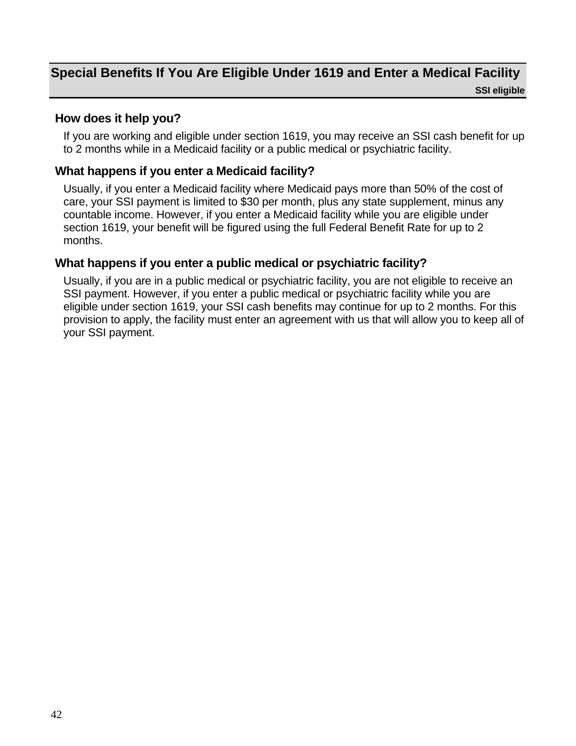## Special Benefits If You Are Eligible Under 1619 and Enter a Medical Facility

**SSI eligible**

### How does it help you?

If you are working and eligible under section 1619, you may receive an SSI cash benefit for up to 2 months while in a Medicaid facility or a public medical or psychiatric facility.

### What happens if you enter a Medicaid facility?

Usually, if you enter a Medicaid facility where Medicaid pays more than 50% of the cost of care, your SSI payment is limited to $30 per month, plus any state supplement, minus any countable income. However, if you enter a Medicaid facility while you are eligible under section 1619, your benefit will be figured using the full Federal Benefit Rate for up to 2 months.

### What happens if you enter a public medical or psychiatric facility?

Usually, if you are in a public medical or psychiatric facility, you are not eligible to receive an SSI payment. However, if you enter a public medical or psychiatric facility while you are eligible under section 1619, your SSI cash benefits may continue for up to 2 months. For this provision to apply, the facility must enter an agreement with us that will allow you to keep all of your SSI payment.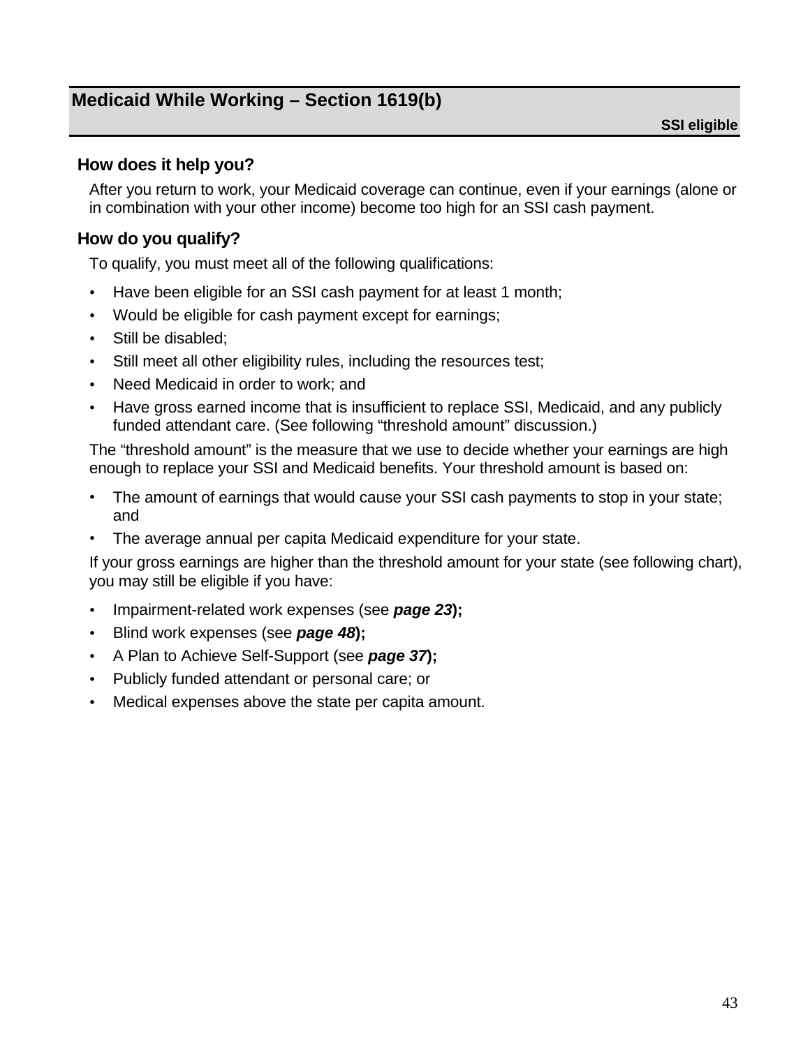## Medicaid While Working – Section 1619(b)

**SSI eligible**

### How does it help you?

After you return to work, your Medicaid coverage can continue, even if your earnings (alone or in combination with your other income) become too high for an SSI cash payment.

### How do you qualify?

To qualify, you must meet all of the following qualifications:

- Have been eligible for an SSI cash payment for at least 1 month;
- Would be eligible for cash payment except for earnings;
- Still be disabled;
- Still meet all other eligibility rules, including the resources test;
- Need Medicaid in order to work; and
- Have gross earned income that is insufficient to replace SSI, Medicaid, and any publicly funded attendant care. (See following “threshold amount” discussion.)

The “threshold amount” is the measure that we use to decide whether your earnings are high enough to replace your SSI and Medicaid benefits. Your threshold amount is based on:

- The amount of earnings that would cause your SSI cash payments to stop in your state; and
- The average annual per capita Medicaid expenditure for your state.

If your gross earnings are higher than the threshold amount for your state (see following chart), you may still be eligible if you have:

- Impairment-related work expenses (see ***page 23***);
- Blind work expenses (see ***page 48***);
- A Plan to Achieve Self-Support (see ***page 37***);
- Publicly funded attendant or personal care; or
- Medical expenses above the state per capita amount.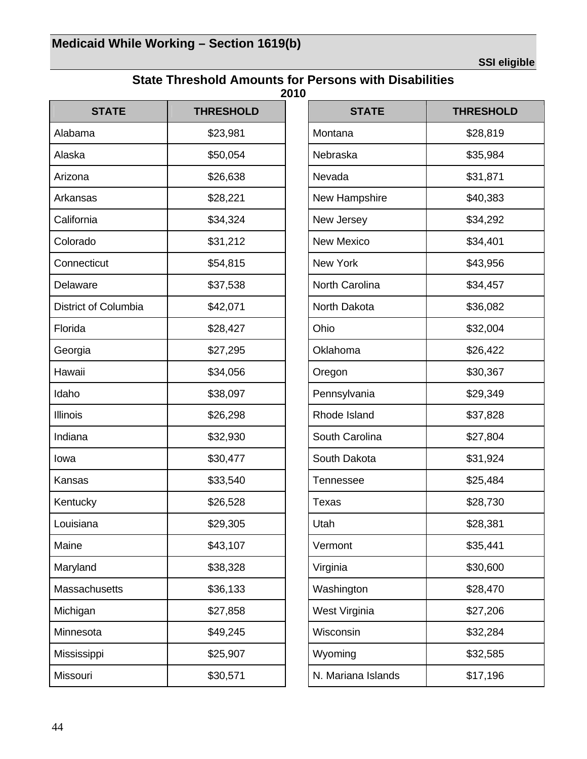## Medicaid While Working – Section 1619(b)

**SSI eligible**

### State Threshold Amounts for Persons with Disabilities
**2010**

| STATE | THRESHOLD |
|---|---|
| Alabama | $23,981 |
| Alaska | $50,054 |
| Arizona | $26,638 |
| Arkansas | $28,221 |
| California | $34,324 |
| Colorado | $31,212 |
| Connecticut | $54,815 |
| Delaware | $37,538 |
| District of Columbia | $42,071 |
| Florida | $28,427 |
| Georgia | $27,295 |
| Hawaii | $34,056 |
| Idaho | $38,097 |
| Illinois | $26,298 |
| Indiana | $32,930 |
| Iowa | $30,477 |
| Kansas | $33,540 |
| Kentucky | $26,528 |
| Louisiana | $29,305 |
| Maine | $43,107 |
| Maryland | $38,328 |
| Massachusetts | $36,133 |
| Michigan | $27,858 |
| Minnesota | $49,245 |
| Mississippi | $25,907 |
| Missouri | $30,571 |
| Montana | $28,819 |
| Nebraska | $35,984 |
| Nevada | $31,871 |
| New Hampshire | $40,383 |
| New Jersey | $34,292 |
| New Mexico | $34,401 |
| New York | $43,956 |
| North Carolina | $34,457 |
| North Dakota | $36,082 |
| Ohio | $32,004 |
| Oklahoma | $26,422 |
| Oregon | $30,367 |
| Pennsylvania | $29,349 |
| Rhode Island | $37,828 |
| South Carolina | $27,804 |
| South Dakota | $31,924 |
| Tennessee | $25,484 |
| Texas | $28,730 |
| Utah | $28,381 |
| Vermont | $35,441 |
| Virginia | $30,600 |
| Washington | $28,470 |
| West Virginia | $27,206 |
| Wisconsin | $32,284 |
| Wyoming | $32,585 |
| N. Mariana Islands | $17,196 |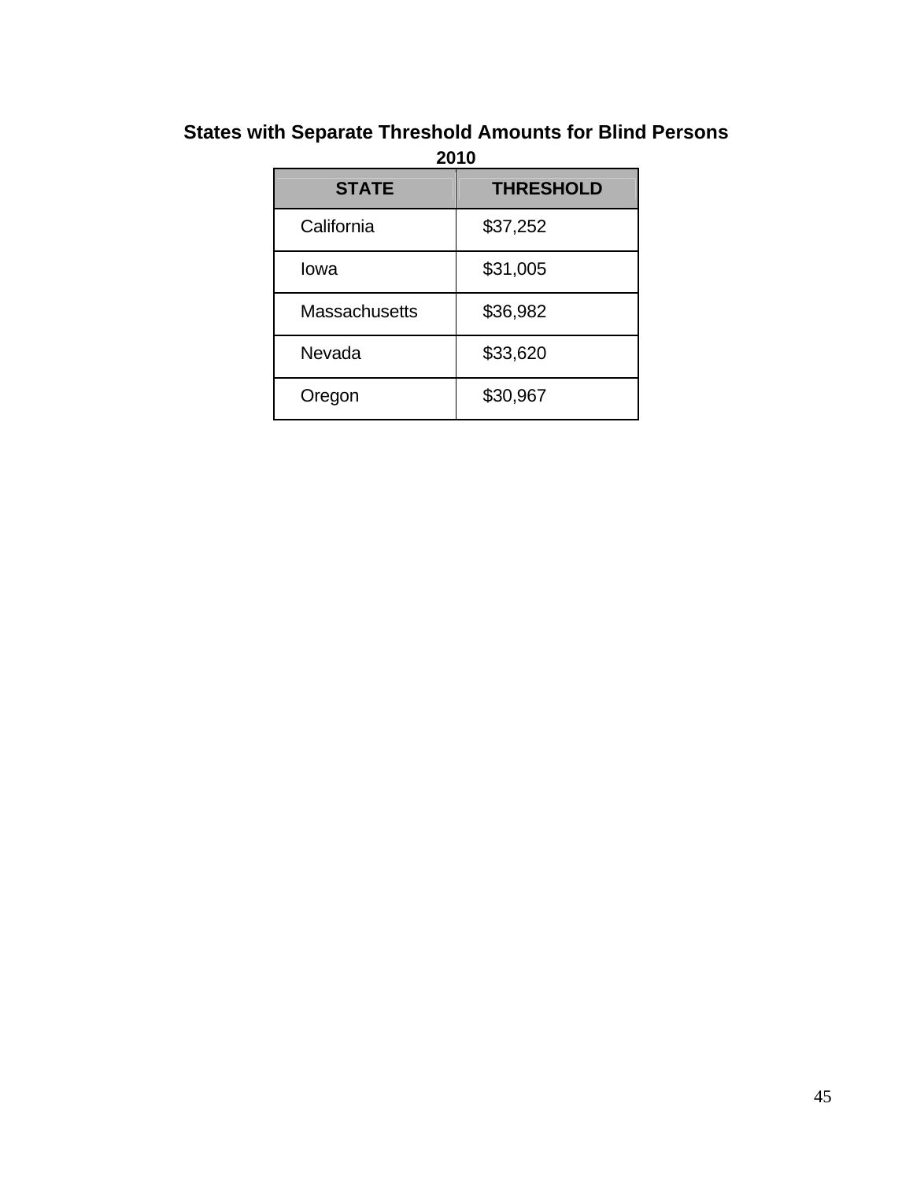## States with Separate Threshold Amounts for Blind Persons

**2010**

| STATE | THRESHOLD |
|---|---|
| California | $37,252 |
| Iowa | $31,005 |
| Massachusetts | $36,982 |
| Nevada | $33,620 |
| Oregon | $30,967 |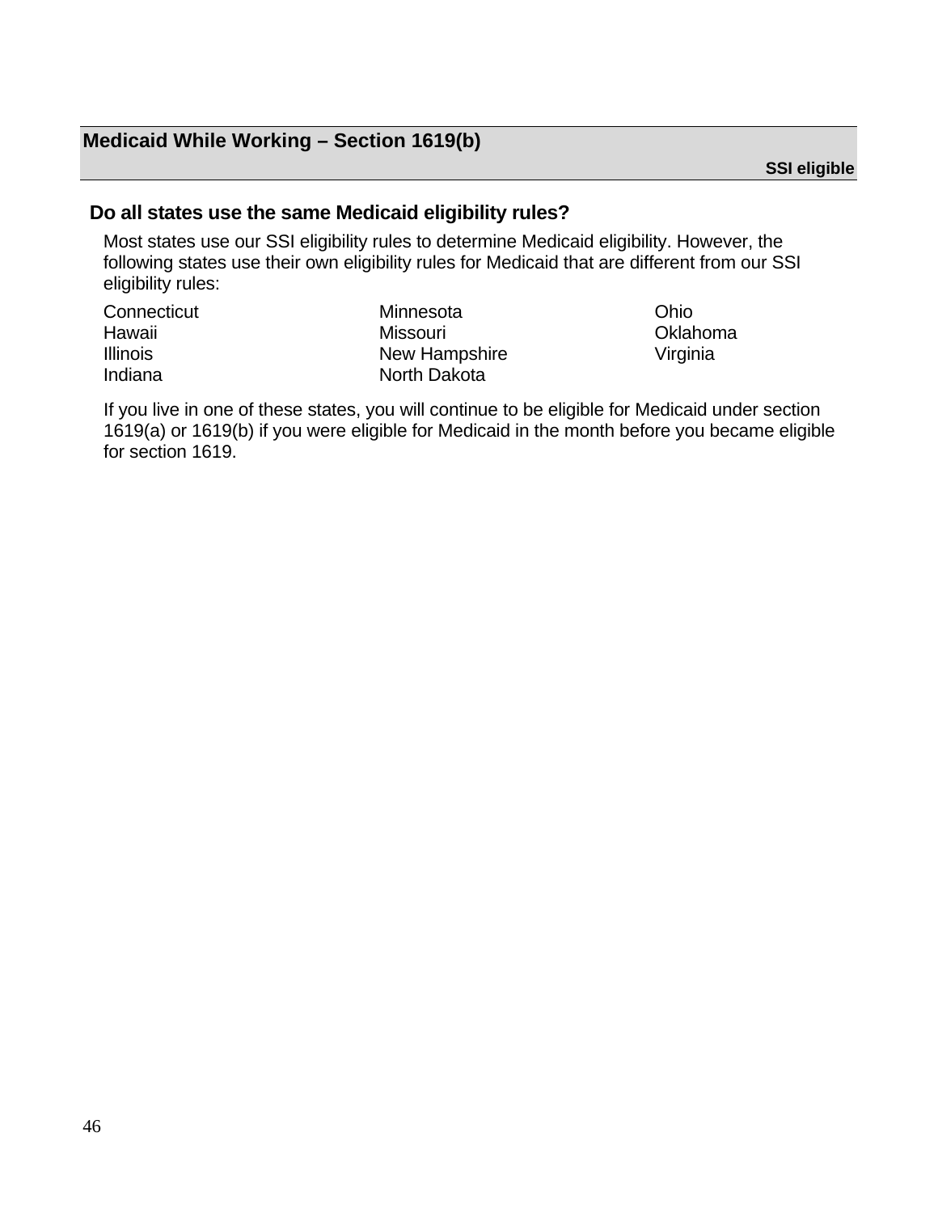## Medicaid While Working – Section 1619(b)

**SSI eligible**

### Do all states use the same Medicaid eligibility rules?

Most states use our SSI eligibility rules to determine Medicaid eligibility. However, the following states use their own eligibility rules for Medicaid that are different from our SSI eligibility rules:

- Connecticut
- Hawaii
- Illinois
- Indiana
- Minnesota
- Missouri
- New Hampshire
- North Dakota
- Ohio
- Oklahoma
- Virginia

If you live in one of these states, you will continue to be eligible for Medicaid under section 1619(a) or 1619(b) if you were eligible for Medicaid in the month before you became eligible for section 1619.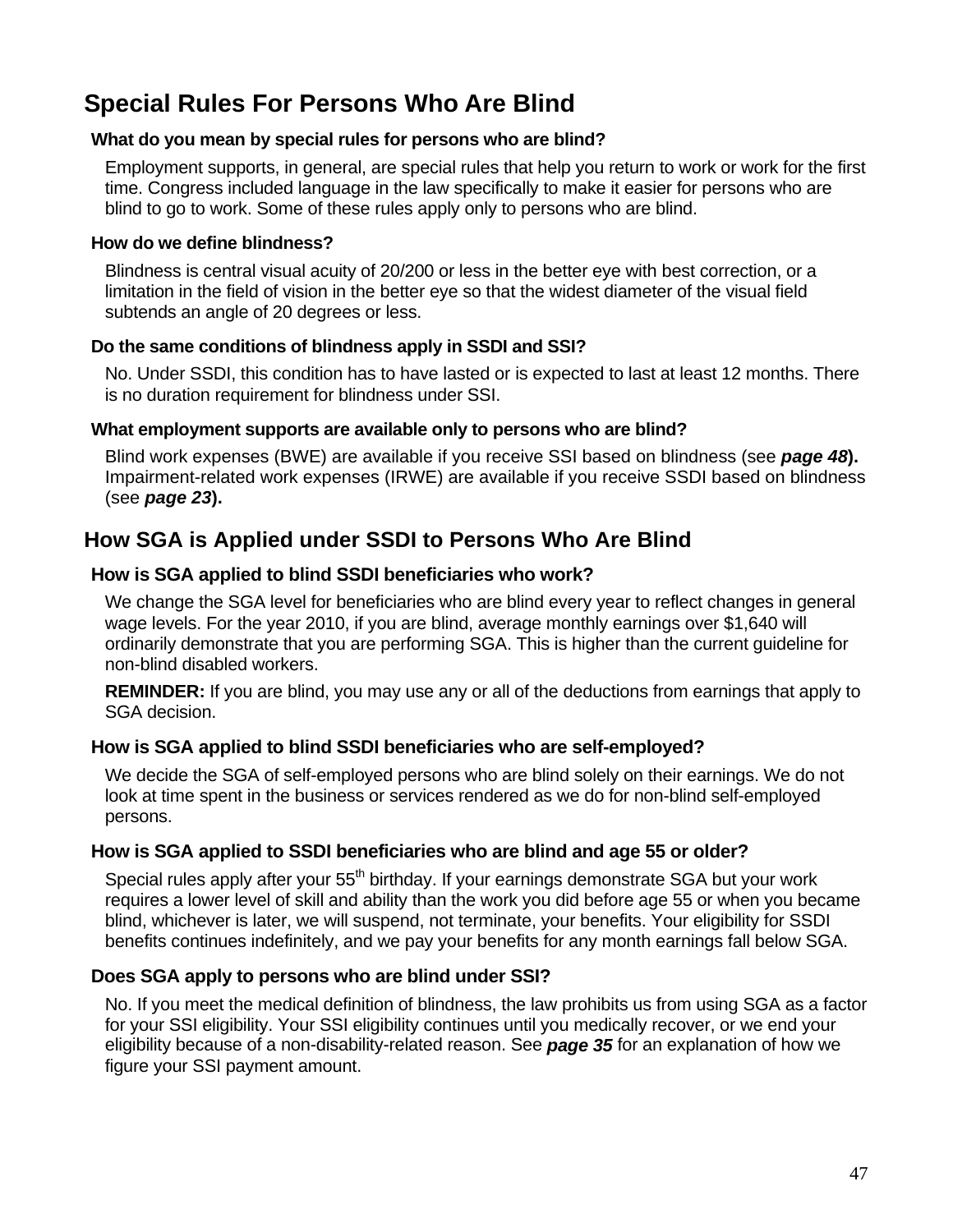## Special Rules For Persons Who Are Blind

### What do you mean by special rules for persons who are blind?

Employment supports, in general, are special rules that help you return to work or work for the first time. Congress included language in the law specifically to make it easier for persons who are blind to go to work. Some of these rules apply only to persons who are blind.

### How do we define blindness?

Blindness is central visual acuity of 20/200 or less in the better eye with best correction, or a limitation in the field of vision in the better eye so that the widest diameter of the visual field subtends an angle of 20 degrees or less.

### Do the same conditions of blindness apply in SSDI and SSI?

No. Under SSDI, this condition has to have lasted or is expected to last at least 12 months. There is no duration requirement for blindness under SSI.

### What employment supports are available only to persons who are blind?

Blind work expenses (BWE) are available if you receive SSI based on blindness (see ***page 48*****).** Impairment-related work expenses (IRWE) are available if you receive SSDI based on blindness (see ***page 23*****).**

## How SGA is Applied under SSDI to Persons Who Are Blind

### How is SGA applied to blind SSDI beneficiaries who work?

We change the SGA level for beneficiaries who are blind every year to reflect changes in general wage levels. For the year 2010, if you are blind, average monthly earnings over $1,640 will ordinarily demonstrate that you are performing SGA. This is higher than the current guideline for non-blind disabled workers.

**REMINDER:** If you are blind, you may use any or all of the deductions from earnings that apply to SGA decision.

### How is SGA applied to blind SSDI beneficiaries who are self-employed?

We decide the SGA of self-employed persons who are blind solely on their earnings. We do not look at time spent in the business or services rendered as we do for non-blind self-employed persons.

### How is SGA applied to SSDI beneficiaries who are blind and age 55 or older?

Special rules apply after your 55th birthday. If your earnings demonstrate SGA but your work requires a lower level of skill and ability than the work you did before age 55 or when you became blind, whichever is later, we will suspend, not terminate, your benefits. Your eligibility for SSDI benefits continues indefinitely, and we pay your benefits for any month earnings fall below SGA.

### Does SGA apply to persons who are blind under SSI?

No. If you meet the medical definition of blindness, the law prohibits us from using SGA as a factor for your SSI eligibility. Your SSI eligibility continues until you medically recover, or we end your eligibility because of a non-disability-related reason. See ***page 35*** for an explanation of how we figure your SSI payment amount.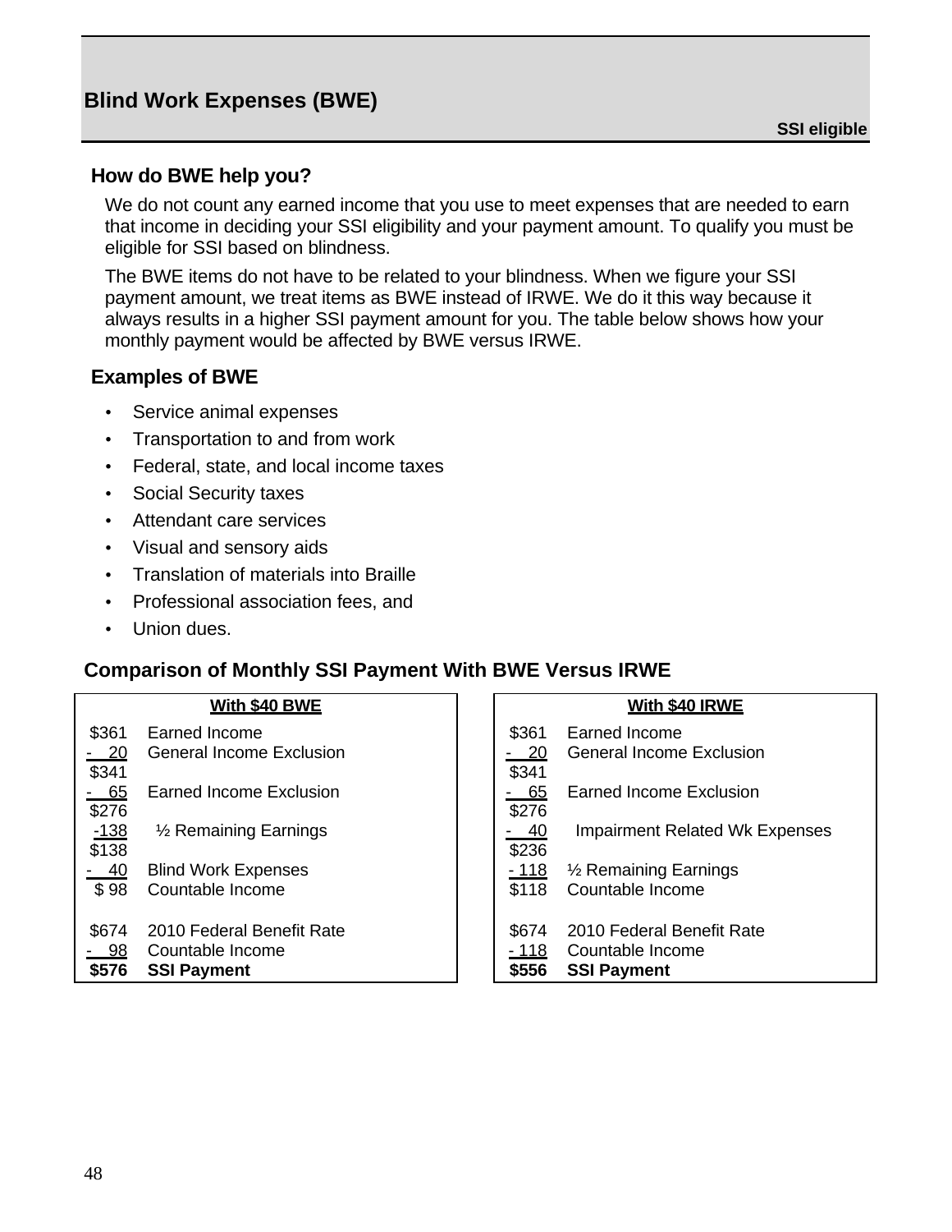## Blind Work Expenses (BWE)

**SSI eligible**

### How do BWE help you?

We do not count any earned income that you use to meet expenses that are needed to earn that income in deciding your SSI eligibility and your payment amount. To qualify you must be eligible for SSI based on blindness.

The BWE items do not have to be related to your blindness. When we figure your SSI payment amount, we treat items as BWE instead of IRWE. We do it this way because it always results in a higher SSI payment amount for you. The table below shows how your monthly payment would be affected by BWE versus IRWE.

### Examples of BWE

- Service animal expenses
- Transportation to and from work
- Federal, state, and local income taxes
- Social Security taxes
- Attendant care services
- Visual and sensory aids
- Translation of materials into Braille
- Professional association fees, and
- Union dues.

### Comparison of Monthly SSI Payment With BWE Versus IRWE

**With $40 BWE**

| Amount | Item |
|---|---|
| $361 | Earned Income |
| - 20 | General Income Exclusion |
| $341 | |
| - 65 | Earned Income Exclusion |
| $276 | |
| -138 | ½ Remaining Earnings |
| $138 | |
| - 40 | Blind Work Expenses |
| $ 98 | Countable Income |
| $674 | 2010 Federal Benefit Rate |
| - 98 | Countable Income |
| **$576** | **SSI Payment** |

**With $40 IRWE**

| Amount | Item |
|---|---|
| $361 | Earned Income |
| - 20 | General Income Exclusion |
| $341 | |
| - 65 | Earned Income Exclusion |
| $276 | |
| - 40 | Impairment Related Wk Expenses |
| $236 | |
| - 118 | ½ Remaining Earnings |
| $118 | Countable Income |
| $674 | 2010 Federal Benefit Rate |
| - 118 | Countable Income |
| **$556** | **SSI Payment** |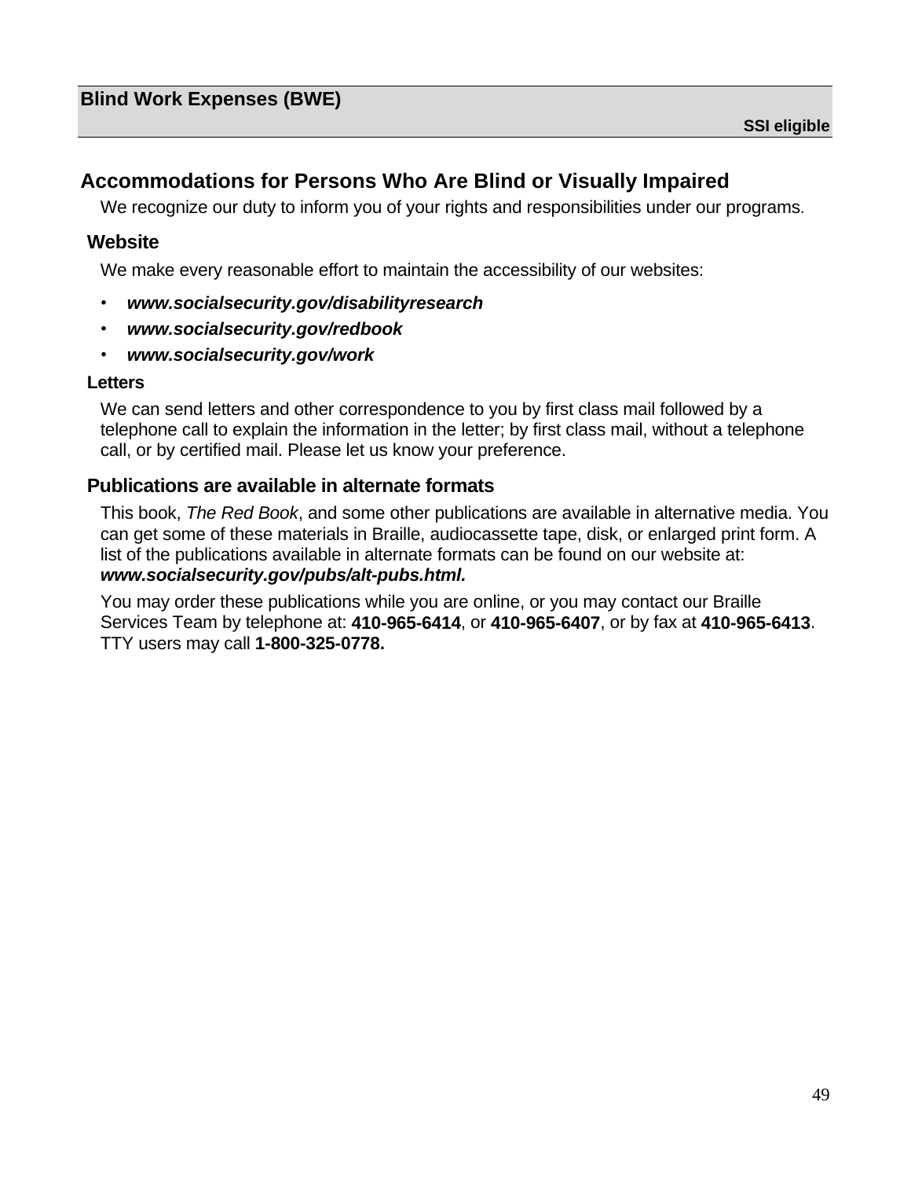| Blind Work Expenses (BWE) |
| --- |
| **SSI eligible** |

## Accommodations for Persons Who Are Blind or Visually Impaired

We recognize our duty to inform you of your rights and responsibilities under our programs.

### Website

We make every reasonable effort to maintain the accessibility of our websites:

- ***www.socialsecurity.gov/disabilityresearch***
- ***www.socialsecurity.gov/redbook***
- ***www.socialsecurity.gov/work***

#### Letters

We can send letters and other correspondence to you by first class mail followed by a telephone call to explain the information in the letter; by first class mail, without a telephone call, or by certified mail. Please let us know your preference.

### Publications are available in alternate formats

This book, *The Red Book*, and some other publications are available in alternative media. You can get some of these materials in Braille, audiocassette tape, disk, or enlarged print form. A list of the publications available in alternate formats can be found on our website at: ***www.socialsecurity.gov/pubs/alt-pubs.html.***

You may order these publications while you are online, or you may contact our Braille Services Team by telephone at: **410-965-6414**, or **410-965-6407**, or by fax at **410-965-6413**. TTY users may call **1-800-325-0778.**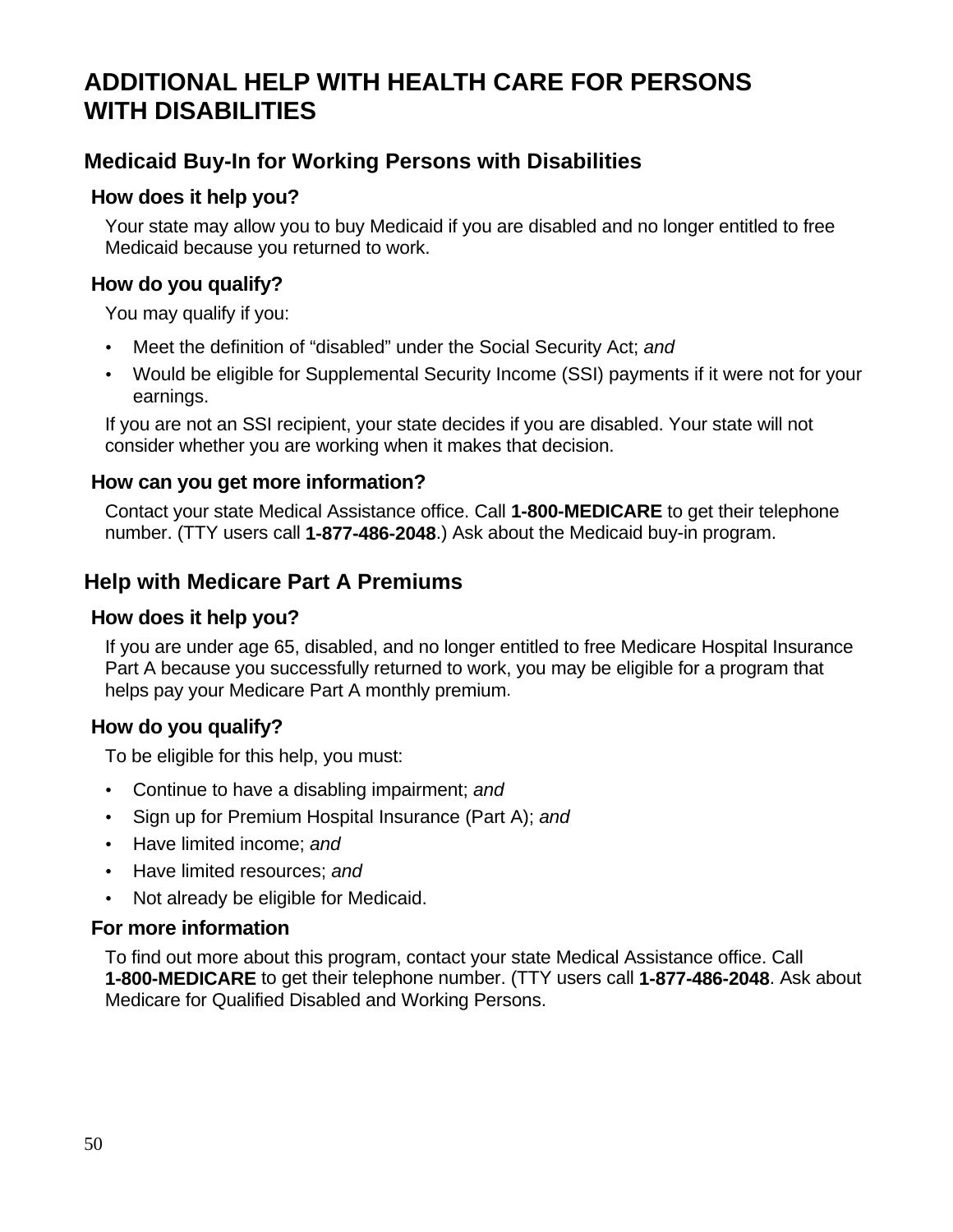# ADDITIONAL HELP WITH HEALTH CARE FOR PERSONS WITH DISABILITIES

## Medicaid Buy-In for Working Persons with Disabilities

### How does it help you?

Your state may allow you to buy Medicaid if you are disabled and no longer entitled to free Medicaid because you returned to work.

### How do you qualify?

You may qualify if you:

- Meet the definition of "disabled" under the Social Security Act; *and*
- Would be eligible for Supplemental Security Income (SSI) payments if it were not for your earnings.

If you are not an SSI recipient, your state decides if you are disabled. Your state will not consider whether you are working when it makes that decision.

### How can you get more information?

Contact your state Medical Assistance office. Call **1-800-MEDICARE** to get their telephone number. (TTY users call **1-877-486-2048**.) Ask about the Medicaid buy-in program.

## Help with Medicare Part A Premiums

### How does it help you?

If you are under age 65, disabled, and no longer entitled to free Medicare Hospital Insurance Part A because you successfully returned to work, you may be eligible for a program that helps pay your Medicare Part A monthly premium.

### How do you qualify?

To be eligible for this help, you must:

- Continue to have a disabling impairment; *and*
- Sign up for Premium Hospital Insurance (Part A); *and*
- Have limited income; *and*
- Have limited resources; *and*
- Not already be eligible for Medicaid.

### For more information

To find out more about this program, contact your state Medical Assistance office. Call **1-800-MEDICARE** to get their telephone number. (TTY users call **1-877-486-2048**. Ask about Medicare for Qualified Disabled and Working Persons.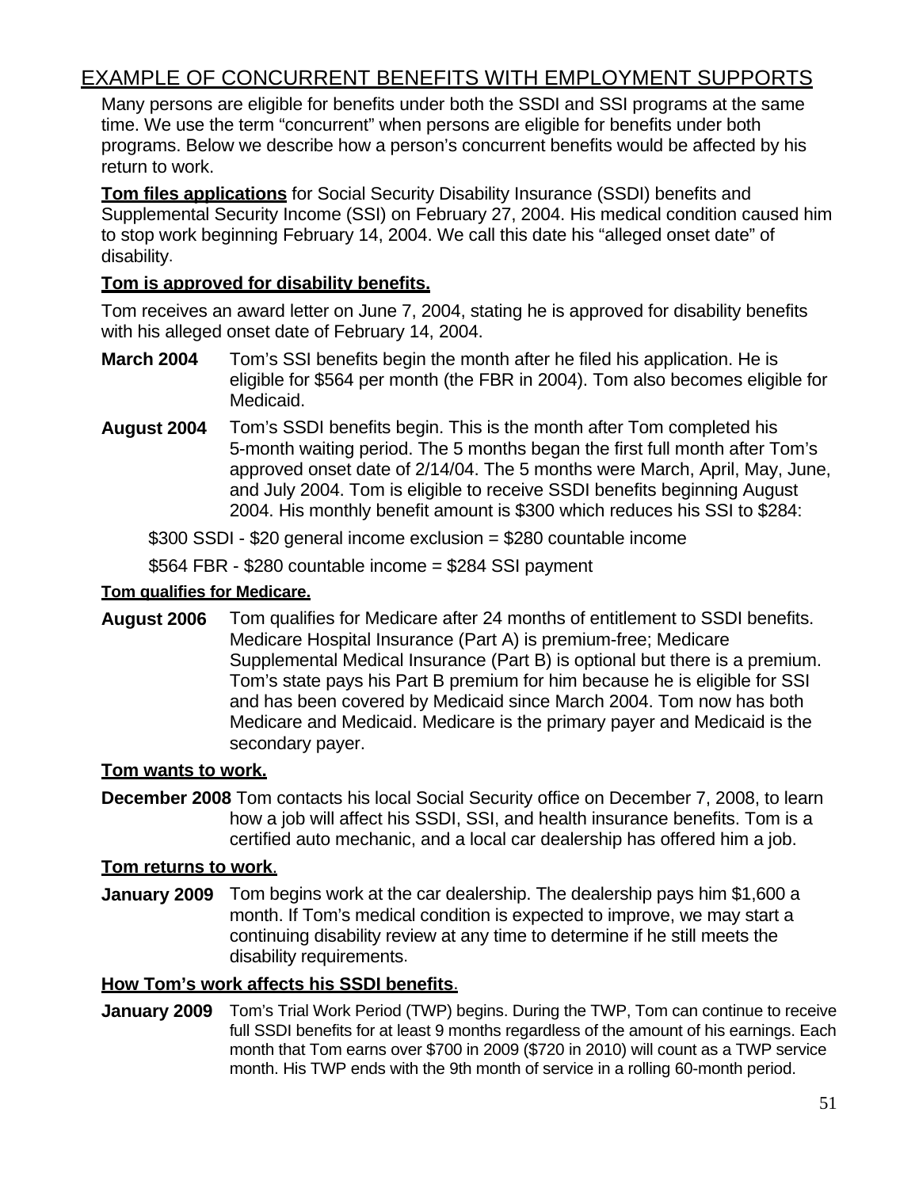## EXAMPLE OF CONCURRENT BENEFITS WITH EMPLOYMENT SUPPORTS

Many persons are eligible for benefits under both the SSDI and SSI programs at the same time. We use the term "concurrent" when persons are eligible for benefits under both programs. Below we describe how a person's concurrent benefits would be affected by his return to work.

**Tom files applications** for Social Security Disability Insurance (SSDI) benefits and Supplemental Security Income (SSI) on February 27, 2004. His medical condition caused him to stop work beginning February 14, 2004. We call this date his "alleged onset date" of disability.

**Tom is approved for disability benefits.**

Tom receives an award letter on June 7, 2004, stating he is approved for disability benefits with his alleged onset date of February 14, 2004.

**March 2004** Tom's SSI benefits begin the month after he filed his application. He is eligible for $564 per month (the FBR in 2004). Tom also becomes eligible for Medicaid.

**August 2004** Tom's SSDI benefits begin. This is the month after Tom completed his 5-month waiting period. The 5 months began the first full month after Tom's approved onset date of 2/14/04. The 5 months were March, April, May, June, and July 2004. Tom is eligible to receive SSDI benefits beginning August 2004. His monthly benefit amount is $300 which reduces his SSI to $284:

$300 SSDI - $20 general income exclusion = $280 countable income

$564 FBR - $280 countable income = $284 SSI payment

**Tom qualifies for Medicare.**

**August 2006** Tom qualifies for Medicare after 24 months of entitlement to SSDI benefits. Medicare Hospital Insurance (Part A) is premium-free; Medicare Supplemental Medical Insurance (Part B) is optional but there is a premium. Tom's state pays his Part B premium for him because he is eligible for SSI and has been covered by Medicaid since March 2004. Tom now has both Medicare and Medicaid. Medicare is the primary payer and Medicaid is the secondary payer.

**Tom wants to work.**

**December 2008** Tom contacts his local Social Security office on December 7, 2008, to learn how a job will affect his SSDI, SSI, and health insurance benefits. Tom is a certified auto mechanic, and a local car dealership has offered him a job.

**Tom returns to work.**

**January 2009** Tom begins work at the car dealership. The dealership pays him $1,600 a month. If Tom's medical condition is expected to improve, we may start a continuing disability review at any time to determine if he still meets the disability requirements.

**How Tom's work affects his SSDI benefits.**

**January 2009** Tom's Trial Work Period (TWP) begins. During the TWP, Tom can continue to receive full SSDI benefits for at least 9 months regardless of the amount of his earnings. Each month that Tom earns over $700 in 2009 ($720 in 2010) will count as a TWP service month. His TWP ends with the 9th month of service in a rolling 60-month period.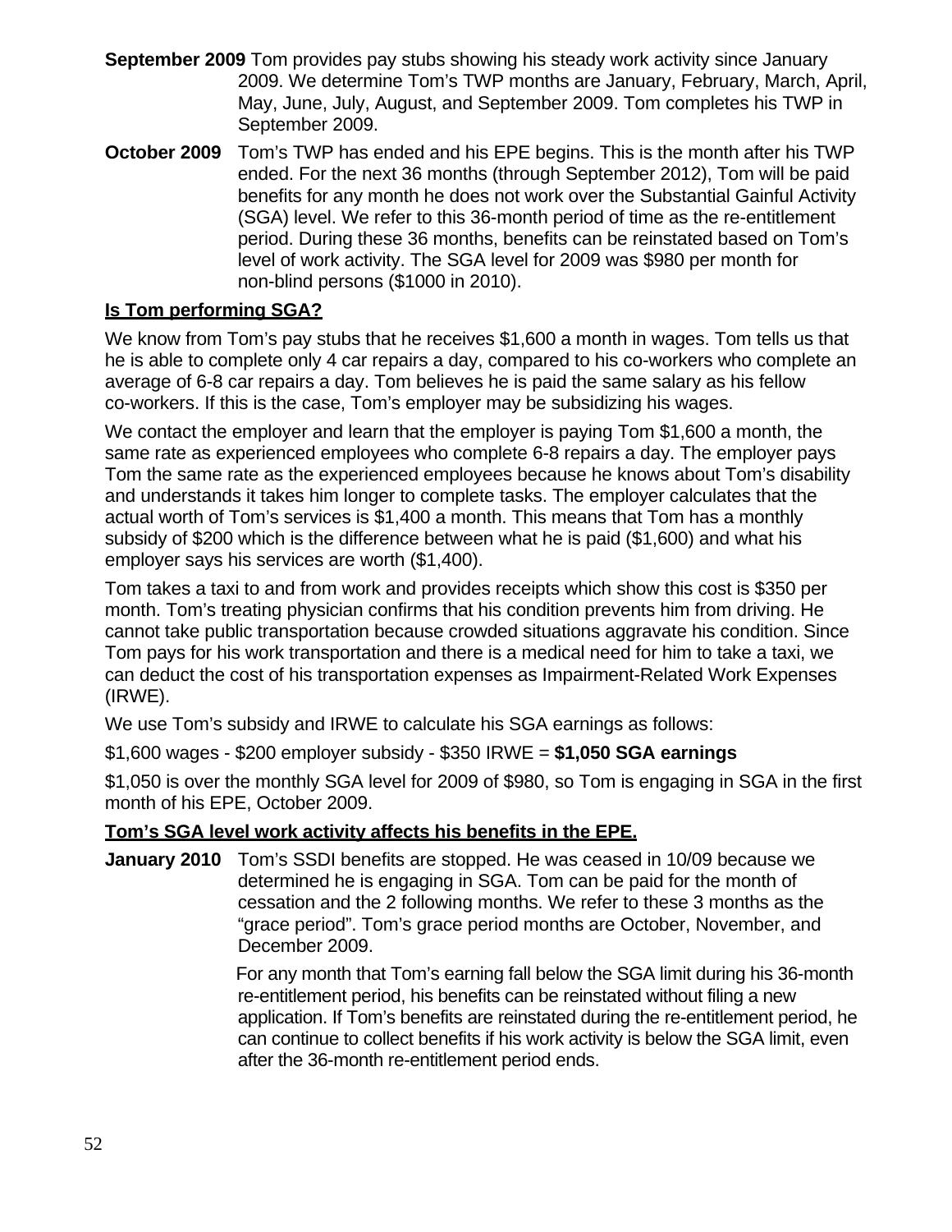**September 2009** Tom provides pay stubs showing his steady work activity since January 2009. We determine Tom's TWP months are January, February, March, April, May, June, July, August, and September 2009. Tom completes his TWP in September 2009.

**October 2009** Tom's TWP has ended and his EPE begins. This is the month after his TWP ended. For the next 36 months (through September 2012), Tom will be paid benefits for any month he does not work over the Substantial Gainful Activity (SGA) level. We refer to this 36-month period of time as the re-entitlement period. During these 36 months, benefits can be reinstated based on Tom's level of work activity. The SGA level for 2009 was $980 per month for non-blind persons ($1000 in 2010).

**Is Tom performing SGA?**

We know from Tom's pay stubs that he receives $1,600 a month in wages. Tom tells us that he is able to complete only 4 car repairs a day, compared to his co-workers who complete an average of 6-8 car repairs a day. Tom believes he is paid the same salary as his fellow co-workers. If this is the case, Tom's employer may be subsidizing his wages.

We contact the employer and learn that the employer is paying Tom $1,600 a month, the same rate as experienced employees who complete 6-8 repairs a day. The employer pays Tom the same rate as the experienced employees because he knows about Tom's disability and understands it takes him longer to complete tasks. The employer calculates that the actual worth of Tom's services is $1,400 a month. This means that Tom has a monthly subsidy of $200 which is the difference between what he is paid ($1,600) and what his employer says his services are worth ($1,400).

Tom takes a taxi to and from work and provides receipts which show this cost is $350 per month. Tom's treating physician confirms that his condition prevents him from driving. He cannot take public transportation because crowded situations aggravate his condition. Since Tom pays for his work transportation and there is a medical need for him to take a taxi, we can deduct the cost of his transportation expenses as Impairment-Related Work Expenses (IRWE).

We use Tom's subsidy and IRWE to calculate his SGA earnings as follows:

$1,600 wages - $200 employer subsidy - $350 IRWE = **$1,050 SGA earnings**

$1,050 is over the monthly SGA level for 2009 of $980, so Tom is engaging in SGA in the first month of his EPE, October 2009.

**Tom's SGA level work activity affects his benefits in the EPE.**

**January 2010** Tom's SSDI benefits are stopped. He was ceased in 10/09 because we determined he is engaging in SGA. Tom can be paid for the month of cessation and the 2 following months. We refer to these 3 months as the "grace period". Tom's grace period months are October, November, and December 2009.

For any month that Tom's earning fall below the SGA limit during his 36-month re-entitlement period, his benefits can be reinstated without filing a new application. If Tom's benefits are reinstated during the re-entitlement period, he can continue to collect benefits if his work activity is below the SGA limit, even after the 36-month re-entitlement period ends.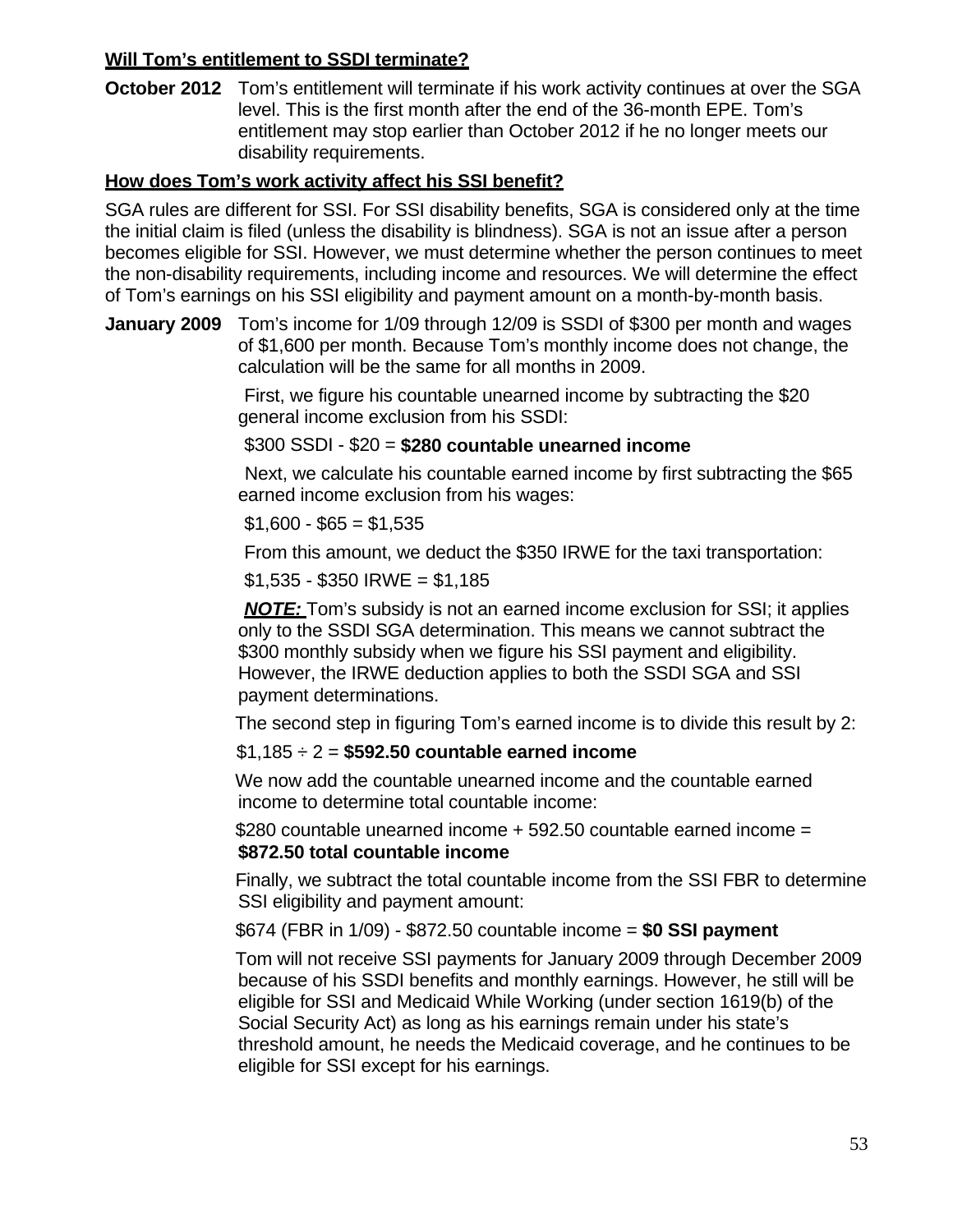**Will Tom's entitlement to SSDI terminate?**

**October 2012** Tom's entitlement will terminate if his work activity continues at over the SGA level. This is the first month after the end of the 36-month EPE. Tom's entitlement may stop earlier than October 2012 if he no longer meets our disability requirements.

**How does Tom's work activity affect his SSI benefit?**

SGA rules are different for SSI. For SSI disability benefits, SGA is considered only at the time the initial claim is filed (unless the disability is blindness). SGA is not an issue after a person becomes eligible for SSI. However, we must determine whether the person continues to meet the non-disability requirements, including income and resources. We will determine the effect of Tom's earnings on his SSI eligibility and payment amount on a month-by-month basis.

**January 2009** Tom's income for 1/09 through 12/09 is SSDI of $300 per month and wages of $1,600 per month. Because Tom's monthly income does not change, the calculation will be the same for all months in 2009.

First, we figure his countable unearned income by subtracting the $20 general income exclusion from his SSDI:

$300 SSDI - $20 = **$280 countable unearned income**

Next, we calculate his countable earned income by first subtracting the $65 earned income exclusion from his wages:

$1,600 - $65 = $1,535

From this amount, we deduct the $350 IRWE for the taxi transportation:

$1,535 - $350 IRWE = $1,185

***NOTE:*** Tom's subsidy is not an earned income exclusion for SSI; it applies only to the SSDI SGA determination. This means we cannot subtract the $300 monthly subsidy when we figure his SSI payment and eligibility. However, the IRWE deduction applies to both the SSDI SGA and SSI payment determinations.

The second step in figuring Tom's earned income is to divide this result by 2:

$1,185 ÷ 2 = **$592.50 countable earned income**

We now add the countable unearned income and the countable earned income to determine total countable income:

$280 countable unearned income + 592.50 countable earned income = **$872.50 total countable income**

Finally, we subtract the total countable income from the SSI FBR to determine SSI eligibility and payment amount:

$674 (FBR in 1/09) - $872.50 countable income = **$0 SSI payment**

Tom will not receive SSI payments for January 2009 through December 2009 because of his SSDI benefits and monthly earnings. However, he still will be eligible for SSI and Medicaid While Working (under section 1619(b) of the Social Security Act) as long as his earnings remain under his state's threshold amount, he needs the Medicaid coverage, and he continues to be eligible for SSI except for his earnings.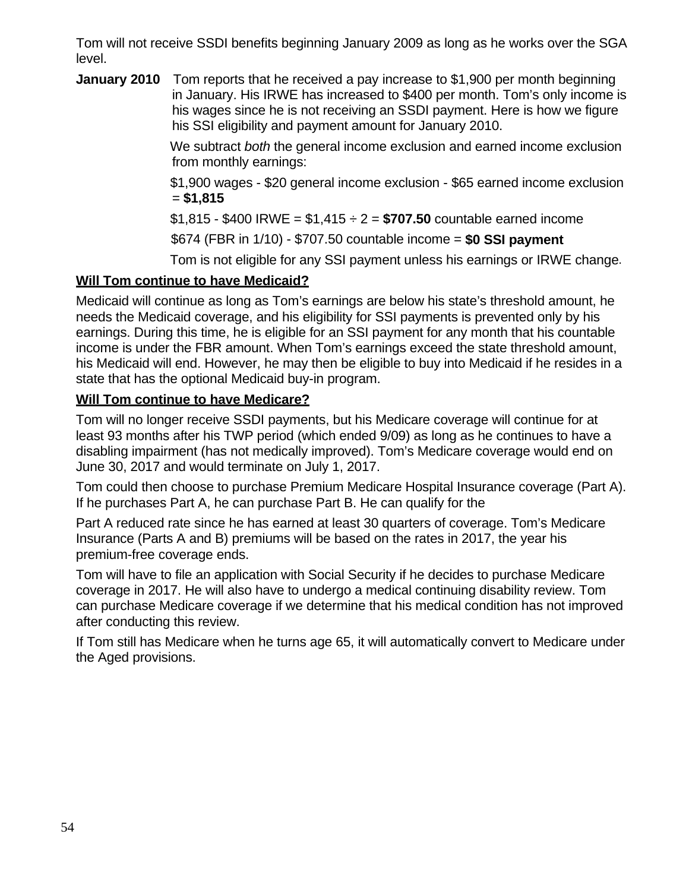Tom will not receive SSDI benefits beginning January 2009 as long as he works over the SGA level.

**January 2010** Tom reports that he received a pay increase to $1,900 per month beginning in January. His IRWE has increased to $400 per month. Tom's only income is his wages since he is not receiving an SSDI payment. Here is how we figure his SSI eligibility and payment amount for January 2010.

We subtract *both* the general income exclusion and earned income exclusion from monthly earnings:

$1,900 wages - $20 general income exclusion - $65 earned income exclusion = **$1,815**

$1,815 - $400 IRWE = $1,415 ÷ 2 = **$707.50** countable earned income

$674 (FBR in 1/10) - $707.50 countable income = **$0 SSI payment**

Tom is not eligible for any SSI payment unless his earnings or IRWE change.

**<u>Will Tom continue to have Medicaid?</u>**

Medicaid will continue as long as Tom's earnings are below his state's threshold amount, he needs the Medicaid coverage, and his eligibility for SSI payments is prevented only by his earnings. During this time, he is eligible for an SSI payment for any month that his countable income is under the FBR amount. When Tom's earnings exceed the state threshold amount, his Medicaid will end. However, he may then be eligible to buy into Medicaid if he resides in a state that has the optional Medicaid buy-in program.

**<u>Will Tom continue to have Medicare?</u>**

Tom will no longer receive SSDI payments, but his Medicare coverage will continue for at least 93 months after his TWP period (which ended 9/09) as long as he continues to have a disabling impairment (has not medically improved). Tom's Medicare coverage would end on June 30, 2017 and would terminate on July 1, 2017.

Tom could then choose to purchase Premium Medicare Hospital Insurance coverage (Part A). If he purchases Part A, he can purchase Part B. He can qualify for the

Part A reduced rate since he has earned at least 30 quarters of coverage. Tom's Medicare Insurance (Parts A and B) premiums will be based on the rates in 2017, the year his premium-free coverage ends.

Tom will have to file an application with Social Security if he decides to purchase Medicare coverage in 2017. He will also have to undergo a medical continuing disability review. Tom can purchase Medicare coverage if we determine that his medical condition has not improved after conducting this review.

If Tom still has Medicare when he turns age 65, it will automatically convert to Medicare under the Aged provisions.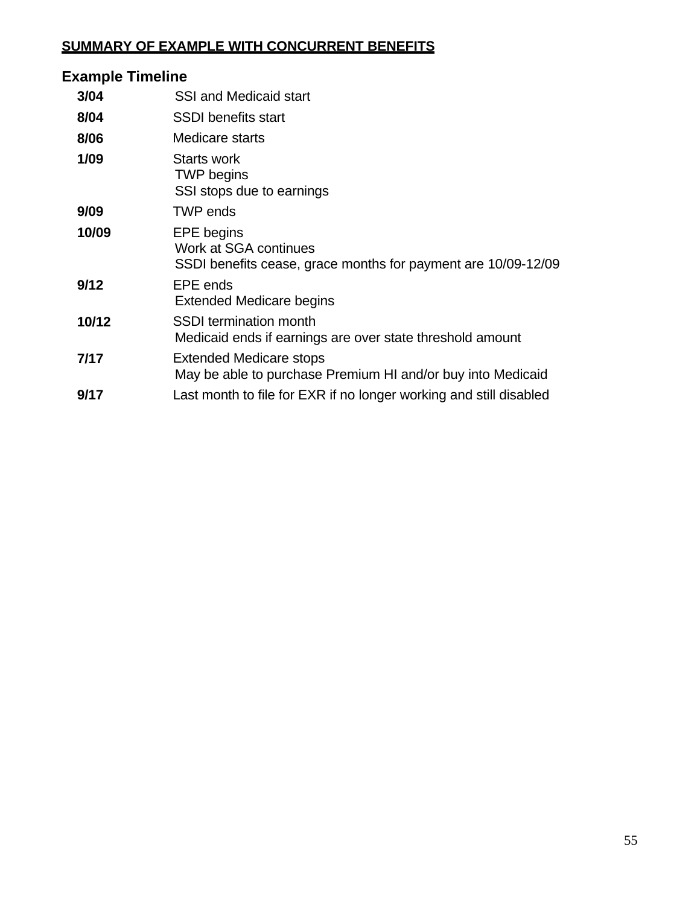**<u>SUMMARY OF EXAMPLE WITH CONCURRENT BENEFITS</u>**

## Example Timeline

| | |
|---|---|
| **3/04** | SSI and Medicaid start |
| **8/04** | SSDI benefits start |
| **8/06** | Medicare starts |
| **1/09** | Starts work<br>TWP begins<br>SSI stops due to earnings |
| **9/09** | TWP ends |
| **10/09** | EPE begins<br>Work at SGA continues<br>SSDI benefits cease, grace months for payment are 10/09-12/09 |
| **9/12** | EPE ends<br>Extended Medicare begins |
| **10/12** | SSDI termination month<br>Medicaid ends if earnings are over state threshold amount |
| **7/17** | Extended Medicare stops<br>May be able to purchase Premium HI and/or buy into Medicaid |
| **9/17** | Last month to file for EXR if no longer working and still disabled |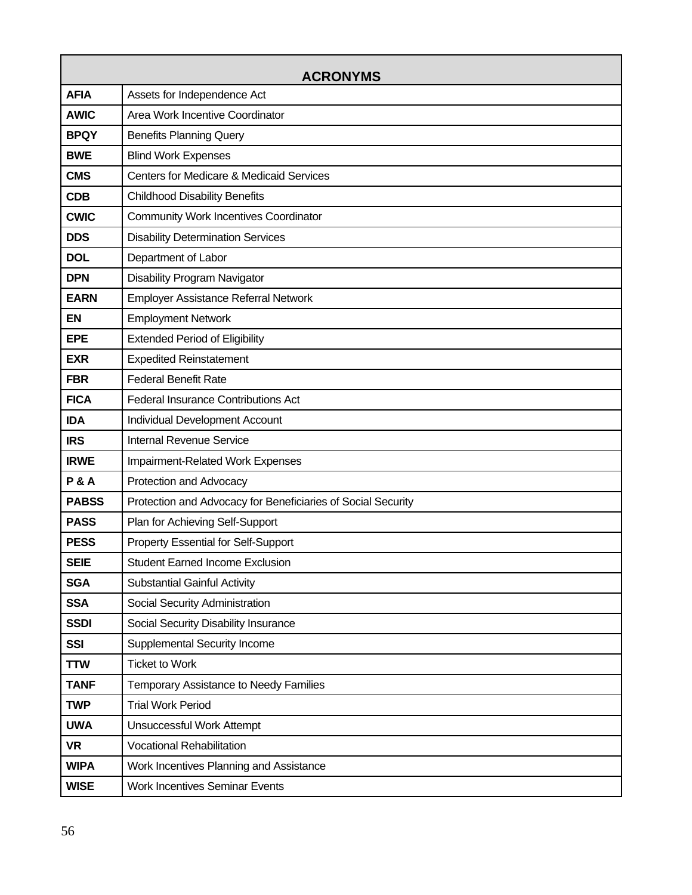| ACRONYMS | |
|---|---|
| **AFIA** | Assets for Independence Act |
| **AWIC** | Area Work Incentive Coordinator |
| **BPQY** | Benefits Planning Query |
| **BWE** | Blind Work Expenses |
| **CMS** | Centers for Medicare & Medicaid Services |
| **CDB** | Childhood Disability Benefits |
| **CWIC** | Community Work Incentives Coordinator |
| **DDS** | Disability Determination Services |
| **DOL** | Department of Labor |
| **DPN** | Disability Program Navigator |
| **EARN** | Employer Assistance Referral Network |
| **EN** | Employment Network |
| **EPE** | Extended Period of Eligibility |
| **EXR** | Expedited Reinstatement |
| **FBR** | Federal Benefit Rate |
| **FICA** | Federal Insurance Contributions Act |
| **IDA** | Individual Development Account |
| **IRS** | Internal Revenue Service |
| **IRWE** | Impairment-Related Work Expenses |
| **P & A** | Protection and Advocacy |
| **PABSS** | Protection and Advocacy for Beneficiaries of Social Security |
| **PASS** | Plan for Achieving Self-Support |
| **PESS** | Property Essential for Self-Support |
| **SEIE** | Student Earned Income Exclusion |
| **SGA** | Substantial Gainful Activity |
| **SSA** | Social Security Administration |
| **SSDI** | Social Security Disability Insurance |
| **SSI** | Supplemental Security Income |
| **TTW** | Ticket to Work |
| **TANF** | Temporary Assistance to Needy Families |
| **TWP** | Trial Work Period |
| **UWA** | Unsuccessful Work Attempt |
| **VR** | Vocational Rehabilitation |
| **WIPA** | Work Incentives Planning and Assistance |
| **WISE** | Work Incentives Seminar Events |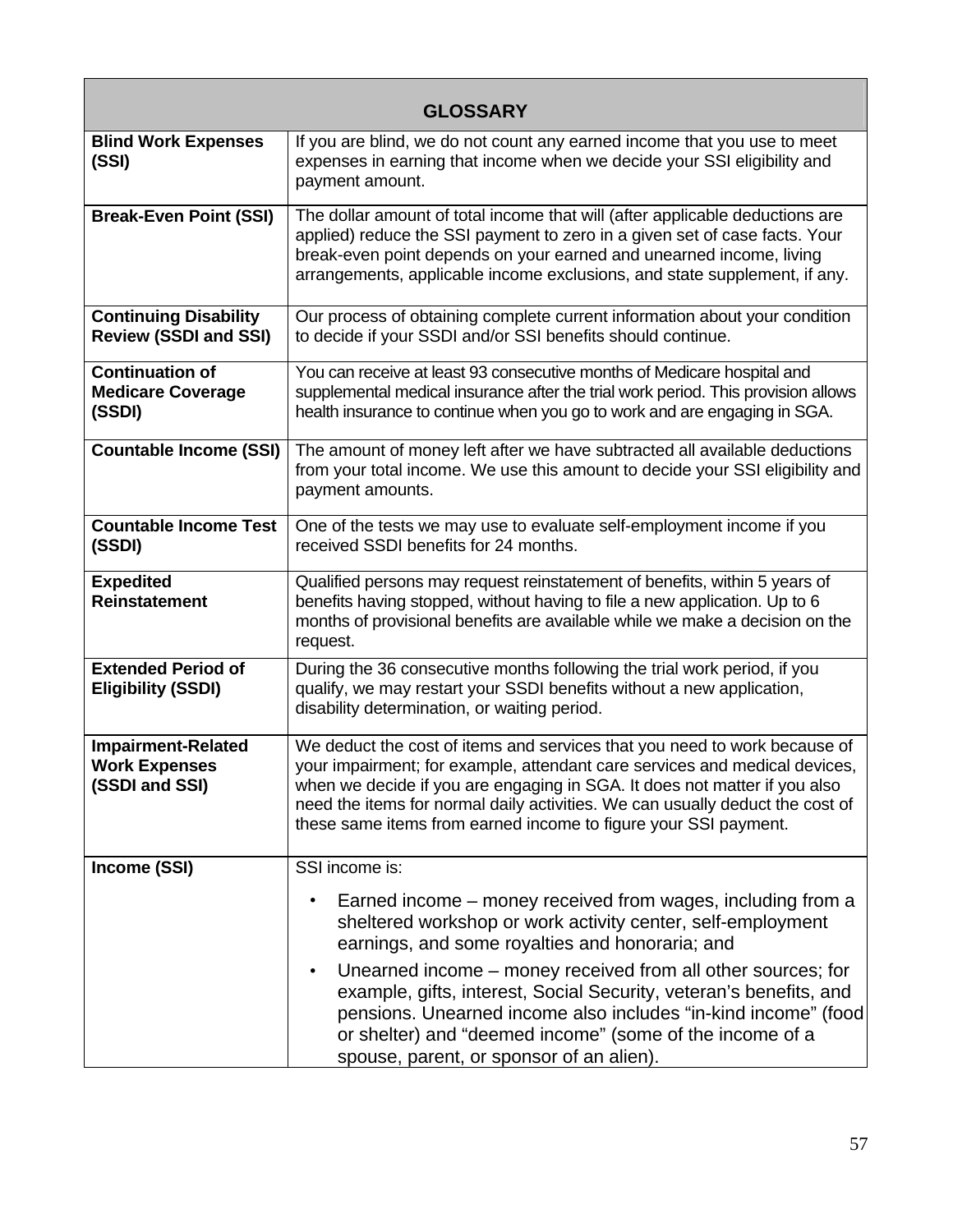| GLOSSARY | |
|---|---|
| **Blind Work Expenses (SSI)** | If you are blind, we do not count any earned income that you use to meet expenses in earning that income when we decide your SSI eligibility and payment amount. |
| **Break-Even Point (SSI)** | The dollar amount of total income that will (after applicable deductions are applied) reduce the SSI payment to zero in a given set of case facts. Your break-even point depends on your earned and unearned income, living arrangements, applicable income exclusions, and state supplement, if any. |
| **Continuing Disability Review (SSDI and SSI)** | Our process of obtaining complete current information about your condition to decide if your SSDI and/or SSI benefits should continue. |
| **Continuation of Medicare Coverage (SSDI)** | You can receive at least 93 consecutive months of Medicare hospital and supplemental medical insurance after the trial work period. This provision allows health insurance to continue when you go to work and are engaging in SGA. |
| **Countable Income (SSI)** | The amount of money left after we have subtracted all available deductions from your total income. We use this amount to decide your SSI eligibility and payment amounts. |
| **Countable Income Test (SSDI)** | One of the tests we may use to evaluate self-employment income if you received SSDI benefits for 24 months. |
| **Expedited Reinstatement** | Qualified persons may request reinstatement of benefits, within 5 years of benefits having stopped, without having to file a new application. Up to 6 months of provisional benefits are available while we make a decision on the request. |
| **Extended Period of Eligibility (SSDI)** | During the 36 consecutive months following the trial work period, if you qualify, we may restart your SSDI benefits without a new application, disability determination, or waiting period. |
| **Impairment-Related Work Expenses (SSDI and SSI)** | We deduct the cost of items and services that you need to work because of your impairment; for example, attendant care services and medical devices, when we decide if you are engaging in SGA. It does not matter if you also need the items for normal daily activities. We can usually deduct the cost of these same items from earned income to figure your SSI payment. |
| **Income (SSI)** | SSI income is:<br>• Earned income – money received from wages, including from a sheltered workshop or work activity center, self-employment earnings, and some royalties and honoraria; and<br>• Unearned income – money received from all other sources; for example, gifts, interest, Social Security, veteran's benefits, and pensions. Unearned income also includes "in-kind income" (food or shelter) and "deemed income" (some of the income of a spouse, parent, or sponsor of an alien). |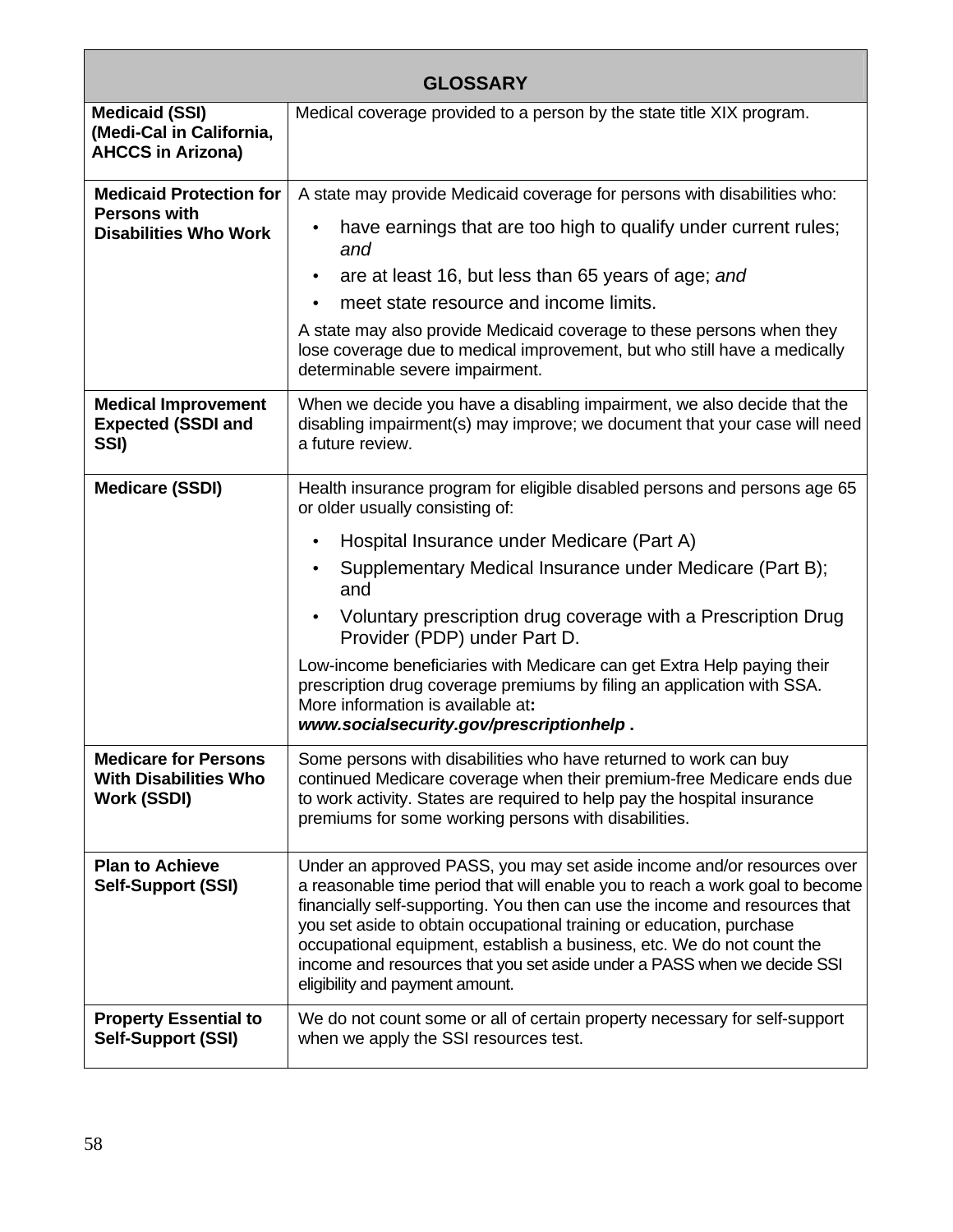| GLOSSARY | |
|---|---|
| **Medicaid (SSI) (Medi-Cal in California, AHCCS in Arizona)** | Medical coverage provided to a person by the state title XIX program. |
| **Medicaid Protection for Persons with Disabilities Who Work** | A state may provide Medicaid coverage for persons with disabilities who:<br>• have earnings that are too high to qualify under current rules; *and*<br>• are at least 16, but less than 65 years of age; *and*<br>• meet state resource and income limits.<br>A state may also provide Medicaid coverage to these persons when they lose coverage due to medical improvement, but who still have a medically determinable severe impairment. |
| **Medical Improvement Expected (SSDI and SSI)** | When we decide you have a disabling impairment, we also decide that the disabling impairment(s) may improve; we document that your case will need a future review. |
| **Medicare (SSDI)** | Health insurance program for eligible disabled persons and persons age 65 or older usually consisting of:<br>• Hospital Insurance under Medicare (Part A)<br>• Supplementary Medical Insurance under Medicare (Part B); and<br>• Voluntary prescription drug coverage with a Prescription Drug Provider (PDP) under Part D.<br>Low-income beneficiaries with Medicare can get Extra Help paying their prescription drug coverage premiums by filing an application with SSA. More information is available at**:** ***www.socialsecurity.gov/prescriptionhelp*** **.** |
| **Medicare for Persons With Disabilities Who Work (SSDI)** | Some persons with disabilities who have returned to work can buy continued Medicare coverage when their premium-free Medicare ends due to work activity. States are required to help pay the hospital insurance premiums for some working persons with disabilities. |
| **Plan to Achieve Self-Support (SSI)** | Under an approved PASS, you may set aside income and/or resources over a reasonable time period that will enable you to reach a work goal to become financially self-supporting. You then can use the income and resources that you set aside to obtain occupational training or education, purchase occupational equipment, establish a business, etc. We do not count the income and resources that you set aside under a PASS when we decide SSI eligibility and payment amount. |
| **Property Essential to Self-Support (SSI)** | We do not count some or all of certain property necessary for self-support when we apply the SSI resources test. |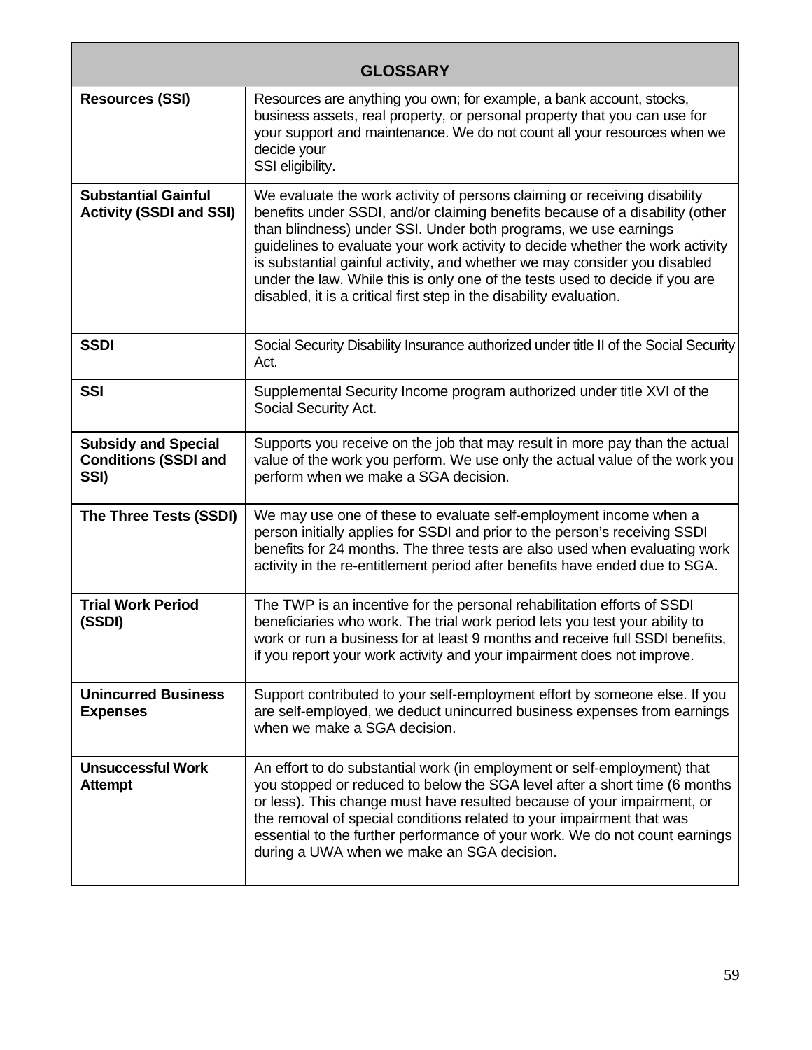| GLOSSARY | |
|---|---|
| **Resources (SSI)** | Resources are anything you own; for example, a bank account, stocks, business assets, real property, or personal property that you can use for your support and maintenance. We do not count all your resources when we decide your SSI eligibility. |
| **Substantial Gainful Activity (SSDI and SSI)** | We evaluate the work activity of persons claiming or receiving disability benefits under SSDI, and/or claiming benefits because of a disability (other than blindness) under SSI. Under both programs, we use earnings guidelines to evaluate your work activity to decide whether the work activity is substantial gainful activity, and whether we may consider you disabled under the law. While this is only one of the tests used to decide if you are disabled, it is a critical first step in the disability evaluation. |
| **SSDI** | Social Security Disability Insurance authorized under title II of the Social Security Act. |
| **SSI** | Supplemental Security Income program authorized under title XVI of the Social Security Act. |
| **Subsidy and Special Conditions (SSDI and SSI)** | Supports you receive on the job that may result in more pay than the actual value of the work you perform. We use only the actual value of the work you perform when we make a SGA decision. |
| **The Three Tests (SSDI)** | We may use one of these to evaluate self-employment income when a person initially applies for SSDI and prior to the person's receiving SSDI benefits for 24 months. The three tests are also used when evaluating work activity in the re-entitlement period after benefits have ended due to SGA. |
| **Trial Work Period (SSDI)** | The TWP is an incentive for the personal rehabilitation efforts of SSDI beneficiaries who work. The trial work period lets you test your ability to work or run a business for at least 9 months and receive full SSDI benefits, if you report your work activity and your impairment does not improve. |
| **Unincurred Business Expenses** | Support contributed to your self-employment effort by someone else. If you are self-employed, we deduct unincurred business expenses from earnings when we make a SGA decision. |
| **Unsuccessful Work Attempt** | An effort to do substantial work (in employment or self-employment) that you stopped or reduced to below the SGA level after a short time (6 months or less). This change must have resulted because of your impairment, or the removal of special conditions related to your impairment that was essential to the further performance of your work. We do not count earnings during a UWA when we make an SGA decision. |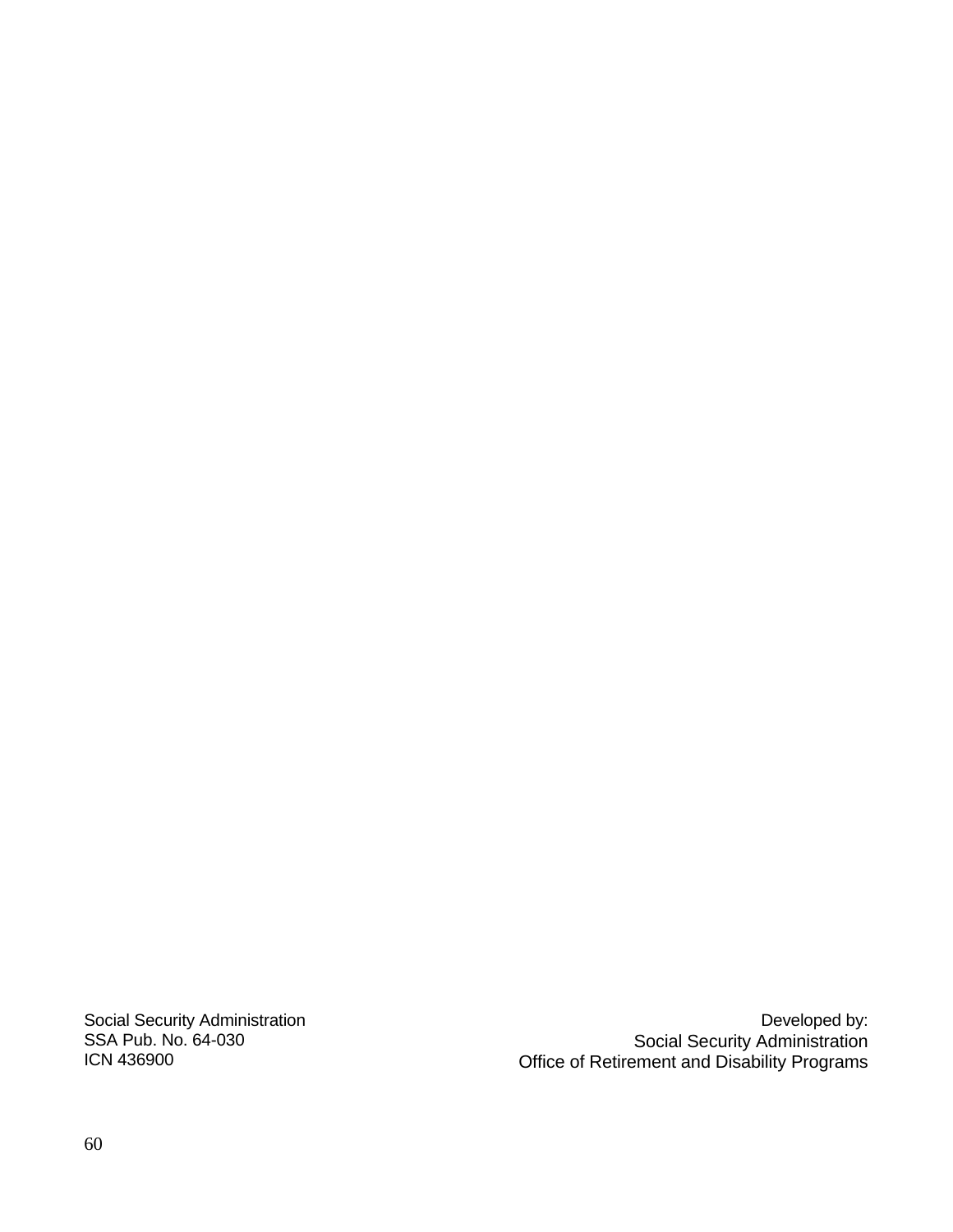Social Security Administration
SSA Pub. No. 64-030
ICN 436900

Developed by:
Social Security Administration
Office of Retirement and Disability Programs